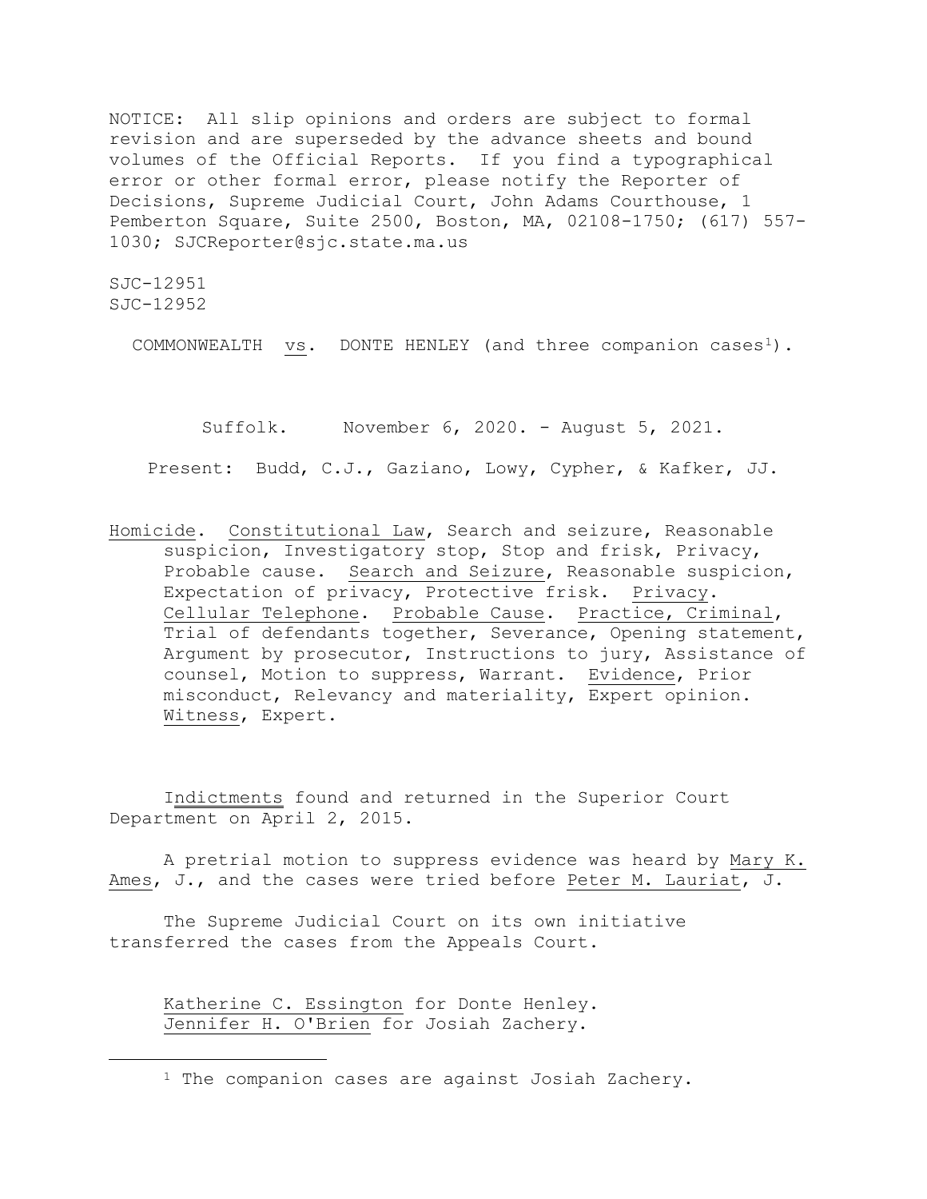NOTICE: All slip opinions and orders are subject to formal revision and are superseded by the advance sheets and bound volumes of the Official Reports. If you find a typographical error or other formal error, please notify the Reporter of Decisions, Supreme Judicial Court, John Adams Courthouse, 1 Pemberton Square, Suite 2500, Boston, MA, 02108-1750; (617) 557-1030; SJCReporter@sjc.state.ma.us

SJC-12951
SJC-12952

COMMONWEALTH vs. DONTE HENLEY (and three companion cases[1]).

Suffolk. November 6, 2020. - August 5, 2021.

Present: Budd, C.J., Gaziano, Lowy, Cypher, & Kafker, JJ.

Homicide. Constitutional Law, Search and seizure, Reasonable suspicion, Investigatory stop, Stop and frisk, Privacy, Probable cause. Search and Seizure, Reasonable suspicion, Expectation of privacy, Protective frisk. Privacy. Cellular Telephone. Probable Cause. Practice, Criminal, Trial of defendants together, Severance, Opening statement, Argument by prosecutor, Instructions to jury, Assistance of counsel, Motion to suppress, Warrant. Evidence, Prior misconduct, Relevancy and materiality, Expert opinion. Witness, Expert.

Indictments found and returned in the Superior Court Department on April 2, 2015.

A pretrial motion to suppress evidence was heard by Mary K. Ames, J., and the cases were tried before Peter M. Lauriat, J.

The Supreme Judicial Court on its own initiative transferred the cases from the Appeals Court.

Katherine C. Essington for Donte Henley.
Jennifer H. O'Brien for Josiah Zachery.

---

[1] The companion cases are against Josiah Zachery.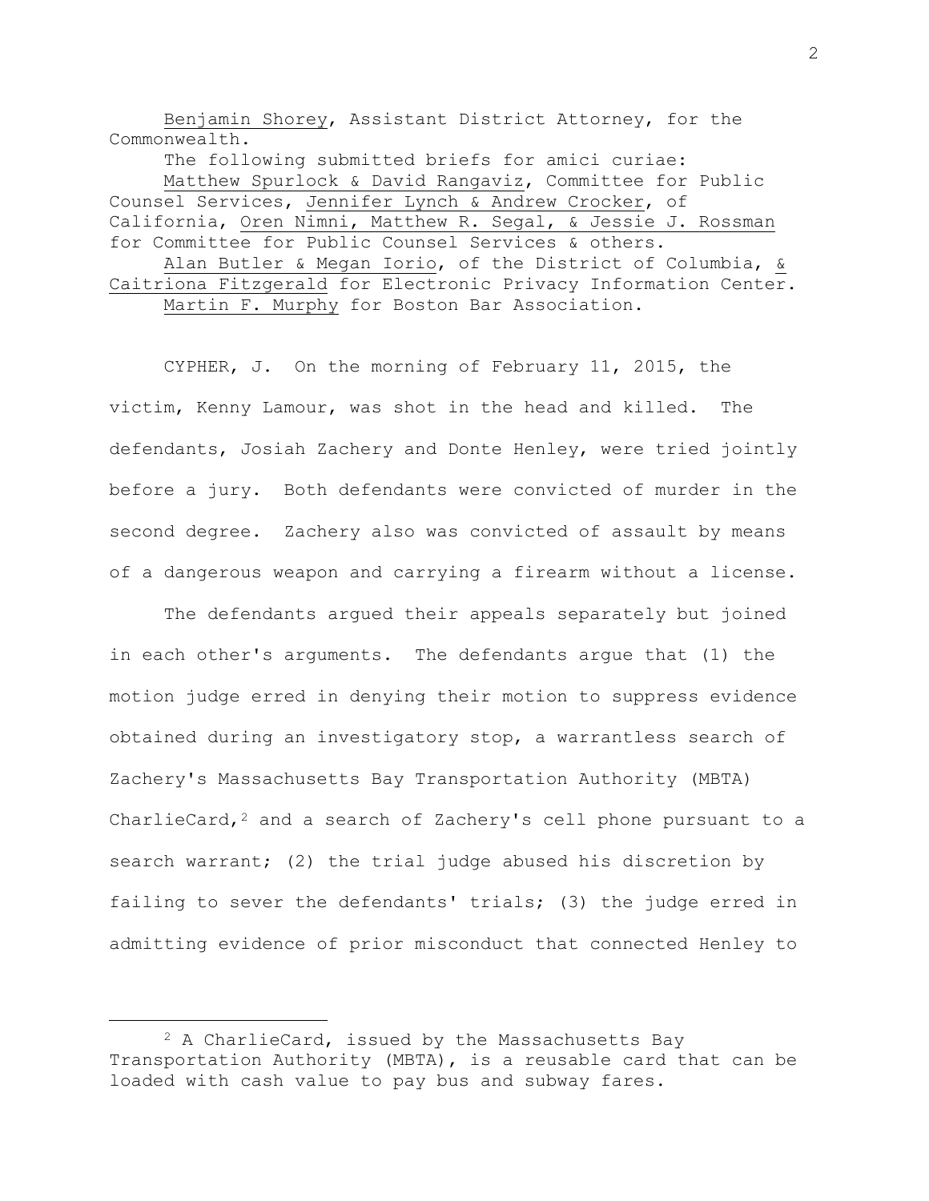Benjamin Shorey, Assistant District Attorney, for the Commonwealth.

The following submitted briefs for amici curiae:

Matthew Spurlock & David Rangaviz, Committee for Public Counsel Services, Jennifer Lynch & Andrew Crocker, of California, Oren Nimni, Matthew R. Segal, & Jessie J. Rossman for Committee for Public Counsel Services & others.

Alan Butler & Megan Iorio, of the District of Columbia, & Caitriona Fitzgerald for Electronic Privacy Information Center.

Martin F. Murphy for Boston Bar Association.

CYPHER, J. On the morning of February 11, 2015, the victim, Kenny Lamour, was shot in the head and killed. The defendants, Josiah Zachery and Donte Henley, were tried jointly before a jury. Both defendants were convicted of murder in the second degree. Zachery also was convicted of assault by means of a dangerous weapon and carrying a firearm without a license.

The defendants argued their appeals separately but joined in each other's arguments. The defendants argue that (1) the motion judge erred in denying their motion to suppress evidence obtained during an investigatory stop, a warrantless search of Zachery's Massachusetts Bay Transportation Authority (MBTA) CharlieCard,[2] and a search of Zachery's cell phone pursuant to a search warrant; (2) the trial judge abused his discretion by failing to sever the defendants' trials; (3) the judge erred in admitting evidence of prior misconduct that connected Henley to

[2] A CharlieCard, issued by the Massachusetts Bay Transportation Authority (MBTA), is a reusable card that can be loaded with cash value to pay bus and subway fares.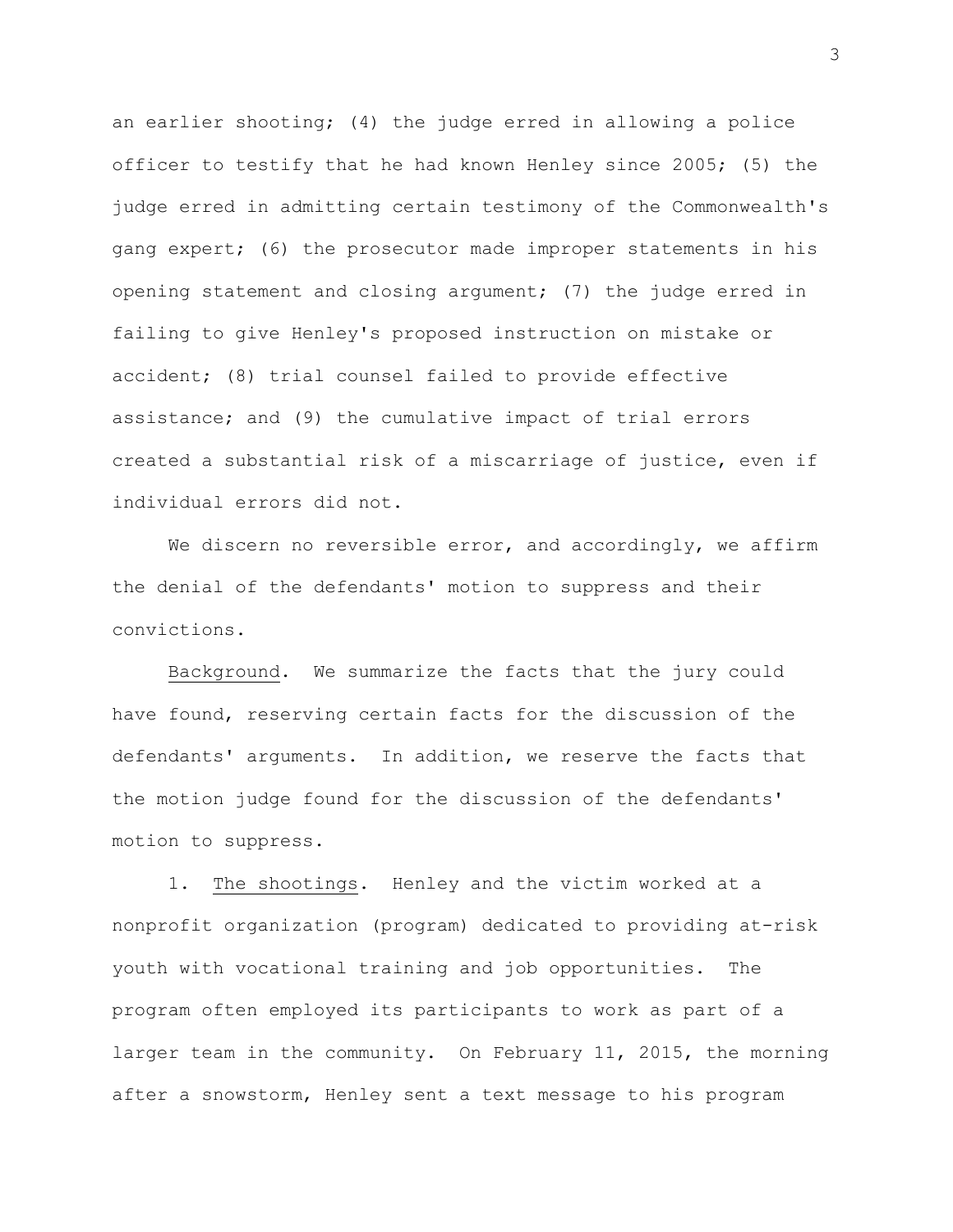an earlier shooting; (4) the judge erred in allowing a police officer to testify that he had known Henley since 2005; (5) the judge erred in admitting certain testimony of the Commonwealth's gang expert; (6) the prosecutor made improper statements in his opening statement and closing argument; (7) the judge erred in failing to give Henley's proposed instruction on mistake or accident; (8) trial counsel failed to provide effective assistance; and (9) the cumulative impact of trial errors created a substantial risk of a miscarriage of justice, even if individual errors did not.

We discern no reversible error, and accordingly, we affirm the denial of the defendants' motion to suppress and their convictions.

Background. We summarize the facts that the jury could have found, reserving certain facts for the discussion of the defendants' arguments. In addition, we reserve the facts that the motion judge found for the discussion of the defendants' motion to suppress.

1. The shootings. Henley and the victim worked at a nonprofit organization (program) dedicated to providing at-risk youth with vocational training and job opportunities. The program often employed its participants to work as part of a larger team in the community. On February 11, 2015, the morning after a snowstorm, Henley sent a text message to his program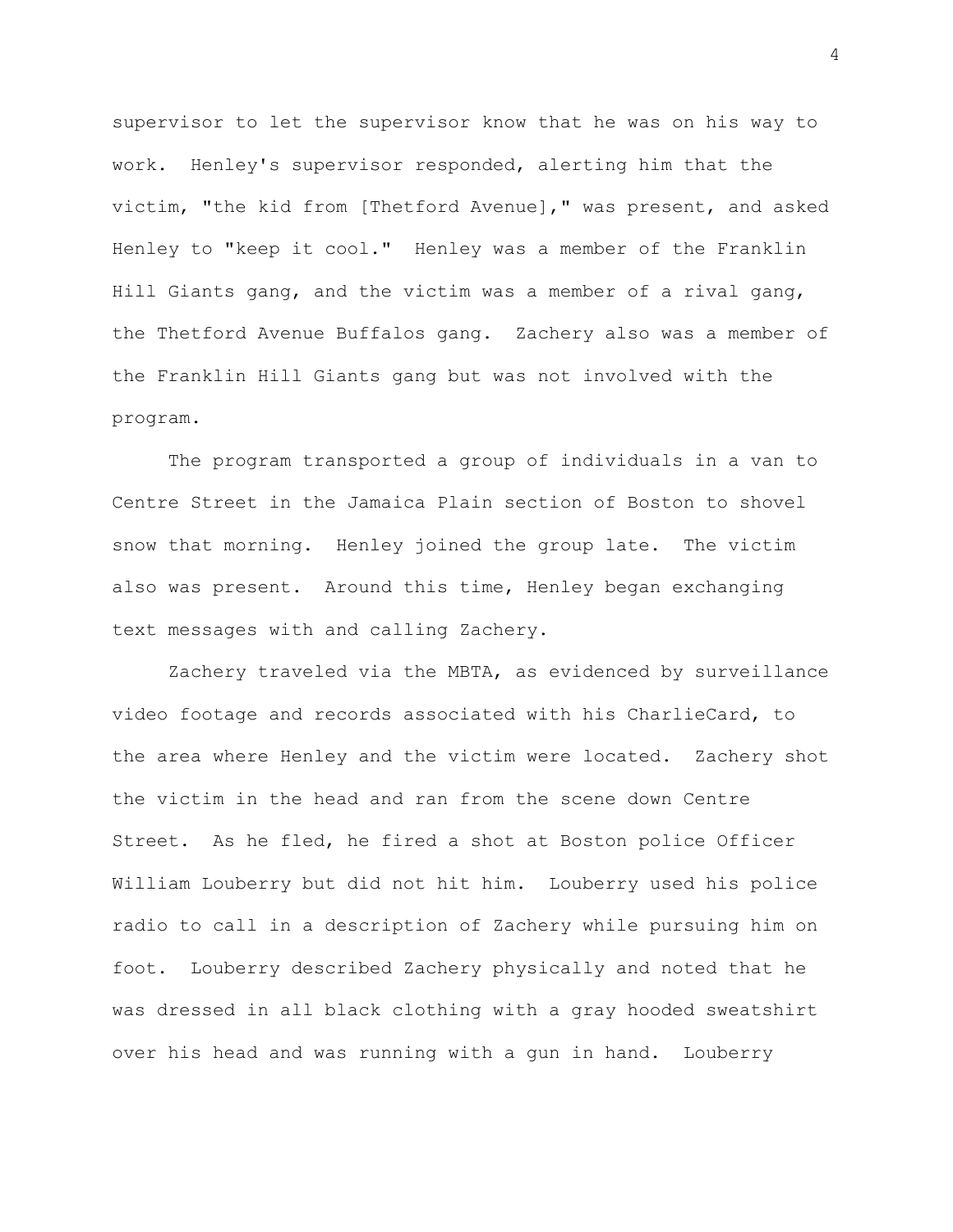supervisor to let the supervisor know that he was on his way to work. Henley's supervisor responded, alerting him that the victim, "the kid from [Thetford Avenue]," was present, and asked Henley to "keep it cool." Henley was a member of the Franklin Hill Giants gang, and the victim was a member of a rival gang, the Thetford Avenue Buffalos gang. Zachery also was a member of the Franklin Hill Giants gang but was not involved with the program.

The program transported a group of individuals in a van to Centre Street in the Jamaica Plain section of Boston to shovel snow that morning. Henley joined the group late. The victim also was present. Around this time, Henley began exchanging text messages with and calling Zachery.

Zachery traveled via the MBTA, as evidenced by surveillance video footage and records associated with his CharlieCard, to the area where Henley and the victim were located. Zachery shot the victim in the head and ran from the scene down Centre Street. As he fled, he fired a shot at Boston police Officer William Louberry but did not hit him. Louberry used his police radio to call in a description of Zachery while pursuing him on foot. Louberry described Zachery physically and noted that he was dressed in all black clothing with a gray hooded sweatshirt over his head and was running with a gun in hand. Louberry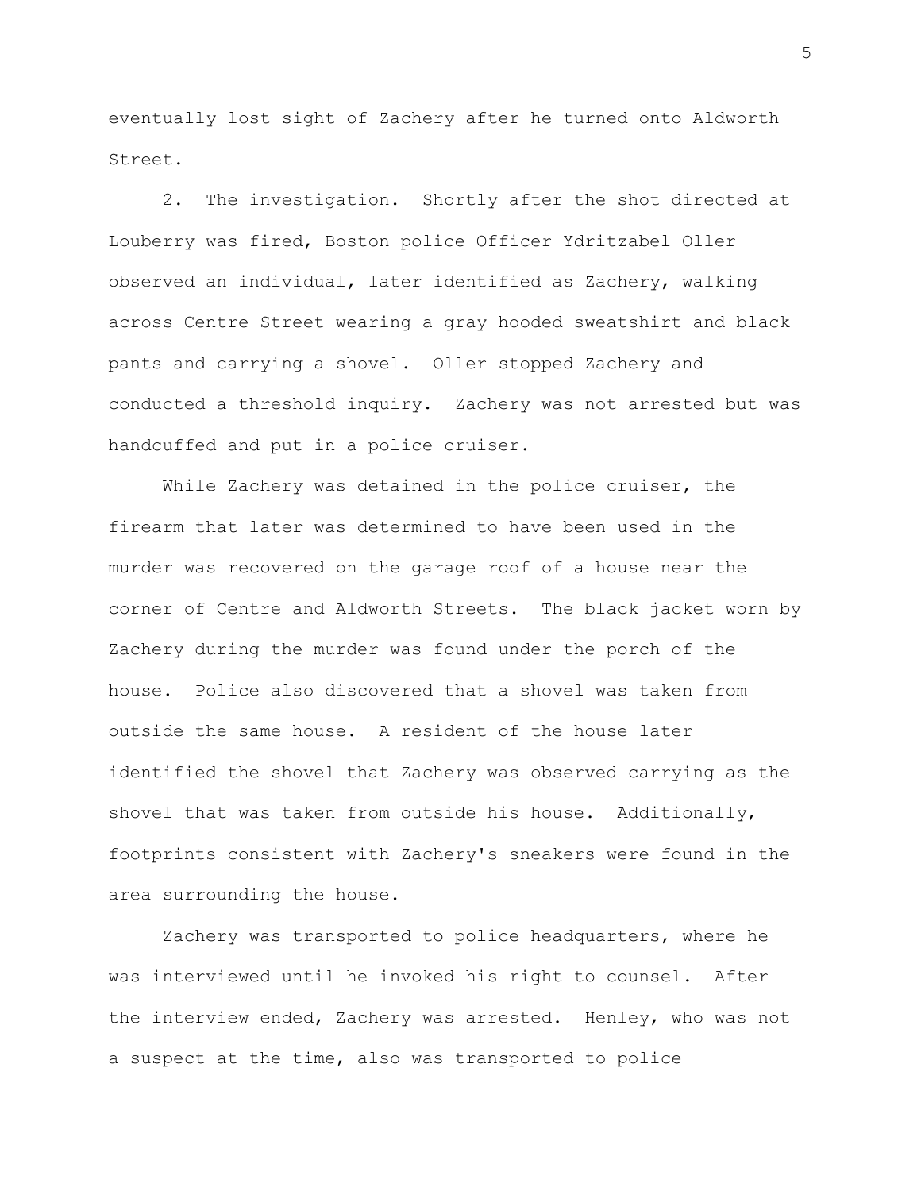eventually lost sight of Zachery after he turned onto Aldworth Street.

2. The investigation. Shortly after the shot directed at Louberry was fired, Boston police Officer Ydritzabel Oller observed an individual, later identified as Zachery, walking across Centre Street wearing a gray hooded sweatshirt and black pants and carrying a shovel. Oller stopped Zachery and conducted a threshold inquiry. Zachery was not arrested but was handcuffed and put in a police cruiser.

While Zachery was detained in the police cruiser, the firearm that later was determined to have been used in the murder was recovered on the garage roof of a house near the corner of Centre and Aldworth Streets. The black jacket worn by Zachery during the murder was found under the porch of the house. Police also discovered that a shovel was taken from outside the same house. A resident of the house later identified the shovel that Zachery was observed carrying as the shovel that was taken from outside his house. Additionally, footprints consistent with Zachery's sneakers were found in the area surrounding the house.

Zachery was transported to police headquarters, where he was interviewed until he invoked his right to counsel. After the interview ended, Zachery was arrested. Henley, who was not a suspect at the time, also was transported to police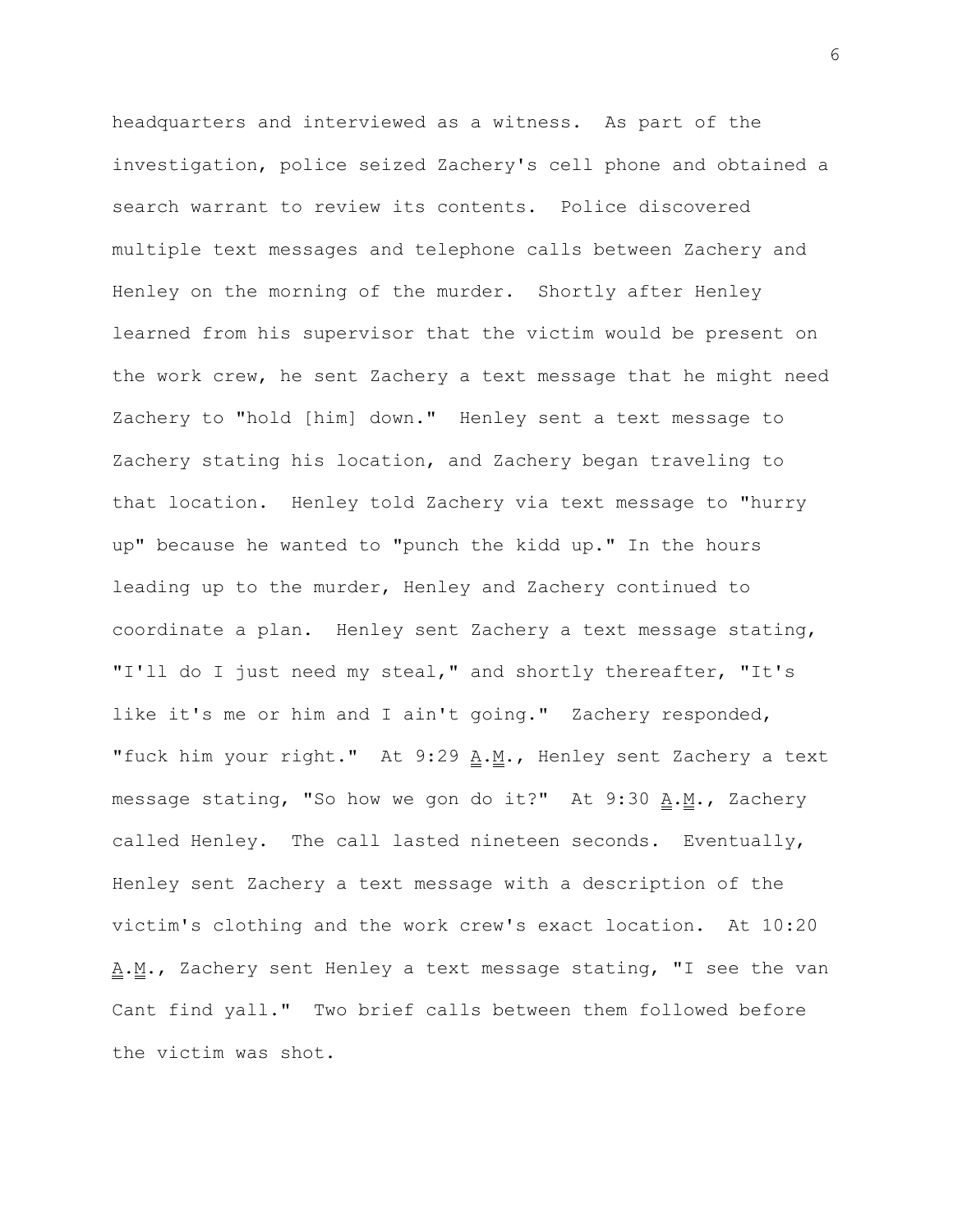headquarters and interviewed as a witness. As part of the investigation, police seized Zachery's cell phone and obtained a search warrant to review its contents. Police discovered multiple text messages and telephone calls between Zachery and Henley on the morning of the murder. Shortly after Henley learned from his supervisor that the victim would be present on the work crew, he sent Zachery a text message that he might need Zachery to "hold [him] down." Henley sent a text message to Zachery stating his location, and Zachery began traveling to that location. Henley told Zachery via text message to "hurry up" because he wanted to "punch the kidd up." In the hours leading up to the murder, Henley and Zachery continued to coordinate a plan. Henley sent Zachery a text message stating, "I'll do I just need my steal," and shortly thereafter, "It's like it's me or him and I ain't going." Zachery responded, "fuck him your right." At 9:29 A.M., Henley sent Zachery a text message stating, "So how we gon do it?" At 9:30 A.M., Zachery called Henley. The call lasted nineteen seconds. Eventually, Henley sent Zachery a text message with a description of the victim's clothing and the work crew's exact location. At 10:20 A.M., Zachery sent Henley a text message stating, "I see the van Cant find yall." Two brief calls between them followed before the victim was shot.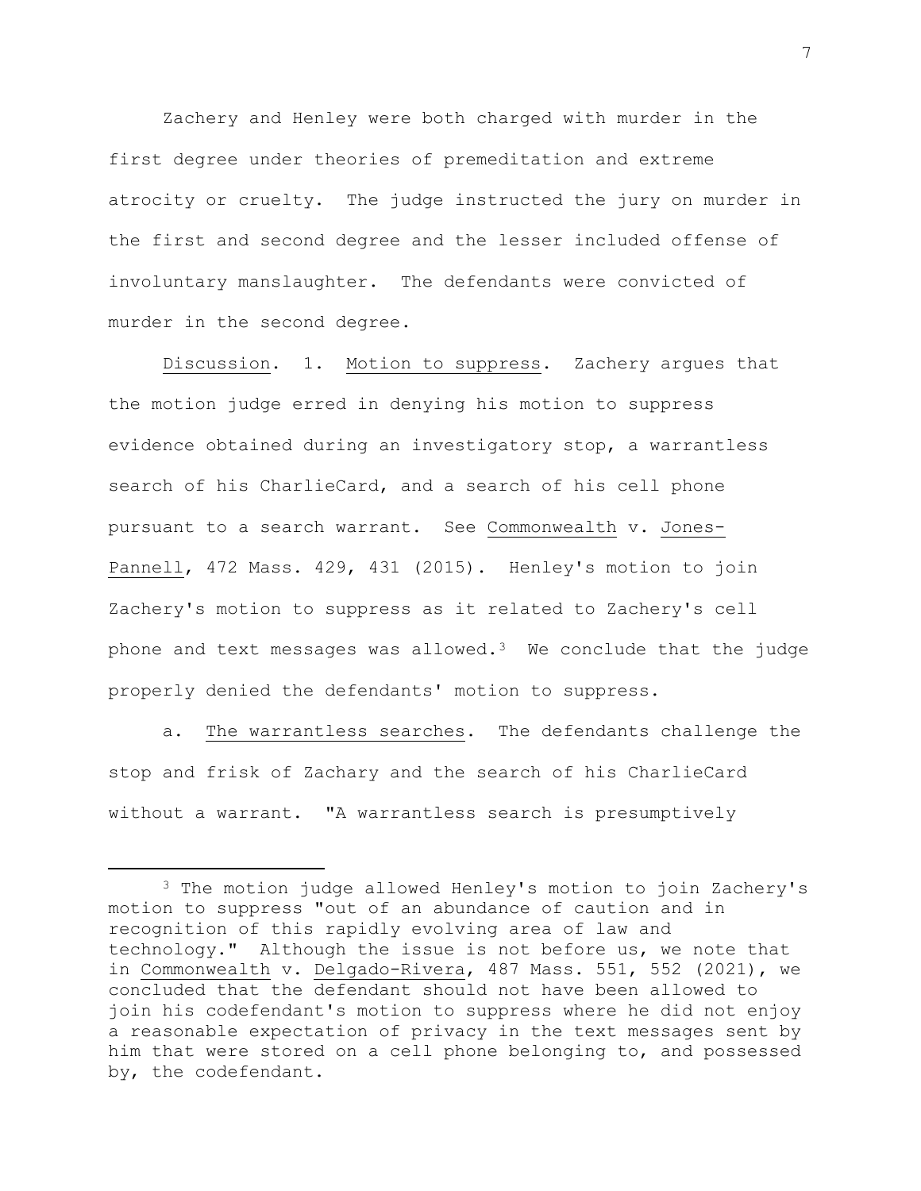Zachery and Henley were both charged with murder in the first degree under theories of premeditation and extreme atrocity or cruelty. The judge instructed the jury on murder in the first and second degree and the lesser included offense of involuntary manslaughter. The defendants were convicted of murder in the second degree.

Discussion. 1. Motion to suppress. Zachery argues that the motion judge erred in denying his motion to suppress evidence obtained during an investigatory stop, a warrantless search of his CharlieCard, and a search of his cell phone pursuant to a search warrant. See Commonwealth v. Jones-Pannell, 472 Mass. 429, 431 (2015). Henley's motion to join Zachery's motion to suppress as it related to Zachery's cell phone and text messages was allowed.[3] We conclude that the judge properly denied the defendants' motion to suppress.

a. The warrantless searches. The defendants challenge the stop and frisk of Zachary and the search of his CharlieCard without a warrant. "A warrantless search is presumptively

---

[3] The motion judge allowed Henley's motion to join Zachery's motion to suppress "out of an abundance of caution and in recognition of this rapidly evolving area of law and technology." Although the issue is not before us, we note that in Commonwealth v. Delgado-Rivera, 487 Mass. 551, 552 (2021), we concluded that the defendant should not have been allowed to join his codefendant's motion to suppress where he did not enjoy a reasonable expectation of privacy in the text messages sent by him that were stored on a cell phone belonging to, and possessed by, the codefendant.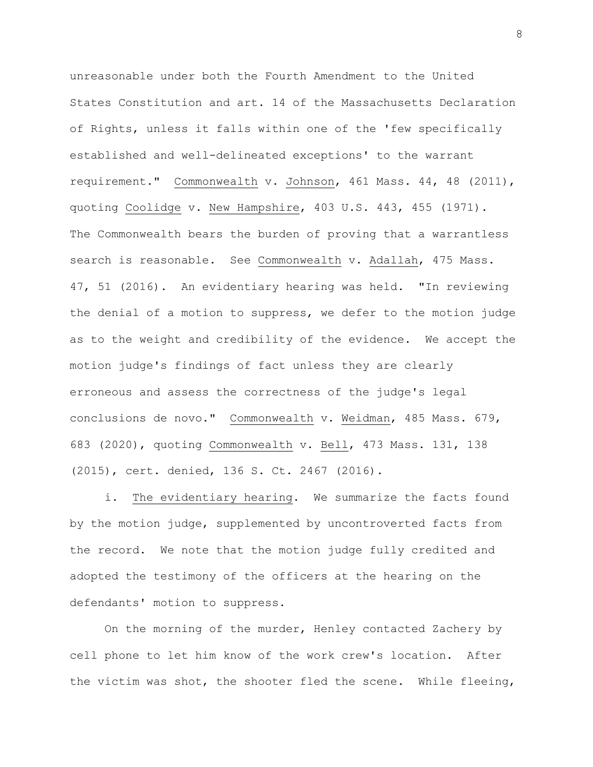unreasonable under both the Fourth Amendment to the United States Constitution and art. 14 of the Massachusetts Declaration of Rights, unless it falls within one of the 'few specifically established and well-delineated exceptions' to the warrant requirement." Commonwealth v. Johnson, 461 Mass. 44, 48 (2011), quoting Coolidge v. New Hampshire, 403 U.S. 443, 455 (1971). The Commonwealth bears the burden of proving that a warrantless search is reasonable. See Commonwealth v. Adallah, 475 Mass. 47, 51 (2016). An evidentiary hearing was held. "In reviewing the denial of a motion to suppress, we defer to the motion judge as to the weight and credibility of the evidence. We accept the motion judge's findings of fact unless they are clearly erroneous and assess the correctness of the judge's legal conclusions de novo." Commonwealth v. Weidman, 485 Mass. 679, 683 (2020), quoting Commonwealth v. Bell, 473 Mass. 131, 138 (2015), cert. denied, 136 S. Ct. 2467 (2016).

i. The evidentiary hearing. We summarize the facts found by the motion judge, supplemented by uncontroverted facts from the record. We note that the motion judge fully credited and adopted the testimony of the officers at the hearing on the defendants' motion to suppress.

On the morning of the murder, Henley contacted Zachery by cell phone to let him know of the work crew's location. After the victim was shot, the shooter fled the scene. While fleeing,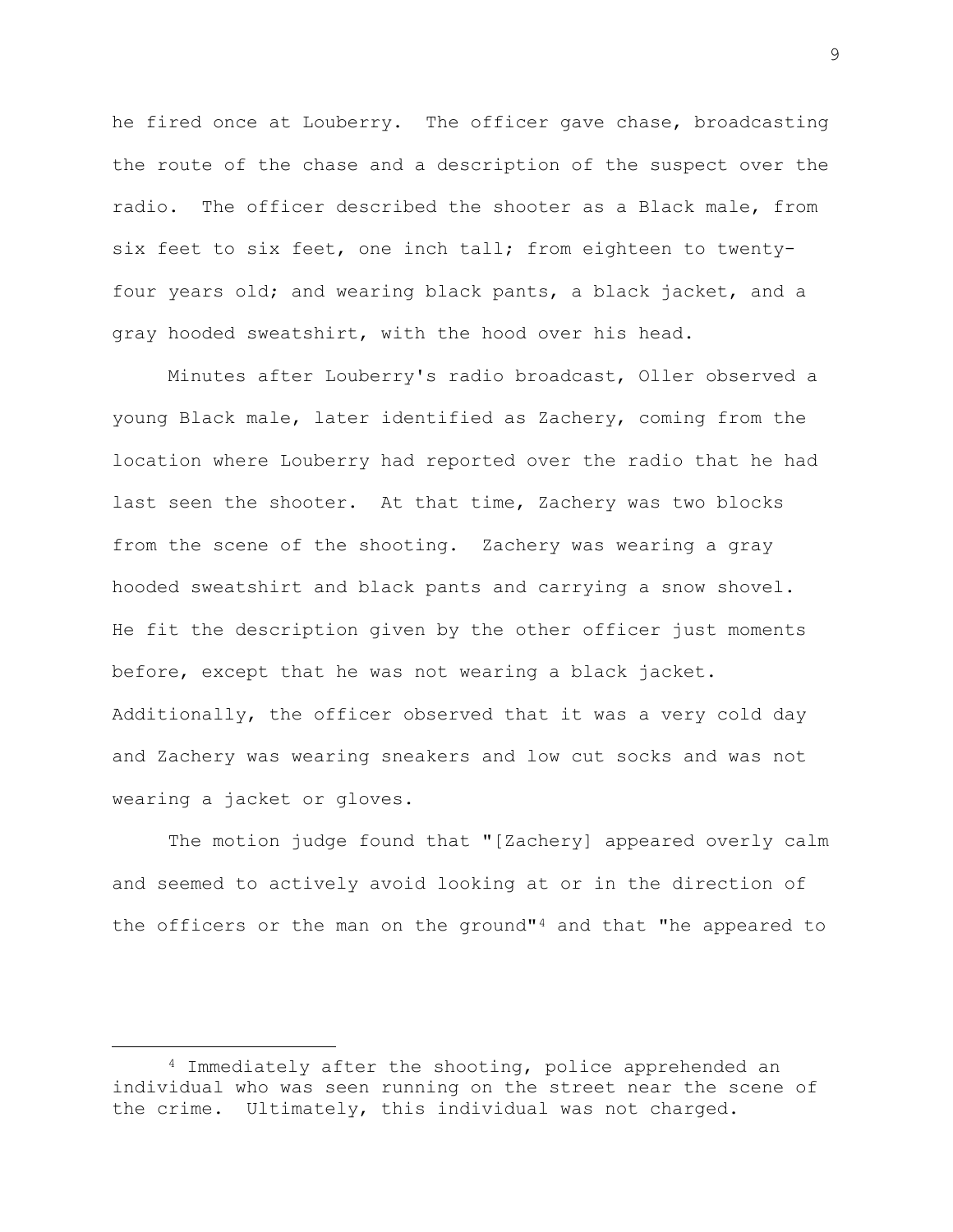he fired once at Louberry. The officer gave chase, broadcasting the route of the chase and a description of the suspect over the radio. The officer described the shooter as a Black male, from six feet to six feet, one inch tall; from eighteen to twenty-four years old; and wearing black pants, a black jacket, and a gray hooded sweatshirt, with the hood over his head.

Minutes after Louberry's radio broadcast, Oller observed a young Black male, later identified as Zachery, coming from the location where Louberry had reported over the radio that he had last seen the shooter. At that time, Zachery was two blocks from the scene of the shooting. Zachery was wearing a gray hooded sweatshirt and black pants and carrying a snow shovel. He fit the description given by the other officer just moments before, except that he was not wearing a black jacket. Additionally, the officer observed that it was a very cold day and Zachery was wearing sneakers and low cut socks and was not wearing a jacket or gloves.

The motion judge found that "[Zachery] appeared overly calm and seemed to actively avoid looking at or in the direction of the officers or the man on the ground"[4] and that "he appeared to

---

[4] Immediately after the shooting, police apprehended an individual who was seen running on the street near the scene of the crime. Ultimately, this individual was not charged.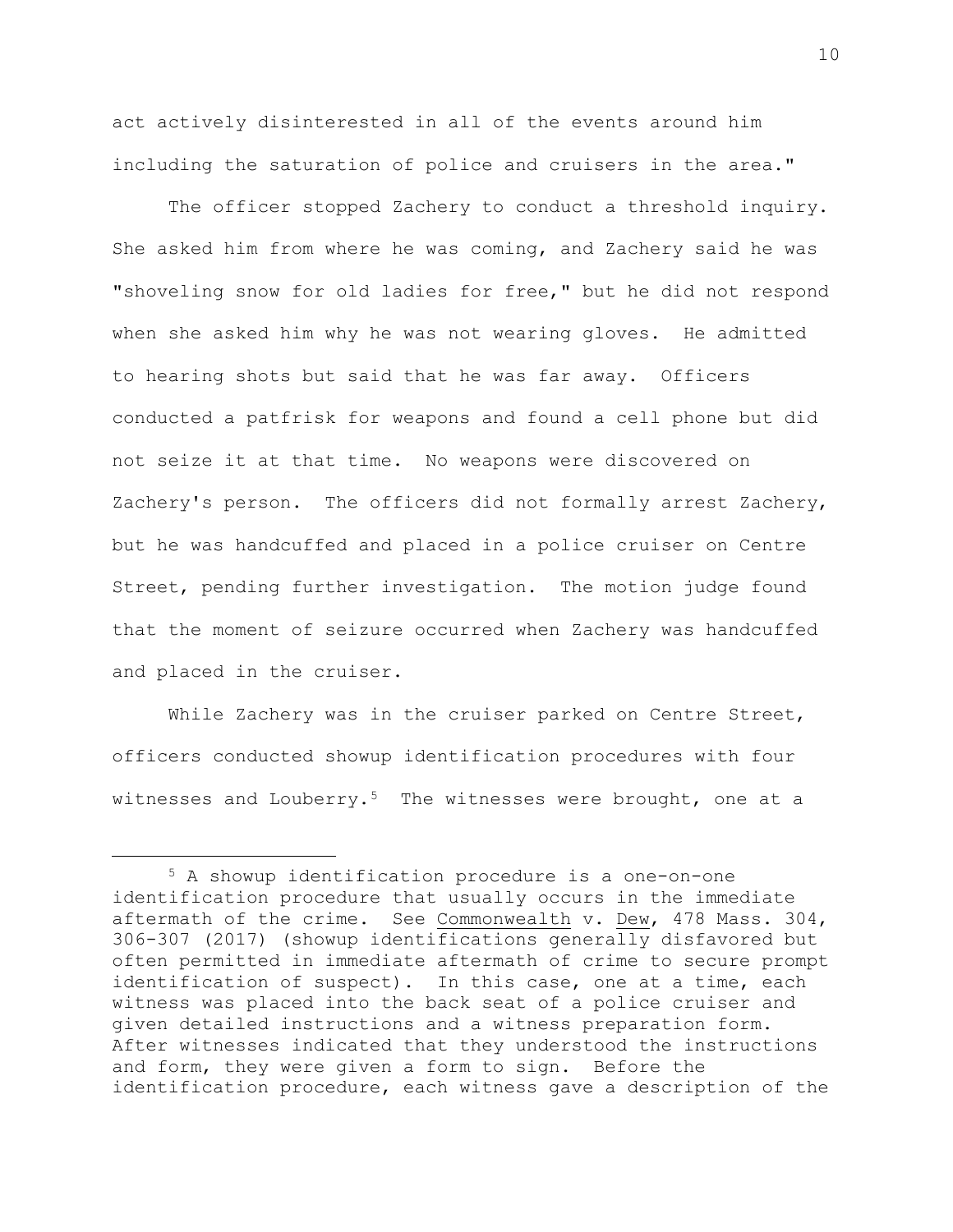act actively disinterested in all of the events around him including the saturation of police and cruisers in the area."

The officer stopped Zachery to conduct a threshold inquiry. She asked him from where he was coming, and Zachery said he was "shoveling snow for old ladies for free," but he did not respond when she asked him why he was not wearing gloves. He admitted to hearing shots but said that he was far away. Officers conducted a patfrisk for weapons and found a cell phone but did not seize it at that time. No weapons were discovered on Zachery's person. The officers did not formally arrest Zachery, but he was handcuffed and placed in a police cruiser on Centre Street, pending further investigation. The motion judge found that the moment of seizure occurred when Zachery was handcuffed and placed in the cruiser.

While Zachery was in the cruiser parked on Centre Street, officers conducted showup identification procedures with four witnesses and Louberry.[5] The witnesses were brought, one at a

---

[5] A showup identification procedure is a one-on-one identification procedure that usually occurs in the immediate aftermath of the crime. See Commonwealth v. Dew, 478 Mass. 304, 306-307 (2017) (showup identifications generally disfavored but often permitted in immediate aftermath of crime to secure prompt identification of suspect). In this case, one at a time, each witness was placed into the back seat of a police cruiser and given detailed instructions and a witness preparation form. After witnesses indicated that they understood the instructions and form, they were given a form to sign. Before the identification procedure, each witness gave a description of the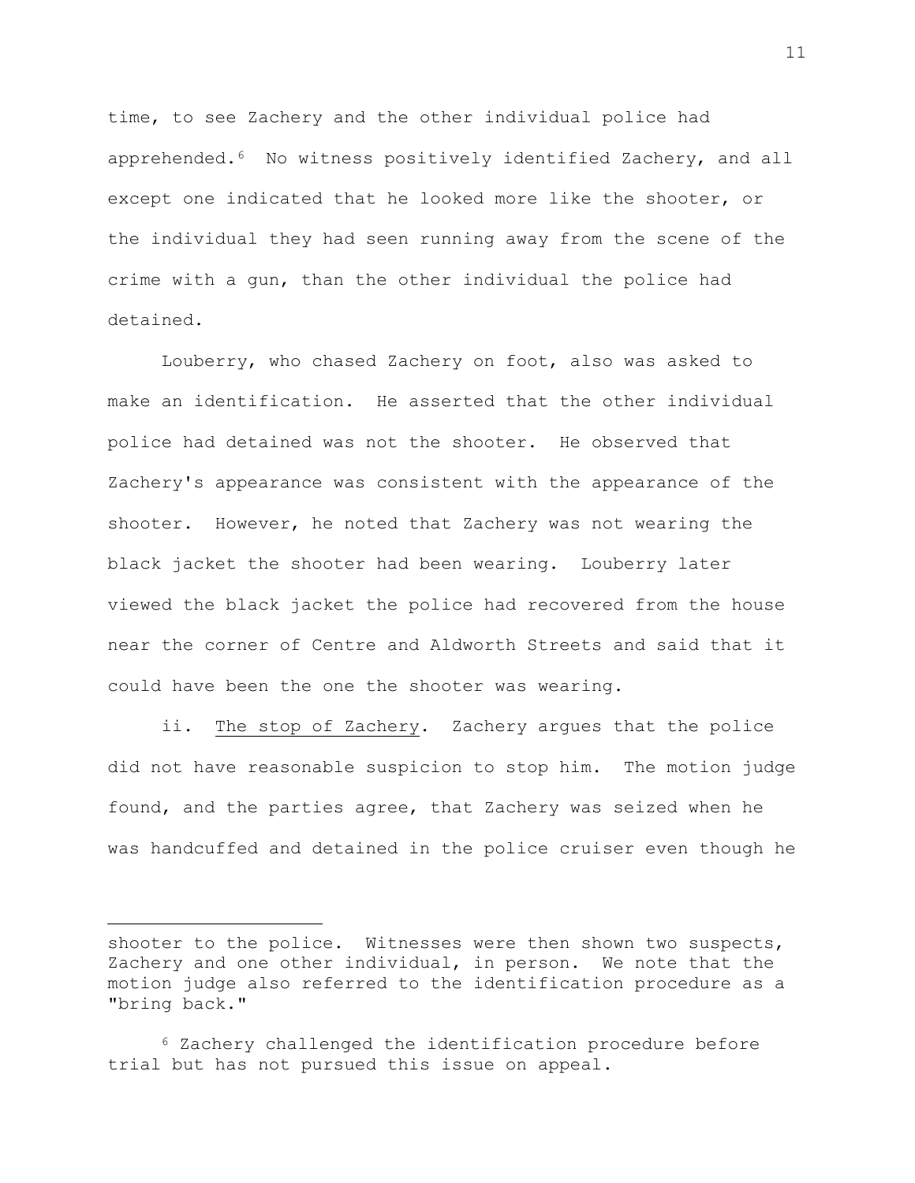time, to see Zachery and the other individual police had apprehended.[6] No witness positively identified Zachery, and all except one indicated that he looked more like the shooter, or the individual they had seen running away from the scene of the crime with a gun, than the other individual the police had detained.

Louberry, who chased Zachery on foot, also was asked to make an identification. He asserted that the other individual police had detained was not the shooter. He observed that Zachery's appearance was consistent with the appearance of the shooter. However, he noted that Zachery was not wearing the black jacket the shooter had been wearing. Louberry later viewed the black jacket the police had recovered from the house near the corner of Centre and Aldworth Streets and said that it could have been the one the shooter was wearing.

ii. The stop of Zachery. Zachery argues that the police did not have reasonable suspicion to stop him. The motion judge found, and the parties agree, that Zachery was seized when he was handcuffed and detained in the police cruiser even though he

---

shooter to the police. Witnesses were then shown two suspects, Zachery and one other individual, in person. We note that the motion judge also referred to the identification procedure as a "bring back."

[6] Zachery challenged the identification procedure before trial but has not pursued this issue on appeal.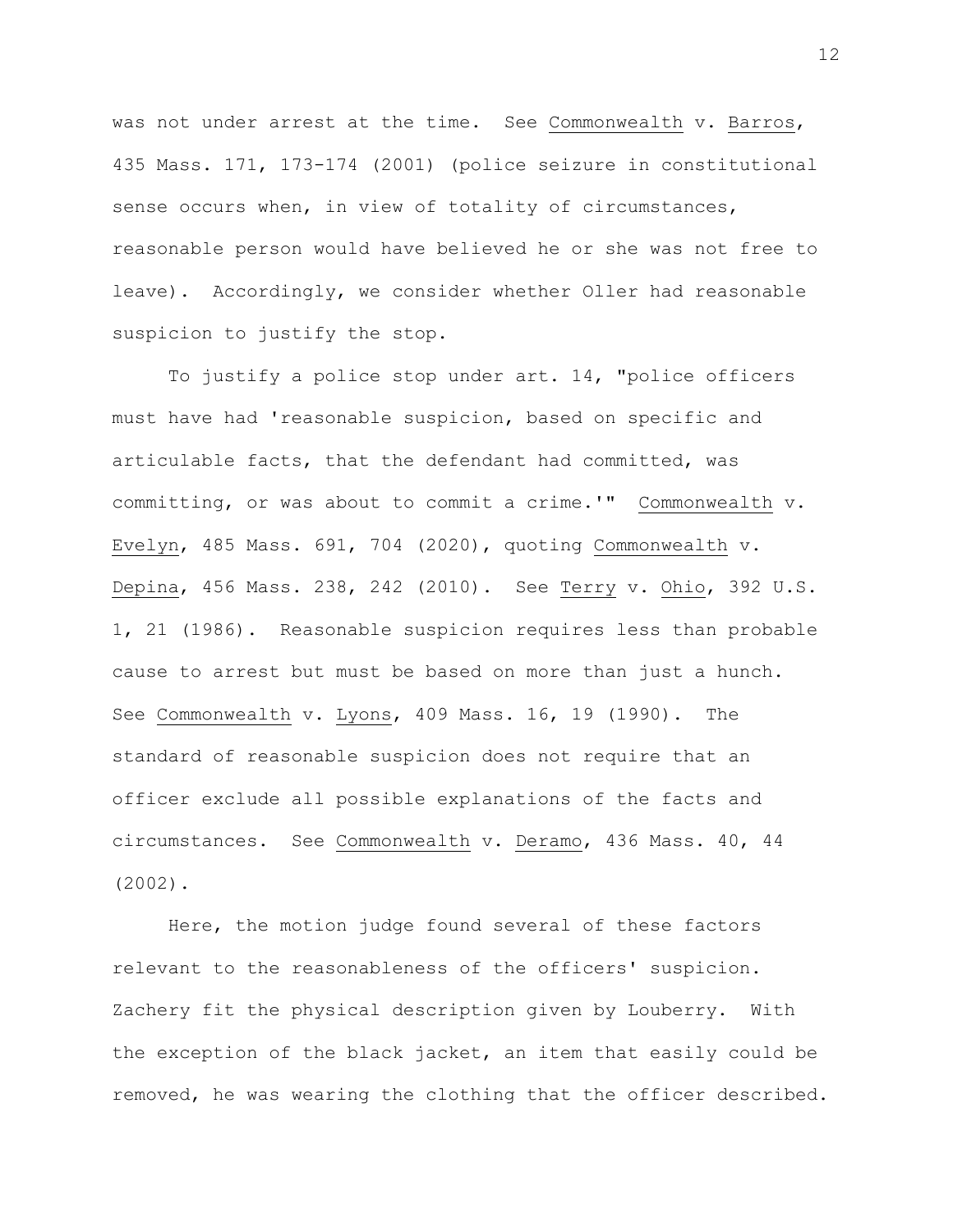was not under arrest at the time. See Commonwealth v. Barros, 435 Mass. 171, 173-174 (2001) (police seizure in constitutional sense occurs when, in view of totality of circumstances, reasonable person would have believed he or she was not free to leave). Accordingly, we consider whether Oller had reasonable suspicion to justify the stop.

To justify a police stop under art. 14, "police officers must have had 'reasonable suspicion, based on specific and articulable facts, that the defendant had committed, was committing, or was about to commit a crime.'" Commonwealth v. Evelyn, 485 Mass. 691, 704 (2020), quoting Commonwealth v. Depina, 456 Mass. 238, 242 (2010). See Terry v. Ohio, 392 U.S. 1, 21 (1986). Reasonable suspicion requires less than probable cause to arrest but must be based on more than just a hunch. See Commonwealth v. Lyons, 409 Mass. 16, 19 (1990). The standard of reasonable suspicion does not require that an officer exclude all possible explanations of the facts and circumstances. See Commonwealth v. Deramo, 436 Mass. 40, 44 (2002).

Here, the motion judge found several of these factors relevant to the reasonableness of the officers' suspicion. Zachery fit the physical description given by Louberry. With the exception of the black jacket, an item that easily could be removed, he was wearing the clothing that the officer described.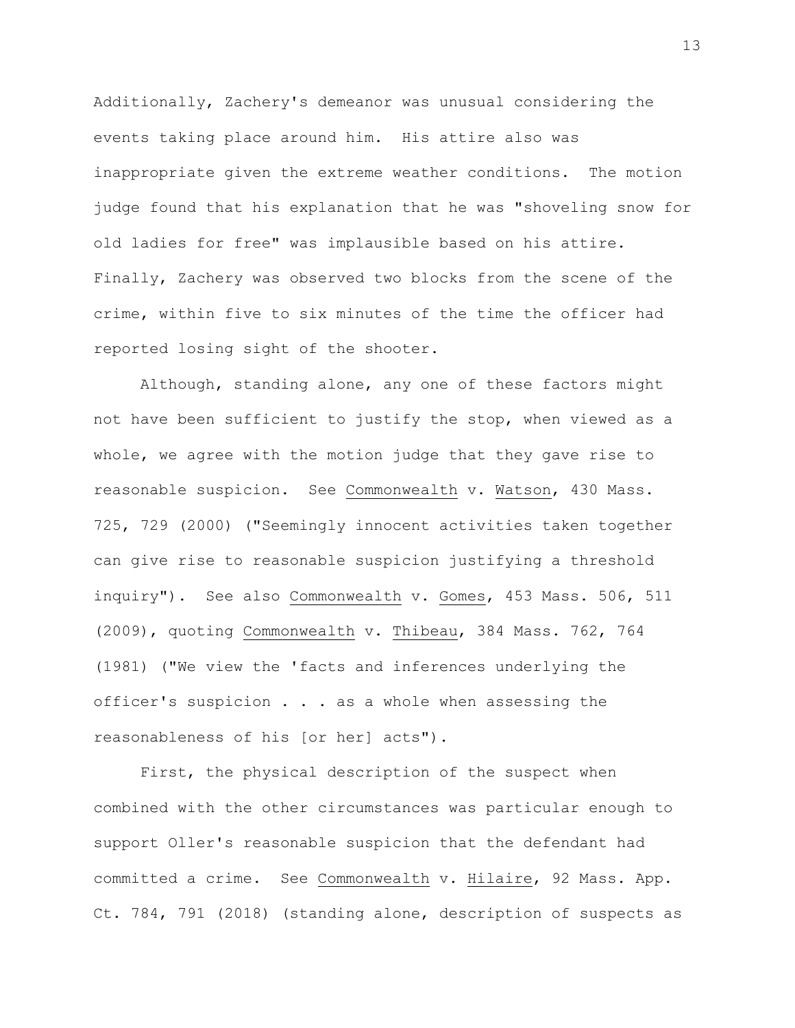Additionally, Zachery's demeanor was unusual considering the events taking place around him. His attire also was inappropriate given the extreme weather conditions. The motion judge found that his explanation that he was "shoveling snow for old ladies for free" was implausible based on his attire. Finally, Zachery was observed two blocks from the scene of the crime, within five to six minutes of the time the officer had reported losing sight of the shooter.

Although, standing alone, any one of these factors might not have been sufficient to justify the stop, when viewed as a whole, we agree with the motion judge that they gave rise to reasonable suspicion. See Commonwealth v. Watson, 430 Mass. 725, 729 (2000) ("Seemingly innocent activities taken together can give rise to reasonable suspicion justifying a threshold inquiry"). See also Commonwealth v. Gomes, 453 Mass. 506, 511 (2009), quoting Commonwealth v. Thibeau, 384 Mass. 762, 764 (1981) ("We view the 'facts and inferences underlying the officer's suspicion . . . as a whole when assessing the reasonableness of his [or her] acts").

First, the physical description of the suspect when combined with the other circumstances was particular enough to support Oller's reasonable suspicion that the defendant had committed a crime. See Commonwealth v. Hilaire, 92 Mass. App. Ct. 784, 791 (2018) (standing alone, description of suspects as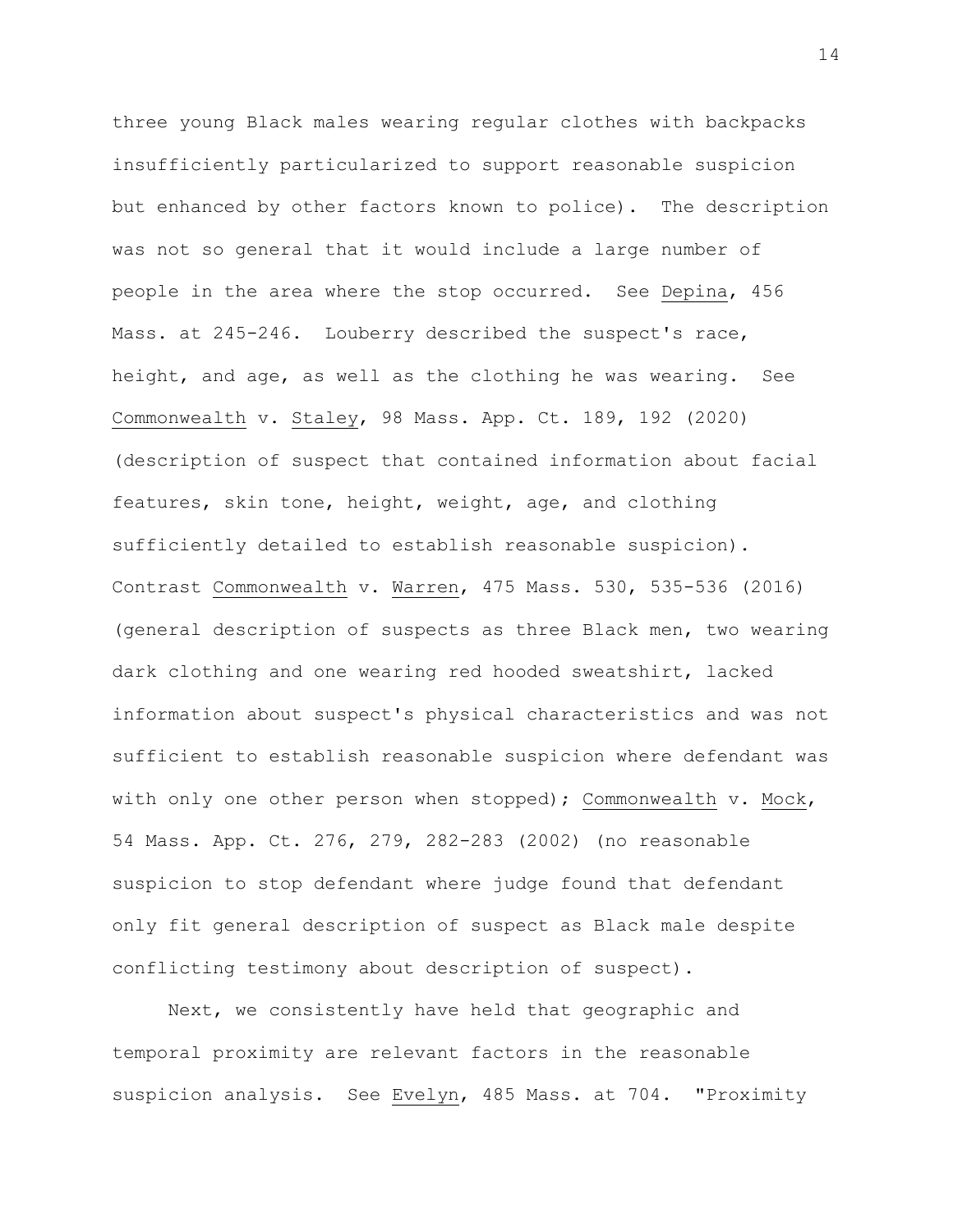three young Black males wearing regular clothes with backpacks insufficiently particularized to support reasonable suspicion but enhanced by other factors known to police). The description was not so general that it would include a large number of people in the area where the stop occurred. See Depina, 456 Mass. at 245-246. Louberry described the suspect's race, height, and age, as well as the clothing he was wearing. See Commonwealth v. Staley, 98 Mass. App. Ct. 189, 192 (2020) (description of suspect that contained information about facial features, skin tone, height, weight, age, and clothing sufficiently detailed to establish reasonable suspicion). Contrast Commonwealth v. Warren, 475 Mass. 530, 535-536 (2016) (general description of suspects as three Black men, two wearing dark clothing and one wearing red hooded sweatshirt, lacked information about suspect's physical characteristics and was not sufficient to establish reasonable suspicion where defendant was with only one other person when stopped); Commonwealth v. Mock, 54 Mass. App. Ct. 276, 279, 282-283 (2002) (no reasonable suspicion to stop defendant where judge found that defendant only fit general description of suspect as Black male despite conflicting testimony about description of suspect).

Next, we consistently have held that geographic and temporal proximity are relevant factors in the reasonable suspicion analysis. See Evelyn, 485 Mass. at 704. "Proximity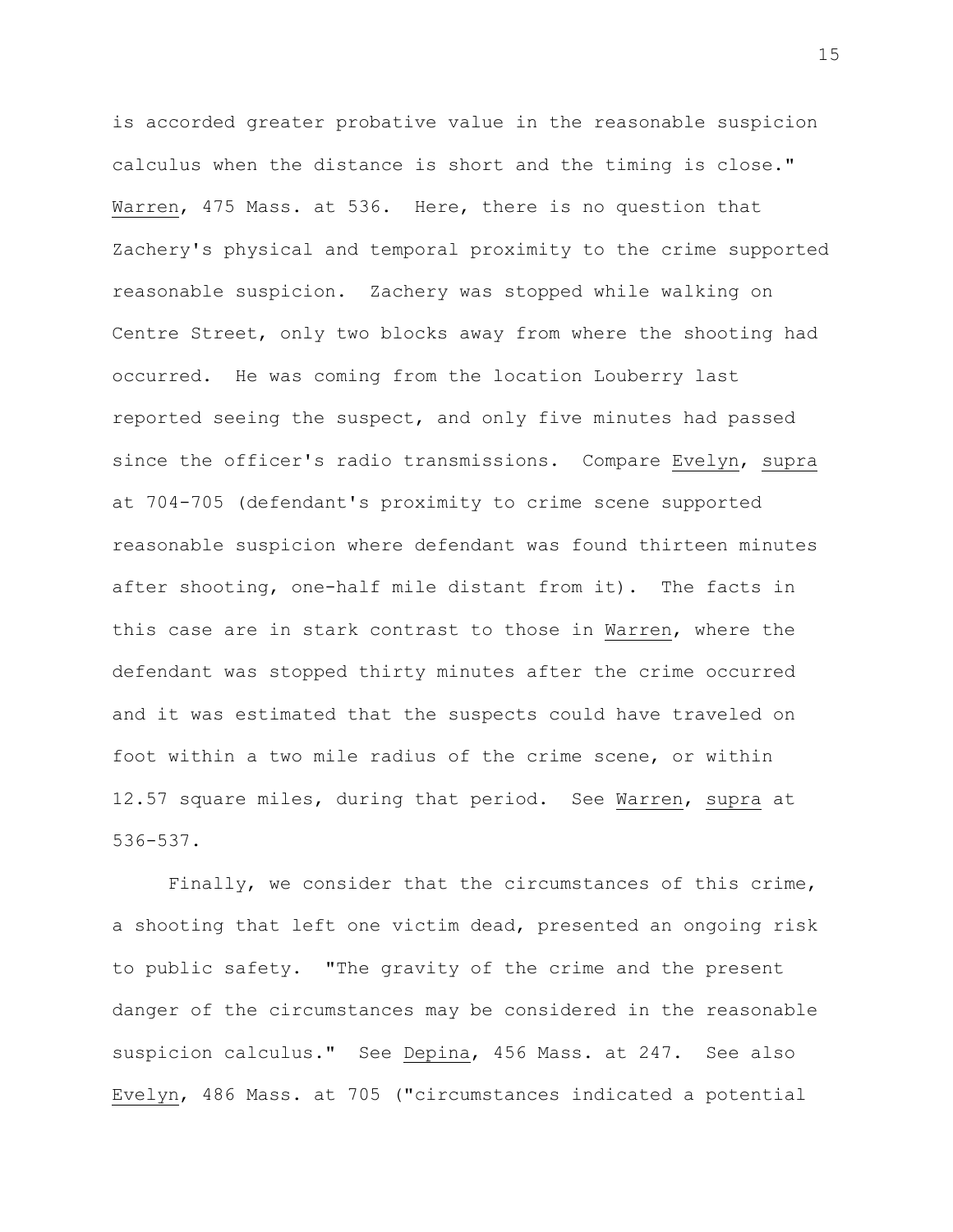is accorded greater probative value in the reasonable suspicion calculus when the distance is short and the timing is close." Warren, 475 Mass. at 536. Here, there is no question that Zachery's physical and temporal proximity to the crime supported reasonable suspicion. Zachery was stopped while walking on Centre Street, only two blocks away from where the shooting had occurred. He was coming from the location Louberry last reported seeing the suspect, and only five minutes had passed since the officer's radio transmissions. Compare Evelyn, supra at 704-705 (defendant's proximity to crime scene supported reasonable suspicion where defendant was found thirteen minutes after shooting, one-half mile distant from it). The facts in this case are in stark contrast to those in Warren, where the defendant was stopped thirty minutes after the crime occurred and it was estimated that the suspects could have traveled on foot within a two mile radius of the crime scene, or within 12.57 square miles, during that period. See Warren, supra at 536-537.

Finally, we consider that the circumstances of this crime, a shooting that left one victim dead, presented an ongoing risk to public safety. "The gravity of the crime and the present danger of the circumstances may be considered in the reasonable suspicion calculus." See Depina, 456 Mass. at 247. See also Evelyn, 486 Mass. at 705 ("circumstances indicated a potential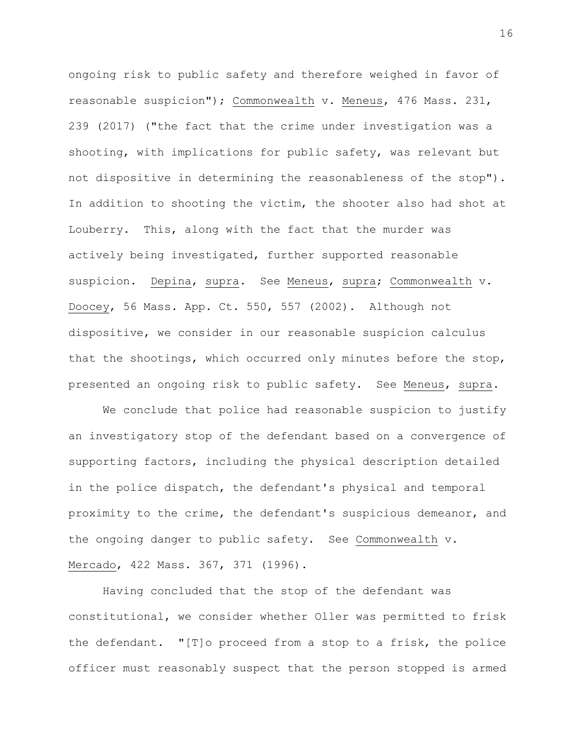ongoing risk to public safety and therefore weighed in favor of reasonable suspicion"); Commonwealth v. Meneus, 476 Mass. 231, 239 (2017) ("the fact that the crime under investigation was a shooting, with implications for public safety, was relevant but not dispositive in determining the reasonableness of the stop"). In addition to shooting the victim, the shooter also had shot at Louberry. This, along with the fact that the murder was actively being investigated, further supported reasonable suspicion. Depina, supra. See Meneus, supra; Commonwealth v. Doocey, 56 Mass. App. Ct. 550, 557 (2002). Although not dispositive, we consider in our reasonable suspicion calculus that the shootings, which occurred only minutes before the stop, presented an ongoing risk to public safety. See Meneus, supra.

We conclude that police had reasonable suspicion to justify an investigatory stop of the defendant based on a convergence of supporting factors, including the physical description detailed in the police dispatch, the defendant's physical and temporal proximity to the crime, the defendant's suspicious demeanor, and the ongoing danger to public safety. See Commonwealth v. Mercado, 422 Mass. 367, 371 (1996).

Having concluded that the stop of the defendant was constitutional, we consider whether Oller was permitted to frisk the defendant. "[T]o proceed from a stop to a frisk, the police officer must reasonably suspect that the person stopped is armed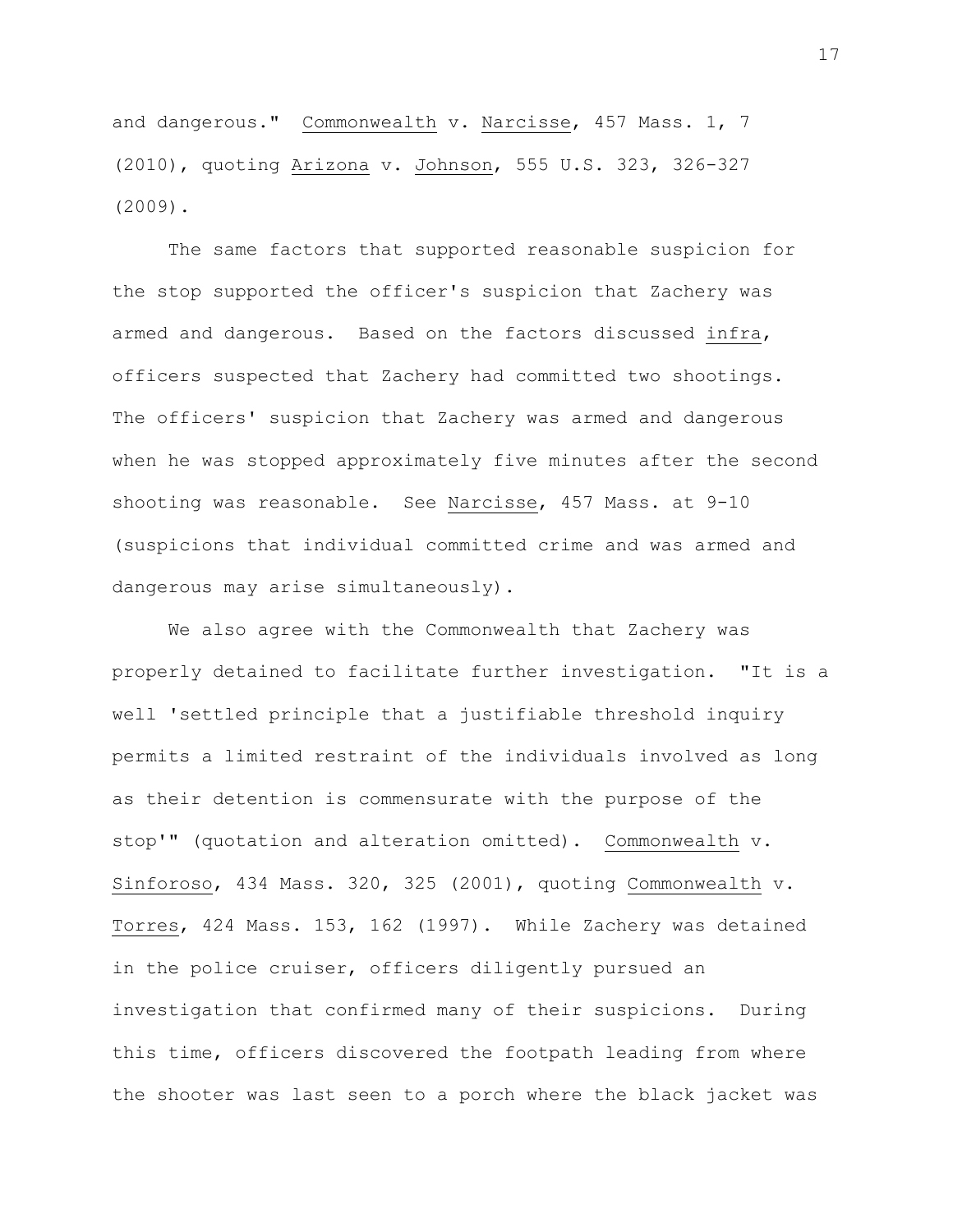and dangerous." Commonwealth v. Narcisse, 457 Mass. 1, 7 (2010), quoting Arizona v. Johnson, 555 U.S. 323, 326-327 (2009).

The same factors that supported reasonable suspicion for the stop supported the officer's suspicion that Zachery was armed and dangerous. Based on the factors discussed infra, officers suspected that Zachery had committed two shootings. The officers' suspicion that Zachery was armed and dangerous when he was stopped approximately five minutes after the second shooting was reasonable. See Narcisse, 457 Mass. at 9-10 (suspicions that individual committed crime and was armed and dangerous may arise simultaneously).

We also agree with the Commonwealth that Zachery was properly detained to facilitate further investigation. "It is a well 'settled principle that a justifiable threshold inquiry permits a limited restraint of the individuals involved as long as their detention is commensurate with the purpose of the stop'" (quotation and alteration omitted). Commonwealth v. Sinforoso, 434 Mass. 320, 325 (2001), quoting Commonwealth v. Torres, 424 Mass. 153, 162 (1997). While Zachery was detained in the police cruiser, officers diligently pursued an investigation that confirmed many of their suspicions. During this time, officers discovered the footpath leading from where the shooter was last seen to a porch where the black jacket was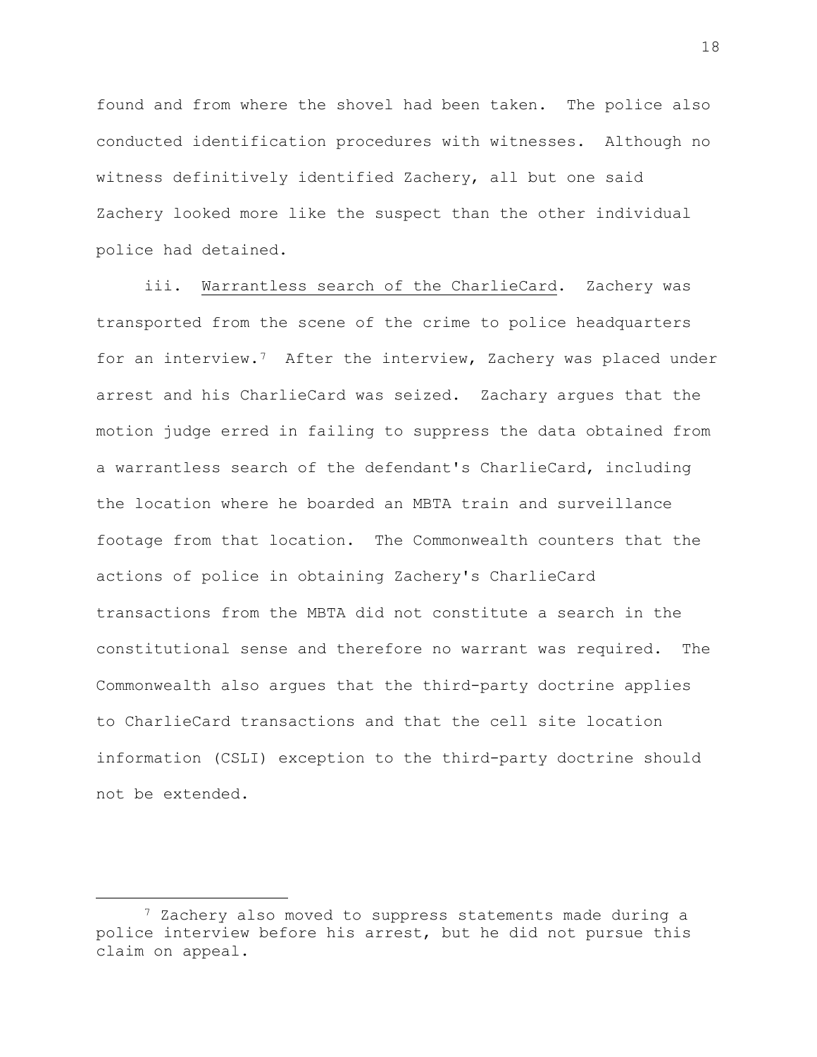found and from where the shovel had been taken. The police also conducted identification procedures with witnesses. Although no witness definitively identified Zachery, all but one said Zachery looked more like the suspect than the other individual police had detained.

iii. Warrantless search of the CharlieCard. Zachery was transported from the scene of the crime to police headquarters for an interview.[7] After the interview, Zachery was placed under arrest and his CharlieCard was seized. Zachary argues that the motion judge erred in failing to suppress the data obtained from a warrantless search of the defendant's CharlieCard, including the location where he boarded an MBTA train and surveillance footage from that location. The Commonwealth counters that the actions of police in obtaining Zachery's CharlieCard transactions from the MBTA did not constitute a search in the constitutional sense and therefore no warrant was required. The Commonwealth also argues that the third-party doctrine applies to CharlieCard transactions and that the cell site location information (CSLI) exception to the third-party doctrine should not be extended.

---

[7] Zachery also moved to suppress statements made during a police interview before his arrest, but he did not pursue this claim on appeal.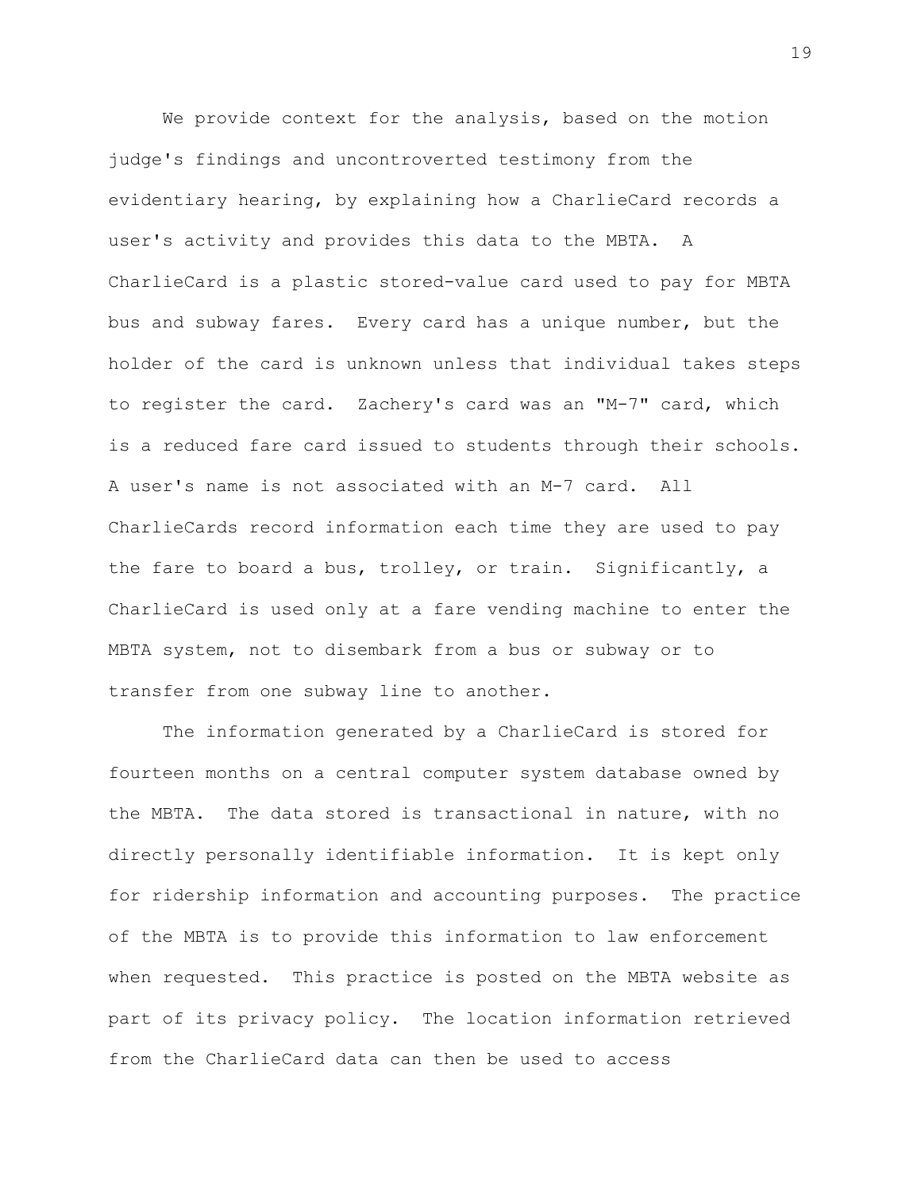We provide context for the analysis, based on the motion judge's findings and uncontroverted testimony from the evidentiary hearing, by explaining how a CharlieCard records a user's activity and provides this data to the MBTA. A CharlieCard is a plastic stored-value card used to pay for MBTA bus and subway fares. Every card has a unique number, but the holder of the card is unknown unless that individual takes steps to register the card. Zachery's card was an "M-7" card, which is a reduced fare card issued to students through their schools. A user's name is not associated with an M-7 card. All CharlieCards record information each time they are used to pay the fare to board a bus, trolley, or train. Significantly, a CharlieCard is used only at a fare vending machine to enter the MBTA system, not to disembark from a bus or subway or to transfer from one subway line to another.

The information generated by a CharlieCard is stored for fourteen months on a central computer system database owned by the MBTA. The data stored is transactional in nature, with no directly personally identifiable information. It is kept only for ridership information and accounting purposes. The practice of the MBTA is to provide this information to law enforcement when requested. This practice is posted on the MBTA website as part of its privacy policy. The location information retrieved from the CharlieCard data can then be used to access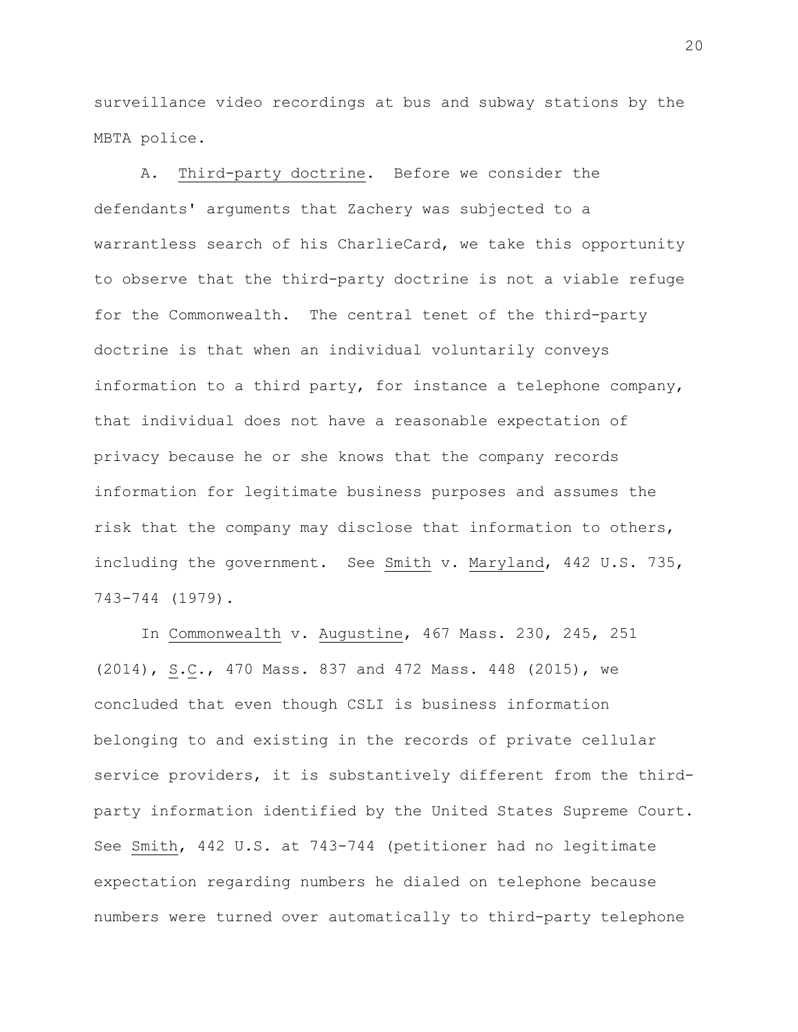surveillance video recordings at bus and subway stations by the MBTA police.

A. Third-party doctrine. Before we consider the defendants' arguments that Zachery was subjected to a warrantless search of his CharlieCard, we take this opportunity to observe that the third-party doctrine is not a viable refuge for the Commonwealth. The central tenet of the third-party doctrine is that when an individual voluntarily conveys information to a third party, for instance a telephone company, that individual does not have a reasonable expectation of privacy because he or she knows that the company records information for legitimate business purposes and assumes the risk that the company may disclose that information to others, including the government. See Smith v. Maryland, 442 U.S. 735, 743-744 (1979).

In Commonwealth v. Augustine, 467 Mass. 230, 245, 251 (2014), S.C., 470 Mass. 837 and 472 Mass. 448 (2015), we concluded that even though CSLI is business information belonging to and existing in the records of private cellular service providers, it is substantively different from the third-party information identified by the United States Supreme Court. See Smith, 442 U.S. at 743-744 (petitioner had no legitimate expectation regarding numbers he dialed on telephone because numbers were turned over automatically to third-party telephone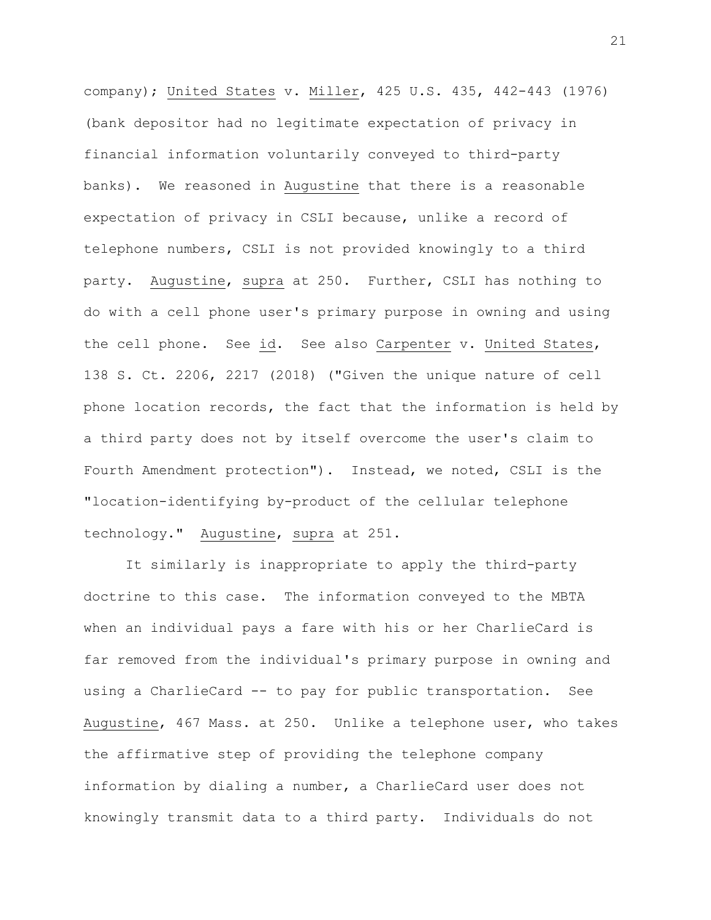company); United States v. Miller, 425 U.S. 435, 442-443 (1976) (bank depositor had no legitimate expectation of privacy in financial information voluntarily conveyed to third-party banks). We reasoned in Augustine that there is a reasonable expectation of privacy in CSLI because, unlike a record of telephone numbers, CSLI is not provided knowingly to a third party. Augustine, supra at 250. Further, CSLI has nothing to do with a cell phone user's primary purpose in owning and using the cell phone. See id. See also Carpenter v. United States, 138 S. Ct. 2206, 2217 (2018) ("Given the unique nature of cell phone location records, the fact that the information is held by a third party does not by itself overcome the user's claim to Fourth Amendment protection"). Instead, we noted, CSLI is the "location-identifying by-product of the cellular telephone technology." Augustine, supra at 251.

It similarly is inappropriate to apply the third-party doctrine to this case. The information conveyed to the MBTA when an individual pays a fare with his or her CharlieCard is far removed from the individual's primary purpose in owning and using a CharlieCard -- to pay for public transportation. See Augustine, 467 Mass. at 250. Unlike a telephone user, who takes the affirmative step of providing the telephone company information by dialing a number, a CharlieCard user does not knowingly transmit data to a third party. Individuals do not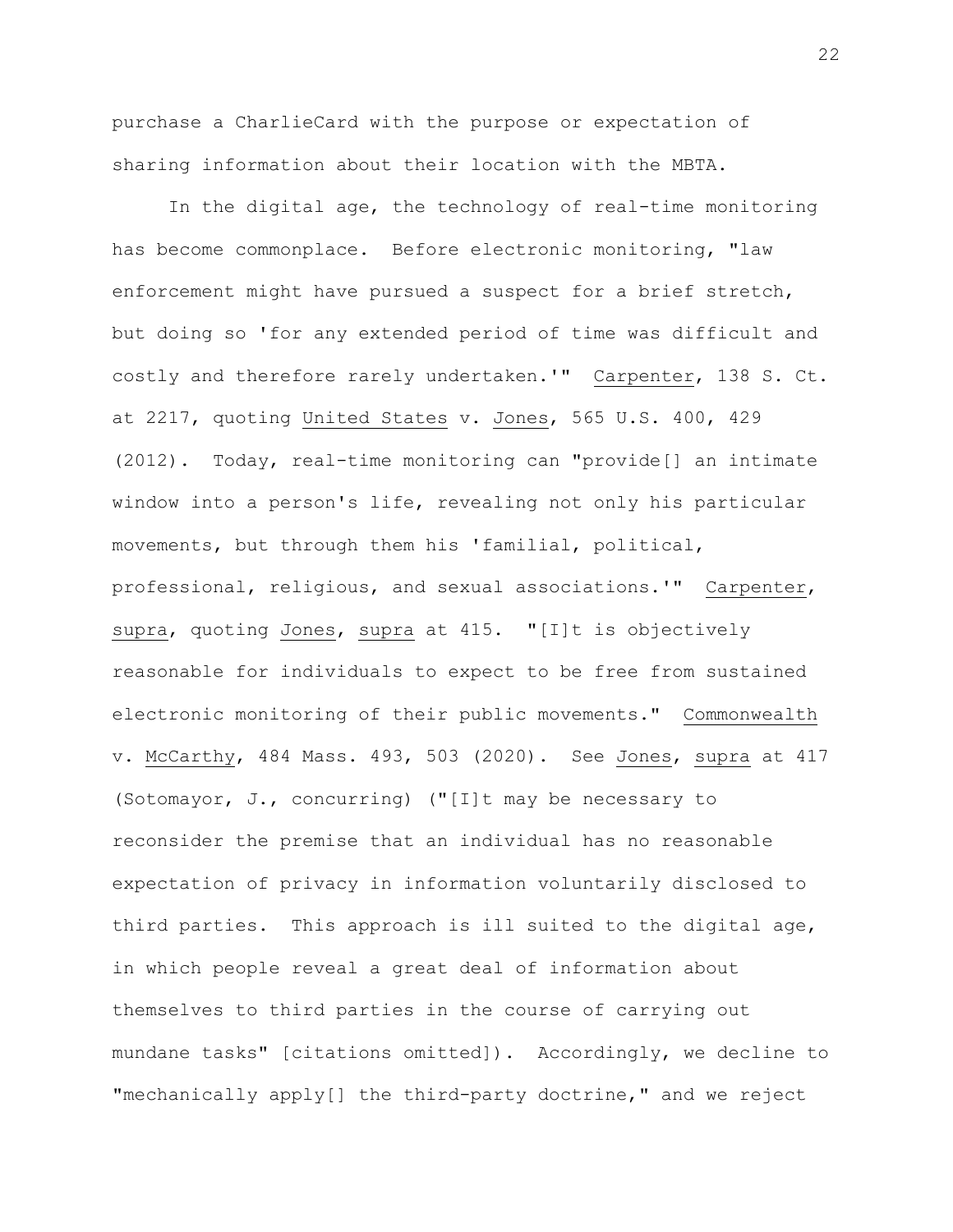purchase a CharlieCard with the purpose or expectation of sharing information about their location with the MBTA.

In the digital age, the technology of real-time monitoring has become commonplace. Before electronic monitoring, "law enforcement might have pursued a suspect for a brief stretch, but doing so 'for any extended period of time was difficult and costly and therefore rarely undertaken.'" Carpenter, 138 S. Ct. at 2217, quoting United States v. Jones, 565 U.S. 400, 429 (2012). Today, real-time monitoring can "provide[] an intimate window into a person's life, revealing not only his particular movements, but through them his 'familial, political, professional, religious, and sexual associations.'" Carpenter, supra, quoting Jones, supra at 415. "[I]t is objectively reasonable for individuals to expect to be free from sustained electronic monitoring of their public movements." Commonwealth v. McCarthy, 484 Mass. 493, 503 (2020). See Jones, supra at 417 (Sotomayor, J., concurring) ("[I]t may be necessary to reconsider the premise that an individual has no reasonable expectation of privacy in information voluntarily disclosed to third parties. This approach is ill suited to the digital age, in which people reveal a great deal of information about themselves to third parties in the course of carrying out mundane tasks" [citations omitted]). Accordingly, we decline to "mechanically apply[] the third-party doctrine," and we reject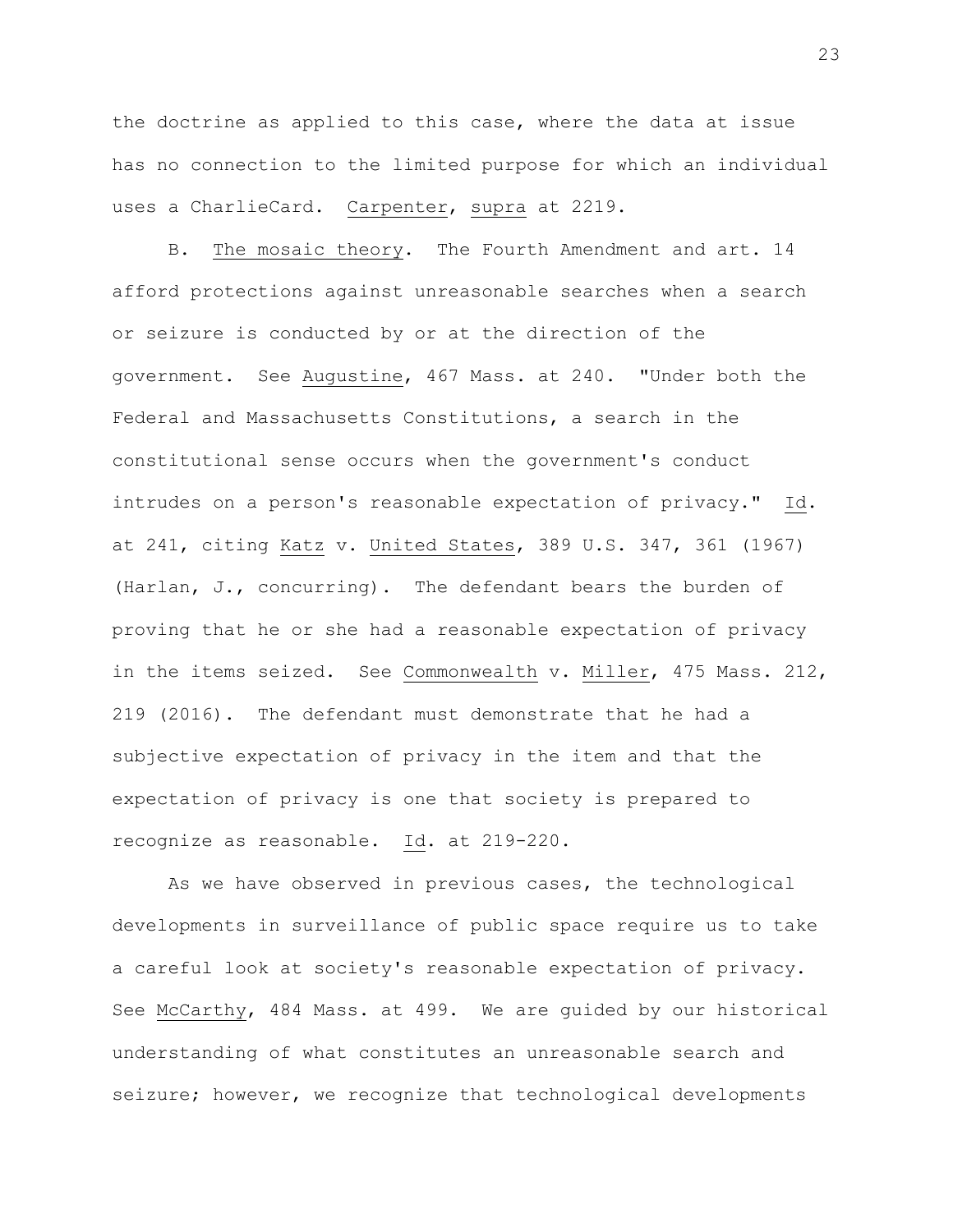the doctrine as applied to this case, where the data at issue has no connection to the limited purpose for which an individual uses a CharlieCard. Carpenter, supra at 2219.

B. The mosaic theory. The Fourth Amendment and art. 14 afford protections against unreasonable searches when a search or seizure is conducted by or at the direction of the government. See Augustine, 467 Mass. at 240. "Under both the Federal and Massachusetts Constitutions, a search in the constitutional sense occurs when the government's conduct intrudes on a person's reasonable expectation of privacy." Id. at 241, citing Katz v. United States, 389 U.S. 347, 361 (1967) (Harlan, J., concurring). The defendant bears the burden of proving that he or she had a reasonable expectation of privacy in the items seized. See Commonwealth v. Miller, 475 Mass. 212, 219 (2016). The defendant must demonstrate that he had a subjective expectation of privacy in the item and that the expectation of privacy is one that society is prepared to recognize as reasonable. Id. at 219-220.

As we have observed in previous cases, the technological developments in surveillance of public space require us to take a careful look at society's reasonable expectation of privacy. See McCarthy, 484 Mass. at 499. We are guided by our historical understanding of what constitutes an unreasonable search and seizure; however, we recognize that technological developments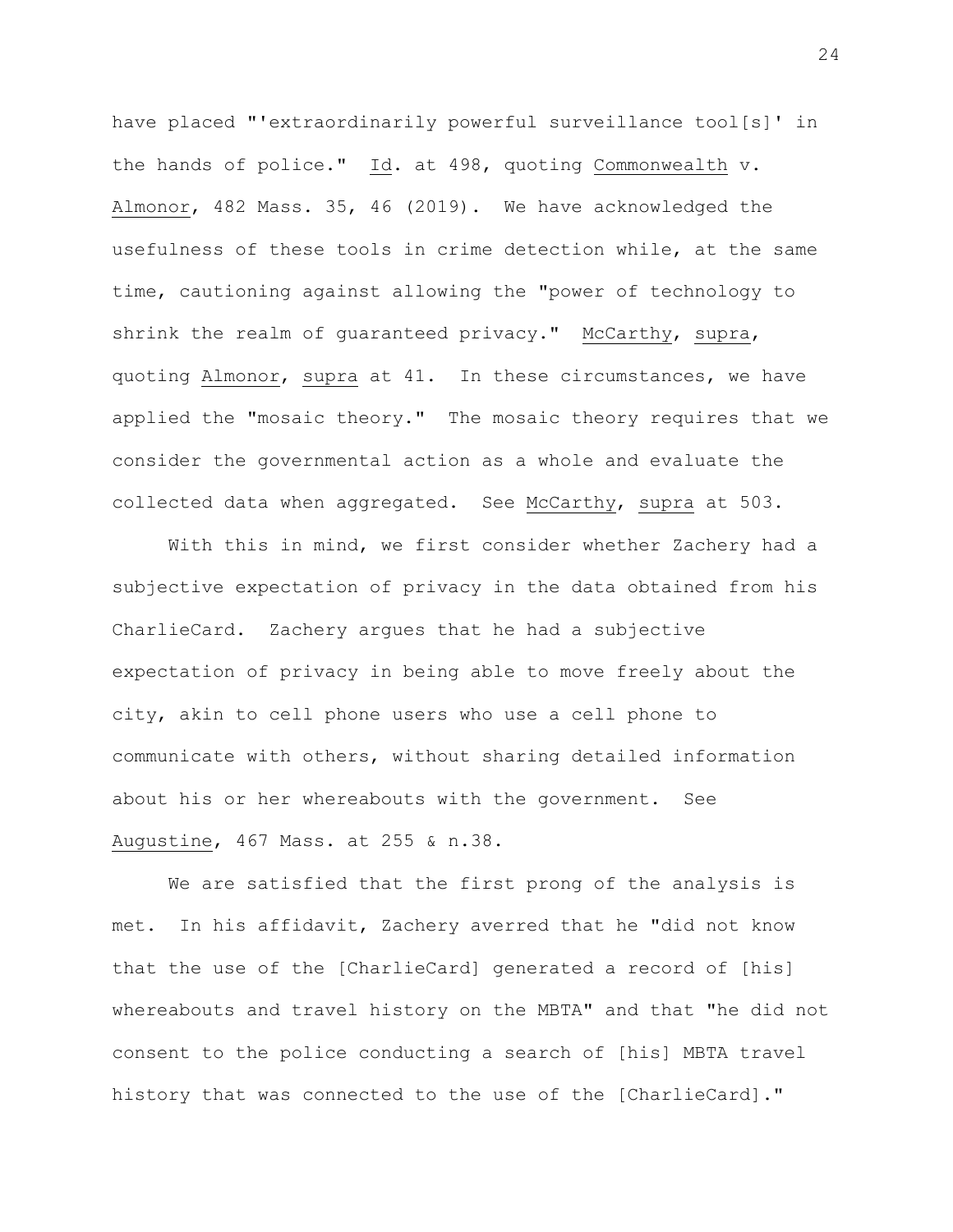have placed "'extraordinarily powerful surveillance tool[s]' in the hands of police." Id. at 498, quoting Commonwealth v. Almonor, 482 Mass. 35, 46 (2019). We have acknowledged the usefulness of these tools in crime detection while, at the same time, cautioning against allowing the "power of technology to shrink the realm of guaranteed privacy." McCarthy, supra, quoting Almonor, supra at 41. In these circumstances, we have applied the "mosaic theory." The mosaic theory requires that we consider the governmental action as a whole and evaluate the collected data when aggregated. See McCarthy, supra at 503.

With this in mind, we first consider whether Zachery had a subjective expectation of privacy in the data obtained from his CharlieCard. Zachery argues that he had a subjective expectation of privacy in being able to move freely about the city, akin to cell phone users who use a cell phone to communicate with others, without sharing detailed information about his or her whereabouts with the government. See Augustine, 467 Mass. at 255 & n.38.

We are satisfied that the first prong of the analysis is met. In his affidavit, Zachery averred that he "did not know that the use of the [CharlieCard] generated a record of [his] whereabouts and travel history on the MBTA" and that "he did not consent to the police conducting a search of [his] MBTA travel history that was connected to the use of the [CharlieCard]."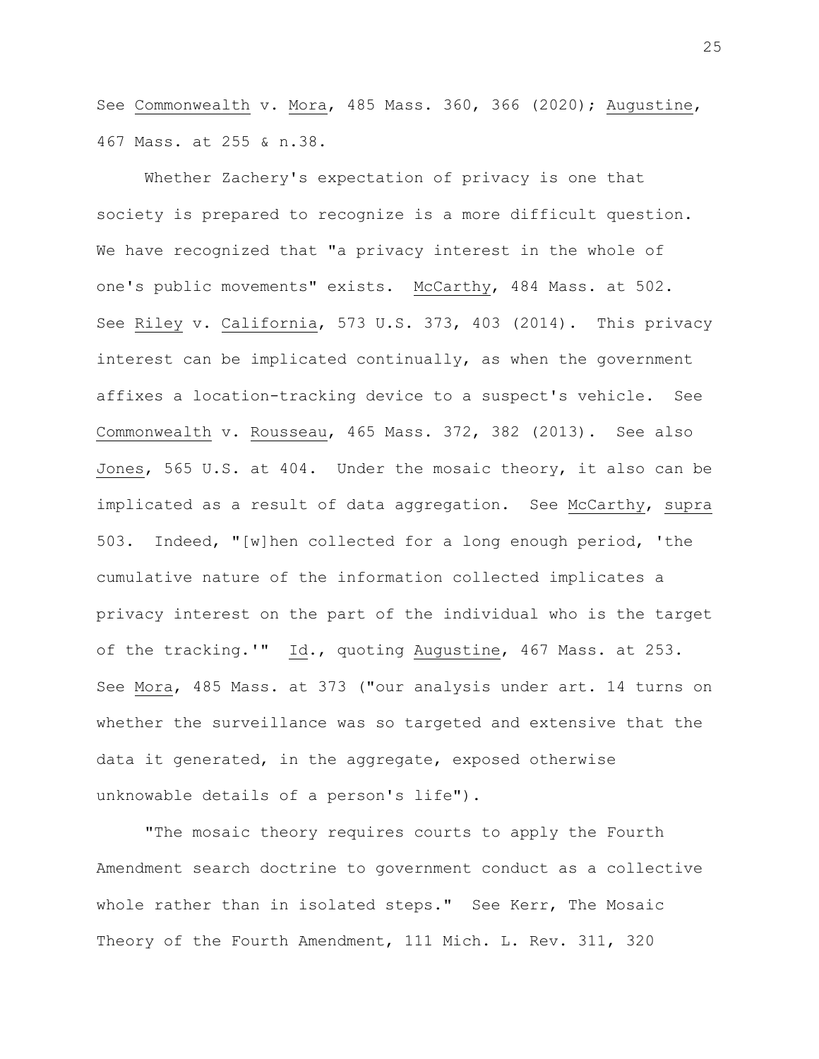See Commonwealth v. Mora, 485 Mass. 360, 366 (2020); Augustine, 467 Mass. at 255 & n.38.

Whether Zachery's expectation of privacy is one that society is prepared to recognize is a more difficult question. We have recognized that "a privacy interest in the whole of one's public movements" exists. McCarthy, 484 Mass. at 502. See Riley v. California, 573 U.S. 373, 403 (2014). This privacy interest can be implicated continually, as when the government affixes a location-tracking device to a suspect's vehicle. See Commonwealth v. Rousseau, 465 Mass. 372, 382 (2013). See also Jones, 565 U.S. at 404. Under the mosaic theory, it also can be implicated as a result of data aggregation. See McCarthy, supra 503. Indeed, "[w]hen collected for a long enough period, 'the cumulative nature of the information collected implicates a privacy interest on the part of the individual who is the target of the tracking.'" Id., quoting Augustine, 467 Mass. at 253. See Mora, 485 Mass. at 373 ("our analysis under art. 14 turns on whether the surveillance was so targeted and extensive that the data it generated, in the aggregate, exposed otherwise unknowable details of a person's life").

"The mosaic theory requires courts to apply the Fourth Amendment search doctrine to government conduct as a collective whole rather than in isolated steps." See Kerr, The Mosaic Theory of the Fourth Amendment, 111 Mich. L. Rev. 311, 320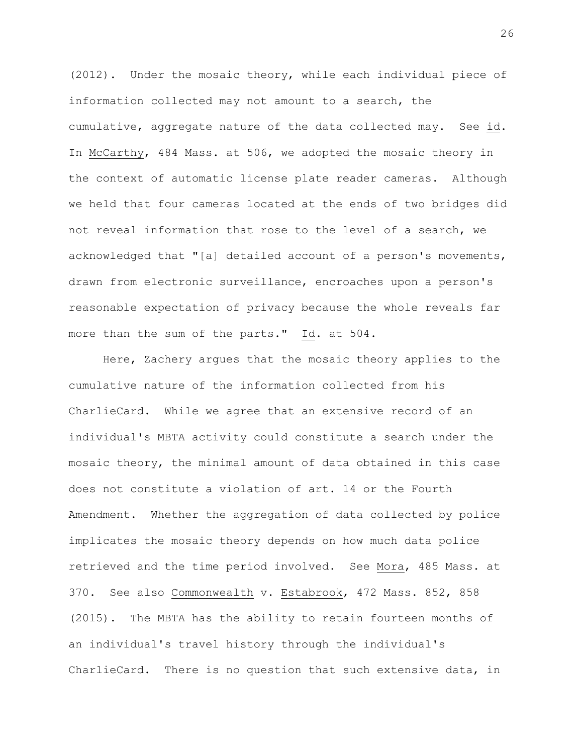(2012). Under the mosaic theory, while each individual piece of information collected may not amount to a search, the cumulative, aggregate nature of the data collected may. See id. In McCarthy, 484 Mass. at 506, we adopted the mosaic theory in the context of automatic license plate reader cameras. Although we held that four cameras located at the ends of two bridges did not reveal information that rose to the level of a search, we acknowledged that "[a] detailed account of a person's movements, drawn from electronic surveillance, encroaches upon a person's reasonable expectation of privacy because the whole reveals far more than the sum of the parts." Id. at 504.

Here, Zachery argues that the mosaic theory applies to the cumulative nature of the information collected from his CharlieCard. While we agree that an extensive record of an individual's MBTA activity could constitute a search under the mosaic theory, the minimal amount of data obtained in this case does not constitute a violation of art. 14 or the Fourth Amendment. Whether the aggregation of data collected by police implicates the mosaic theory depends on how much data police retrieved and the time period involved. See Mora, 485 Mass. at 370. See also Commonwealth v. Estabrook, 472 Mass. 852, 858 (2015). The MBTA has the ability to retain fourteen months of an individual's travel history through the individual's CharlieCard. There is no question that such extensive data, in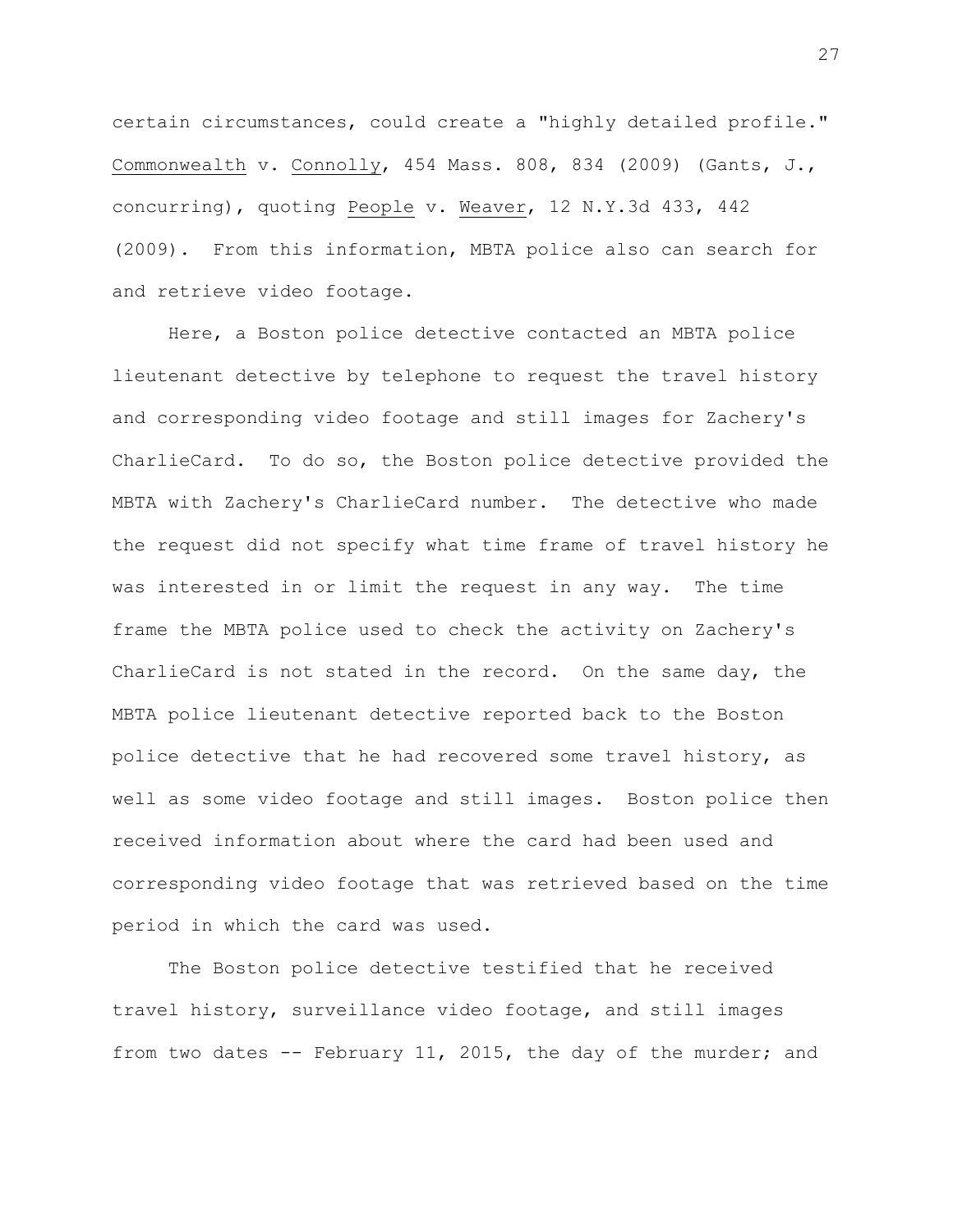certain circumstances, could create a "highly detailed profile." Commonwealth v. Connolly, 454 Mass. 808, 834 (2009) (Gants, J., concurring), quoting People v. Weaver, 12 N.Y.3d 433, 442 (2009). From this information, MBTA police also can search for and retrieve video footage.

Here, a Boston police detective contacted an MBTA police lieutenant detective by telephone to request the travel history and corresponding video footage and still images for Zachery's CharlieCard. To do so, the Boston police detective provided the MBTA with Zachery's CharlieCard number. The detective who made the request did not specify what time frame of travel history he was interested in or limit the request in any way. The time frame the MBTA police used to check the activity on Zachery's CharlieCard is not stated in the record. On the same day, the MBTA police lieutenant detective reported back to the Boston police detective that he had recovered some travel history, as well as some video footage and still images. Boston police then received information about where the card had been used and corresponding video footage that was retrieved based on the time period in which the card was used.

The Boston police detective testified that he received travel history, surveillance video footage, and still images from two dates -- February 11, 2015, the day of the murder; and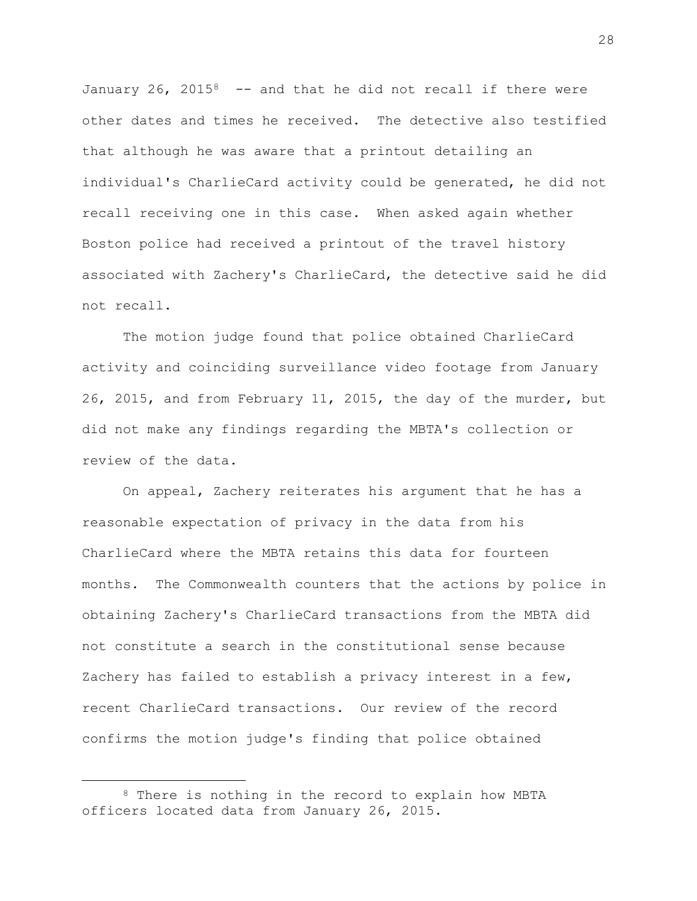January 26, 2015[8] -- and that he did not recall if there were other dates and times he received. The detective also testified that although he was aware that a printout detailing an individual's CharlieCard activity could be generated, he did not recall receiving one in this case. When asked again whether Boston police had received a printout of the travel history associated with Zachery's CharlieCard, the detective said he did not recall.

The motion judge found that police obtained CharlieCard activity and coinciding surveillance video footage from January 26, 2015, and from February 11, 2015, the day of the murder, but did not make any findings regarding the MBTA's collection or review of the data.

On appeal, Zachery reiterates his argument that he has a reasonable expectation of privacy in the data from his CharlieCard where the MBTA retains this data for fourteen months. The Commonwealth counters that the actions by police in obtaining Zachery's CharlieCard transactions from the MBTA did not constitute a search in the constitutional sense because Zachery has failed to establish a privacy interest in a few, recent CharlieCard transactions. Our review of the record confirms the motion judge's finding that police obtained

[8] There is nothing in the record to explain how MBTA officers located data from January 26, 2015.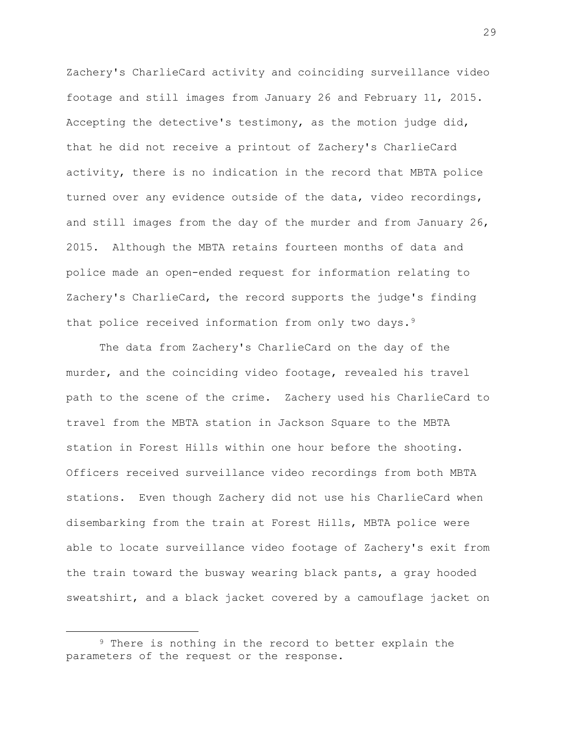Zachery's CharlieCard activity and coinciding surveillance video footage and still images from January 26 and February 11, 2015. Accepting the detective's testimony, as the motion judge did, that he did not receive a printout of Zachery's CharlieCard activity, there is no indication in the record that MBTA police turned over any evidence outside of the data, video recordings, and still images from the day of the murder and from January 26, 2015. Although the MBTA retains fourteen months of data and police made an open-ended request for information relating to Zachery's CharlieCard, the record supports the judge's finding that police received information from only two days.[9]

The data from Zachery's CharlieCard on the day of the murder, and the coinciding video footage, revealed his travel path to the scene of the crime. Zachery used his CharlieCard to travel from the MBTA station in Jackson Square to the MBTA station in Forest Hills within one hour before the shooting. Officers received surveillance video recordings from both MBTA stations. Even though Zachery did not use his CharlieCard when disembarking from the train at Forest Hills, MBTA police were able to locate surveillance video footage of Zachery's exit from the train toward the busway wearing black pants, a gray hooded sweatshirt, and a black jacket covered by a camouflage jacket on

[9] There is nothing in the record to better explain the parameters of the request or the response.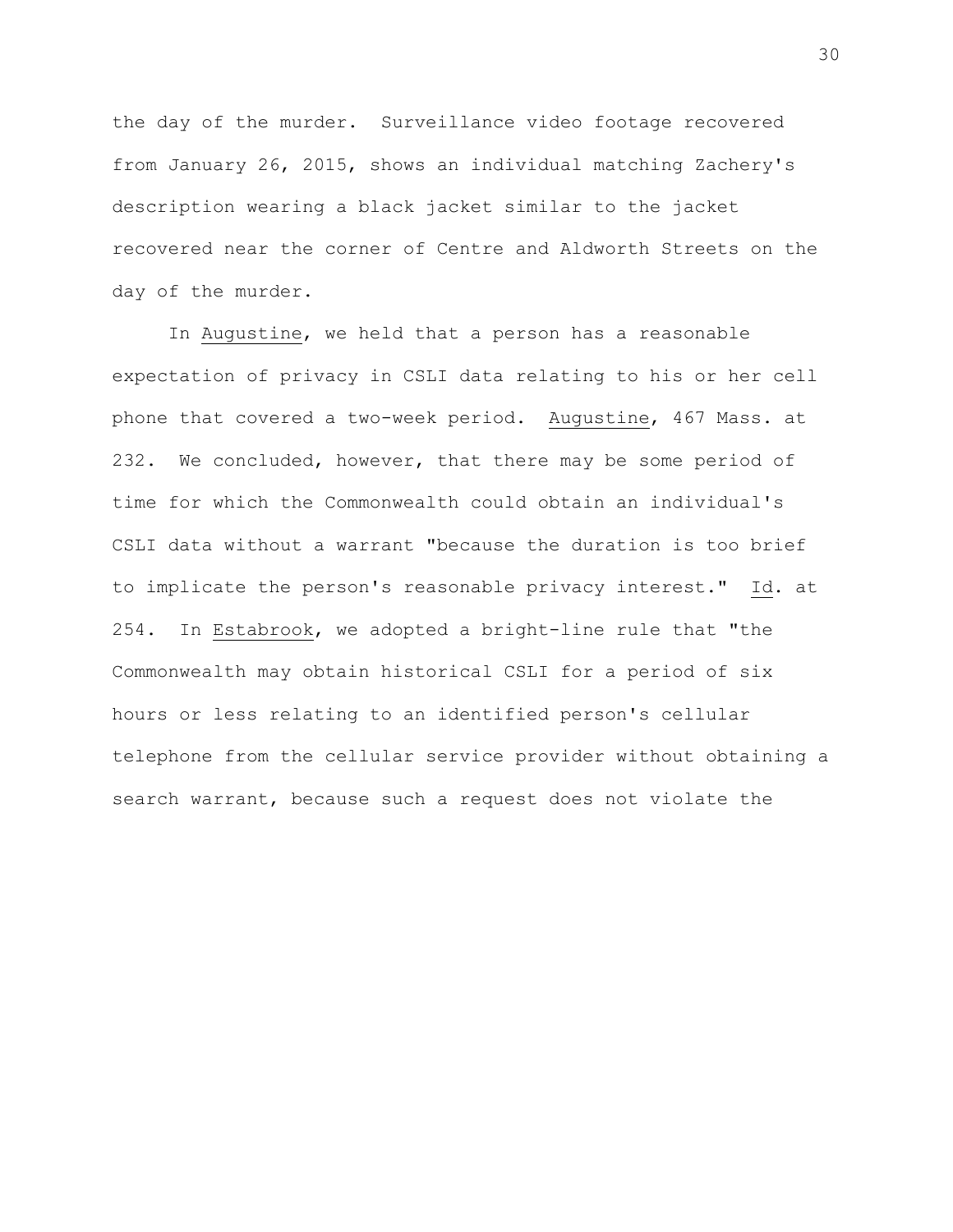the day of the murder. Surveillance video footage recovered from January 26, 2015, shows an individual matching Zachery's description wearing a black jacket similar to the jacket recovered near the corner of Centre and Aldworth Streets on the day of the murder.

In Augustine, we held that a person has a reasonable expectation of privacy in CSLI data relating to his or her cell phone that covered a two-week period. Augustine, 467 Mass. at 232. We concluded, however, that there may be some period of time for which the Commonwealth could obtain an individual's CSLI data without a warrant "because the duration is too brief to implicate the person's reasonable privacy interest." Id. at 254. In Estabrook, we adopted a bright-line rule that "the Commonwealth may obtain historical CSLI for a period of six hours or less relating to an identified person's cellular telephone from the cellular service provider without obtaining a search warrant, because such a request does not violate the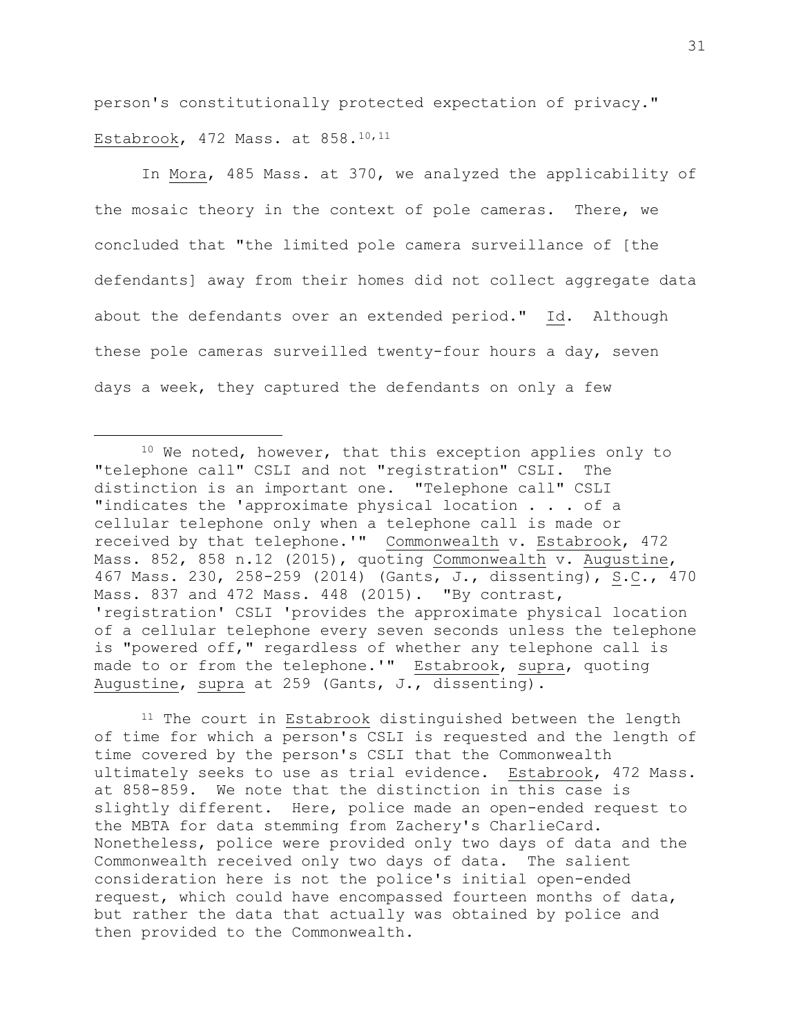person's constitutionally protected expectation of privacy." Estabrook, 472 Mass. at 858.[10,11]

In Mora, 485 Mass. at 370, we analyzed the applicability of the mosaic theory in the context of pole cameras. There, we concluded that "the limited pole camera surveillance of [the defendants] away from their homes did not collect aggregate data about the defendants over an extended period." Id. Although these pole cameras surveilled twenty-four hours a day, seven days a week, they captured the defendants on only a few

---

[10] We noted, however, that this exception applies only to "telephone call" CSLI and not "registration" CSLI. The distinction is an important one. "Telephone call" CSLI "indicates the 'approximate physical location . . . of a cellular telephone only when a telephone call is made or received by that telephone.'" Commonwealth v. Estabrook, 472 Mass. 852, 858 n.12 (2015), quoting Commonwealth v. Augustine, 467 Mass. 230, 258-259 (2014) (Gants, J., dissenting), S.C., 470 Mass. 837 and 472 Mass. 448 (2015). "By contrast, 'registration' CSLI 'provides the approximate physical location of a cellular telephone every seven seconds unless the telephone is "powered off," regardless of whether any telephone call is made to or from the telephone.'" Estabrook, supra, quoting Augustine, supra at 259 (Gants, J., dissenting).

[11] The court in Estabrook distinguished between the length of time for which a person's CSLI is requested and the length of time covered by the person's CSLI that the Commonwealth ultimately seeks to use as trial evidence. Estabrook, 472 Mass. at 858-859. We note that the distinction in this case is slightly different. Here, police made an open-ended request to the MBTA for data stemming from Zachery's CharlieCard. Nonetheless, police were provided only two days of data and the Commonwealth received only two days of data. The salient consideration here is not the police's initial open-ended request, which could have encompassed fourteen months of data, but rather the data that actually was obtained by police and then provided to the Commonwealth.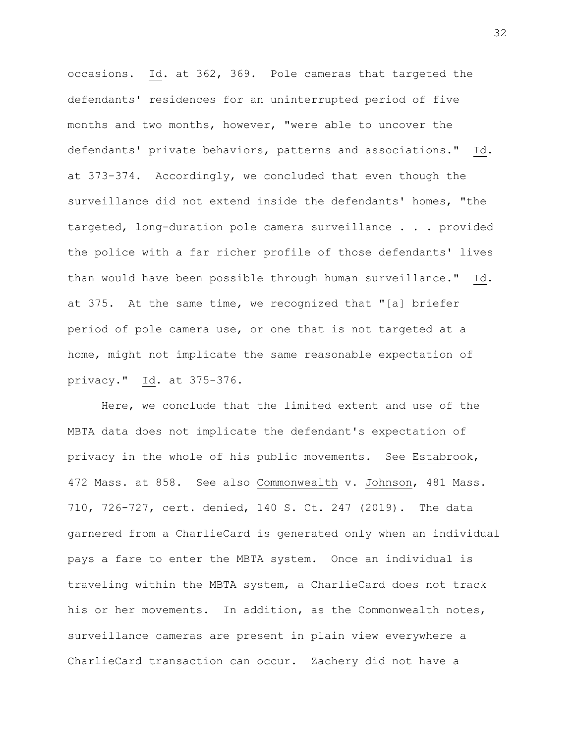occasions. Id. at 362, 369. Pole cameras that targeted the defendants' residences for an uninterrupted period of five months and two months, however, "were able to uncover the defendants' private behaviors, patterns and associations." Id. at 373-374. Accordingly, we concluded that even though the surveillance did not extend inside the defendants' homes, "the targeted, long-duration pole camera surveillance . . . provided the police with a far richer profile of those defendants' lives than would have been possible through human surveillance." Id. at 375. At the same time, we recognized that "[a] briefer period of pole camera use, or one that is not targeted at a home, might not implicate the same reasonable expectation of privacy." Id. at 375-376.

Here, we conclude that the limited extent and use of the MBTA data does not implicate the defendant's expectation of privacy in the whole of his public movements. See Estabrook, 472 Mass. at 858. See also Commonwealth v. Johnson, 481 Mass. 710, 726-727, cert. denied, 140 S. Ct. 247 (2019). The data garnered from a CharlieCard is generated only when an individual pays a fare to enter the MBTA system. Once an individual is traveling within the MBTA system, a CharlieCard does not track his or her movements. In addition, as the Commonwealth notes, surveillance cameras are present in plain view everywhere a CharlieCard transaction can occur. Zachery did not have a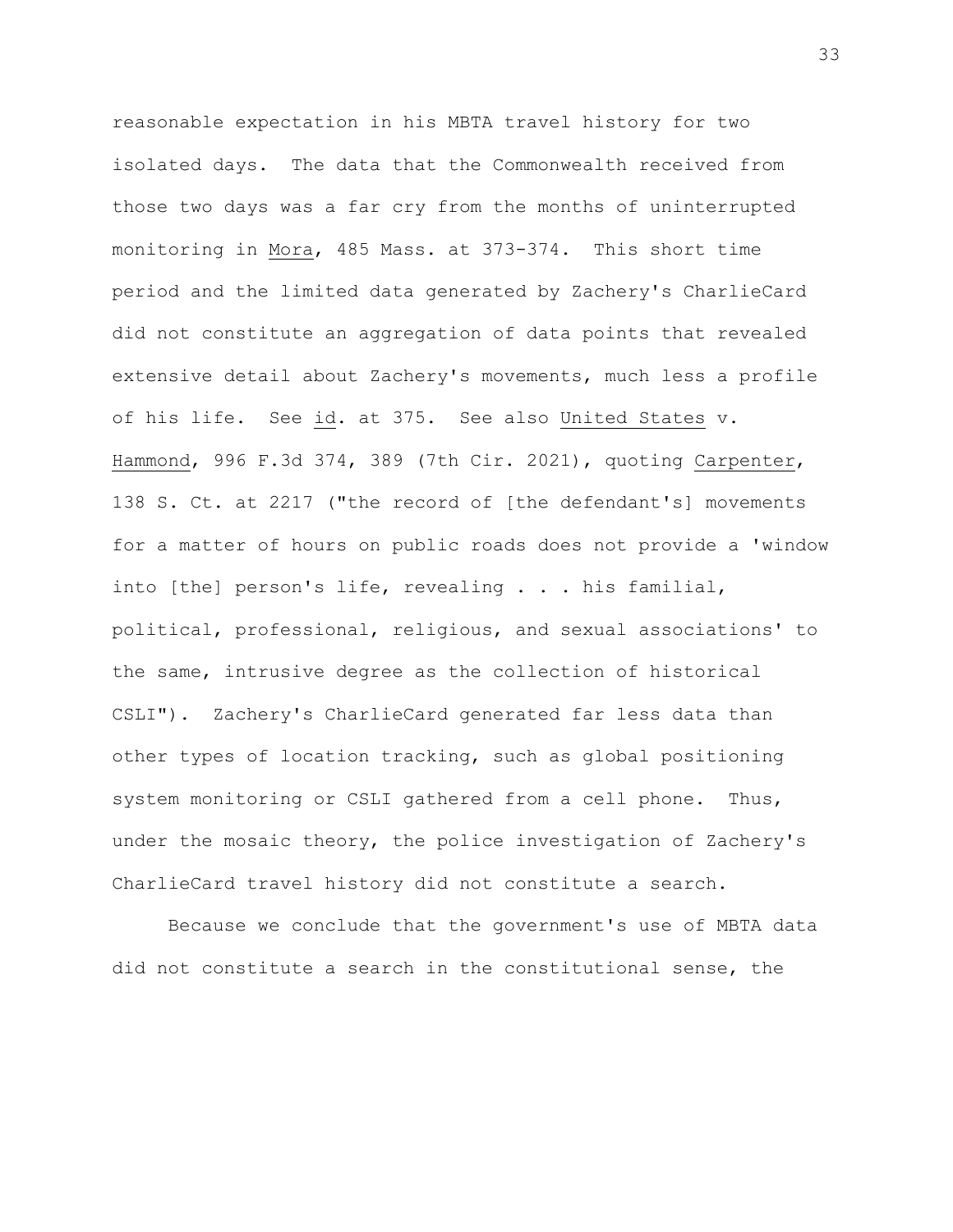reasonable expectation in his MBTA travel history for two isolated days. The data that the Commonwealth received from those two days was a far cry from the months of uninterrupted monitoring in Mora, 485 Mass. at 373-374. This short time period and the limited data generated by Zachery's CharlieCard did not constitute an aggregation of data points that revealed extensive detail about Zachery's movements, much less a profile of his life. See id. at 375. See also United States v. Hammond, 996 F.3d 374, 389 (7th Cir. 2021), quoting Carpenter, 138 S. Ct. at 2217 ("the record of [the defendant's] movements for a matter of hours on public roads does not provide a 'window into [the] person's life, revealing . . . his familial, political, professional, religious, and sexual associations' to the same, intrusive degree as the collection of historical CSLI"). Zachery's CharlieCard generated far less data than other types of location tracking, such as global positioning system monitoring or CSLI gathered from a cell phone. Thus, under the mosaic theory, the police investigation of Zachery's CharlieCard travel history did not constitute a search.

Because we conclude that the government's use of MBTA data did not constitute a search in the constitutional sense, the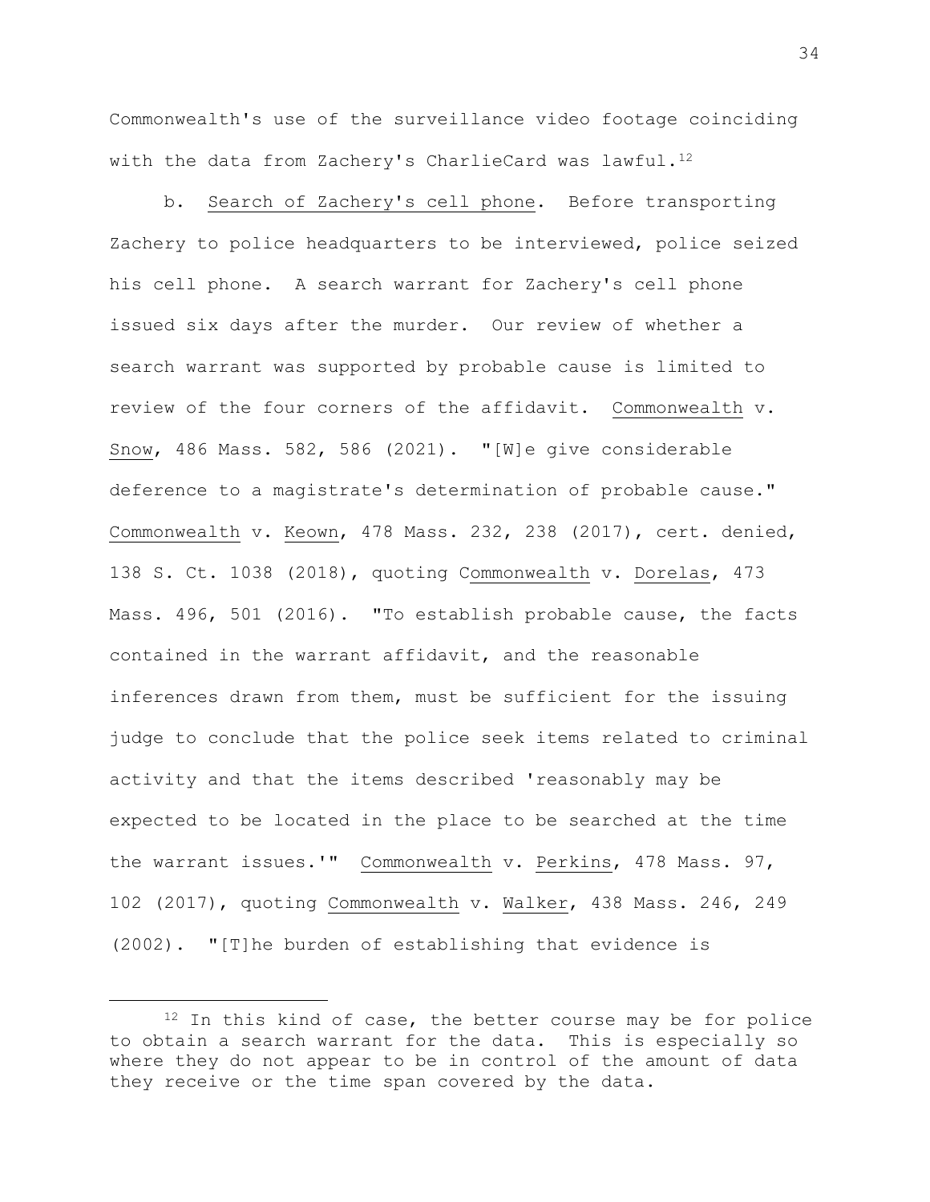Commonwealth's use of the surveillance video footage coinciding with the data from Zachery's CharlieCard was lawful.[12]

b. Search of Zachery's cell phone. Before transporting Zachery to police headquarters to be interviewed, police seized his cell phone. A search warrant for Zachery's cell phone issued six days after the murder. Our review of whether a search warrant was supported by probable cause is limited to review of the four corners of the affidavit. Commonwealth v. Snow, 486 Mass. 582, 586 (2021). "[W]e give considerable deference to a magistrate's determination of probable cause." Commonwealth v. Keown, 478 Mass. 232, 238 (2017), cert. denied, 138 S. Ct. 1038 (2018), quoting Commonwealth v. Dorelas, 473 Mass. 496, 501 (2016). "To establish probable cause, the facts contained in the warrant affidavit, and the reasonable inferences drawn from them, must be sufficient for the issuing judge to conclude that the police seek items related to criminal activity and that the items described 'reasonably may be expected to be located in the place to be searched at the time the warrant issues.'" Commonwealth v. Perkins, 478 Mass. 97, 102 (2017), quoting Commonwealth v. Walker, 438 Mass. 246, 249 (2002). "[T]he burden of establishing that evidence is

---

[12] In this kind of case, the better course may be for police to obtain a search warrant for the data. This is especially so where they do not appear to be in control of the amount of data they receive or the time span covered by the data.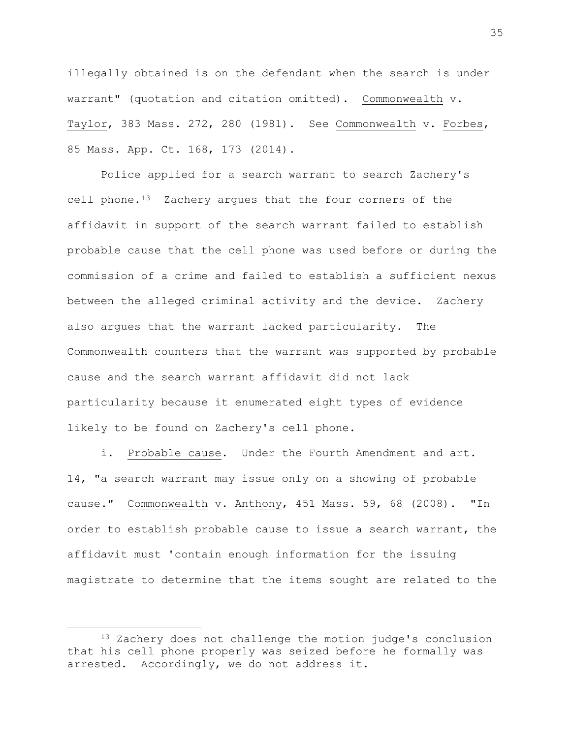illegally obtained is on the defendant when the search is under warrant" (quotation and citation omitted). Commonwealth v. Taylor, 383 Mass. 272, 280 (1981). See Commonwealth v. Forbes, 85 Mass. App. Ct. 168, 173 (2014).

Police applied for a search warrant to search Zachery's cell phone.[13] Zachery argues that the four corners of the affidavit in support of the search warrant failed to establish probable cause that the cell phone was used before or during the commission of a crime and failed to establish a sufficient nexus between the alleged criminal activity and the device. Zachery also argues that the warrant lacked particularity. The Commonwealth counters that the warrant was supported by probable cause and the search warrant affidavit did not lack particularity because it enumerated eight types of evidence likely to be found on Zachery's cell phone.

i. Probable cause. Under the Fourth Amendment and art. 14, "a search warrant may issue only on a showing of probable cause." Commonwealth v. Anthony, 451 Mass. 59, 68 (2008). "In order to establish probable cause to issue a search warrant, the affidavit must 'contain enough information for the issuing magistrate to determine that the items sought are related to the

---

[13] Zachery does not challenge the motion judge's conclusion that his cell phone properly was seized before he formally was arrested. Accordingly, we do not address it.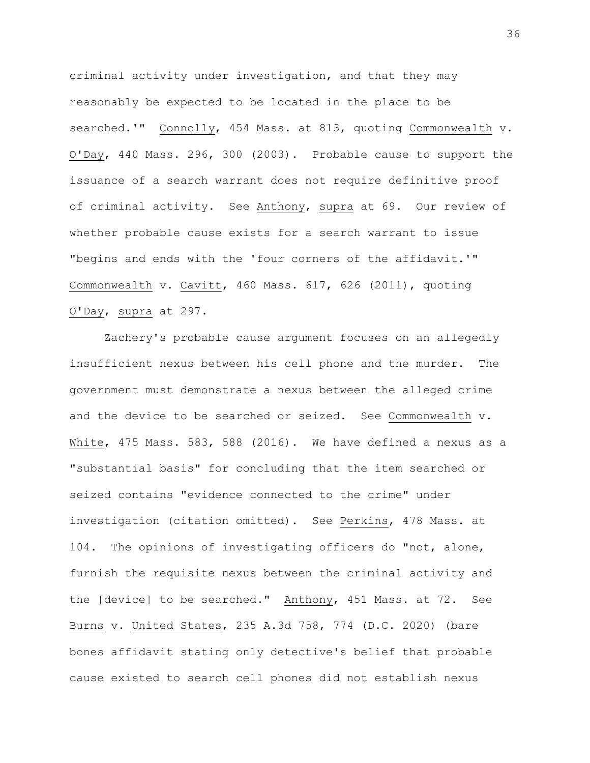criminal activity under investigation, and that they may reasonably be expected to be located in the place to be searched.'" Connolly, 454 Mass. at 813, quoting Commonwealth v. O'Day, 440 Mass. 296, 300 (2003). Probable cause to support the issuance of a search warrant does not require definitive proof of criminal activity. See Anthony, supra at 69. Our review of whether probable cause exists for a search warrant to issue "begins and ends with the 'four corners of the affidavit.'" Commonwealth v. Cavitt, 460 Mass. 617, 626 (2011), quoting O'Day, supra at 297.

Zachery's probable cause argument focuses on an allegedly insufficient nexus between his cell phone and the murder. The government must demonstrate a nexus between the alleged crime and the device to be searched or seized. See Commonwealth v. White, 475 Mass. 583, 588 (2016). We have defined a nexus as a "substantial basis" for concluding that the item searched or seized contains "evidence connected to the crime" under investigation (citation omitted). See Perkins, 478 Mass. at 104. The opinions of investigating officers do "not, alone, furnish the requisite nexus between the criminal activity and the [device] to be searched." Anthony, 451 Mass. at 72. See Burns v. United States, 235 A.3d 758, 774 (D.C. 2020) (bare bones affidavit stating only detective's belief that probable cause existed to search cell phones did not establish nexus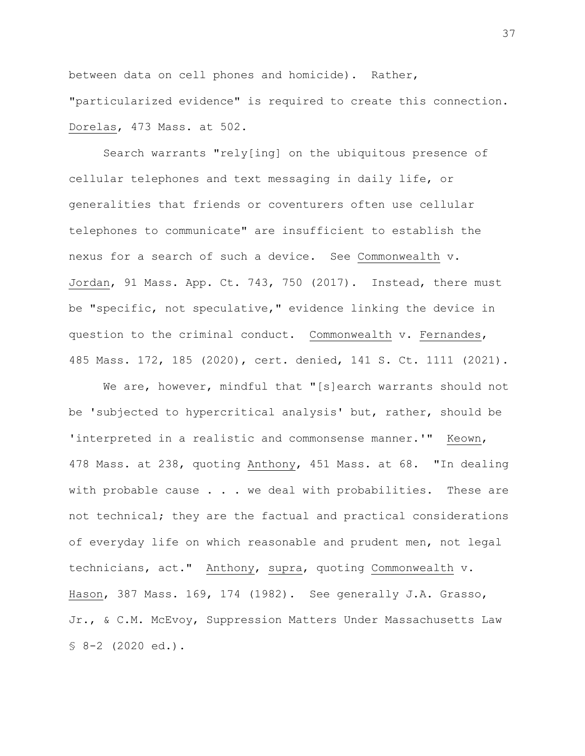between data on cell phones and homicide). Rather, "particularized evidence" is required to create this connection. Dorelas, 473 Mass. at 502.

Search warrants "rely[ing] on the ubiquitous presence of cellular telephones and text messaging in daily life, or generalities that friends or coventurers often use cellular telephones to communicate" are insufficient to establish the nexus for a search of such a device. See Commonwealth v. Jordan, 91 Mass. App. Ct. 743, 750 (2017). Instead, there must be "specific, not speculative," evidence linking the device in question to the criminal conduct. Commonwealth v. Fernandes, 485 Mass. 172, 185 (2020), cert. denied, 141 S. Ct. 1111 (2021).

We are, however, mindful that "[s]earch warrants should not be 'subjected to hypercritical analysis' but, rather, should be 'interpreted in a realistic and commonsense manner.'" Keown, 478 Mass. at 238, quoting Anthony, 451 Mass. at 68. "In dealing with probable cause . . . we deal with probabilities. These are not technical; they are the factual and practical considerations of everyday life on which reasonable and prudent men, not legal technicians, act." Anthony, supra, quoting Commonwealth v. Hason, 387 Mass. 169, 174 (1982). See generally J.A. Grasso, Jr., & C.M. McEvoy, Suppression Matters Under Massachusetts Law § 8-2 (2020 ed.).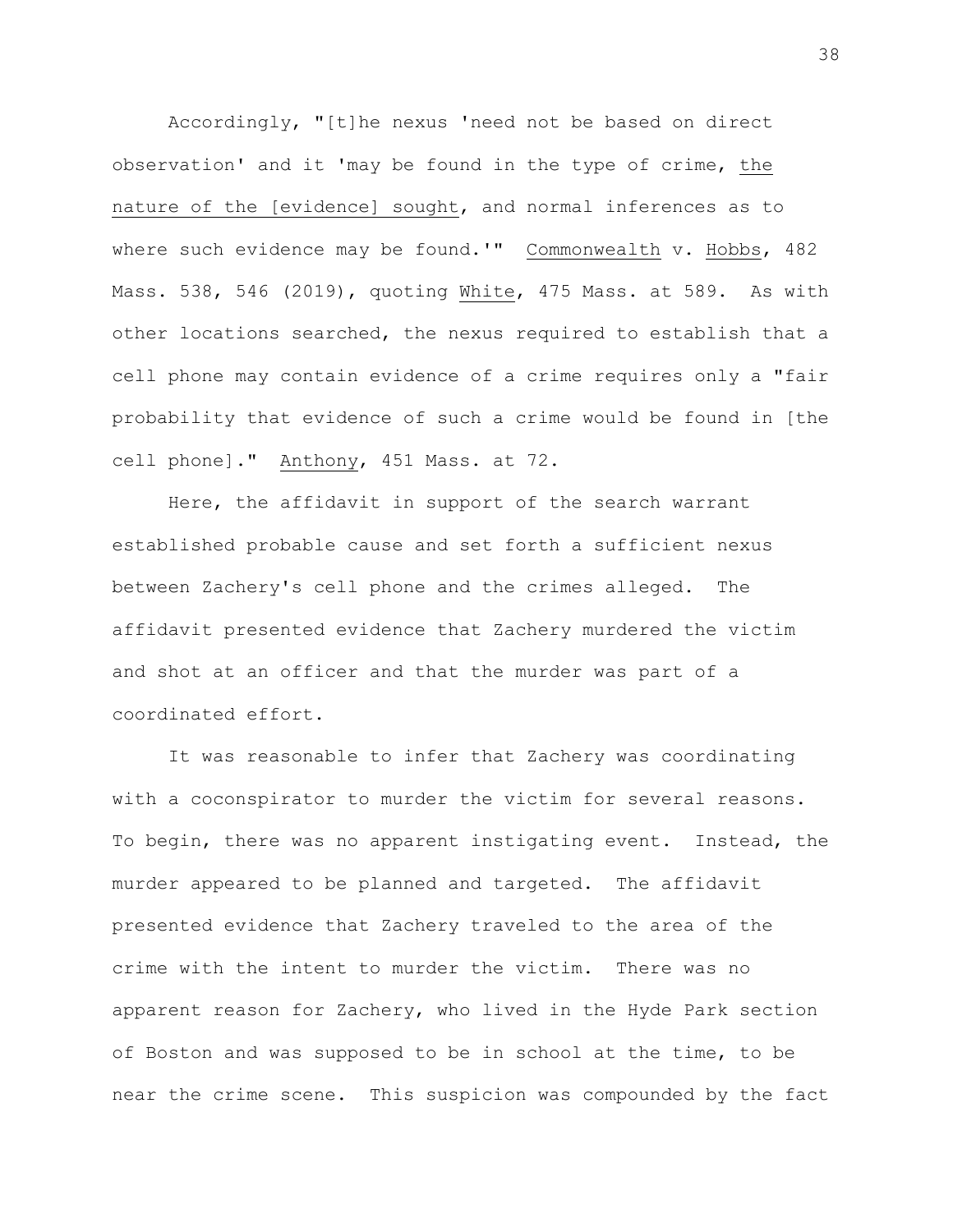Accordingly, "[t]he nexus 'need not be based on direct observation' and it 'may be found in the type of crime, <u>the nature of the [evidence] sought</u>, and normal inferences as to where such evidence may be found.'" <u>Commonwealth</u> v. <u>Hobbs</u>, 482 Mass. 538, 546 (2019), quoting <u>White</u>, 475 Mass. at 589. As with other locations searched, the nexus required to establish that a cell phone may contain evidence of a crime requires only a "fair probability that evidence of such a crime would be found in [the cell phone]." <u>Anthony</u>, 451 Mass. at 72.

Here, the affidavit in support of the search warrant established probable cause and set forth a sufficient nexus between Zachery's cell phone and the crimes alleged. The affidavit presented evidence that Zachery murdered the victim and shot at an officer and that the murder was part of a coordinated effort.

It was reasonable to infer that Zachery was coordinating with a coconspirator to murder the victim for several reasons. To begin, there was no apparent instigating event. Instead, the murder appeared to be planned and targeted. The affidavit presented evidence that Zachery traveled to the area of the crime with the intent to murder the victim. There was no apparent reason for Zachery, who lived in the Hyde Park section of Boston and was supposed to be in school at the time, to be near the crime scene. This suspicion was compounded by the fact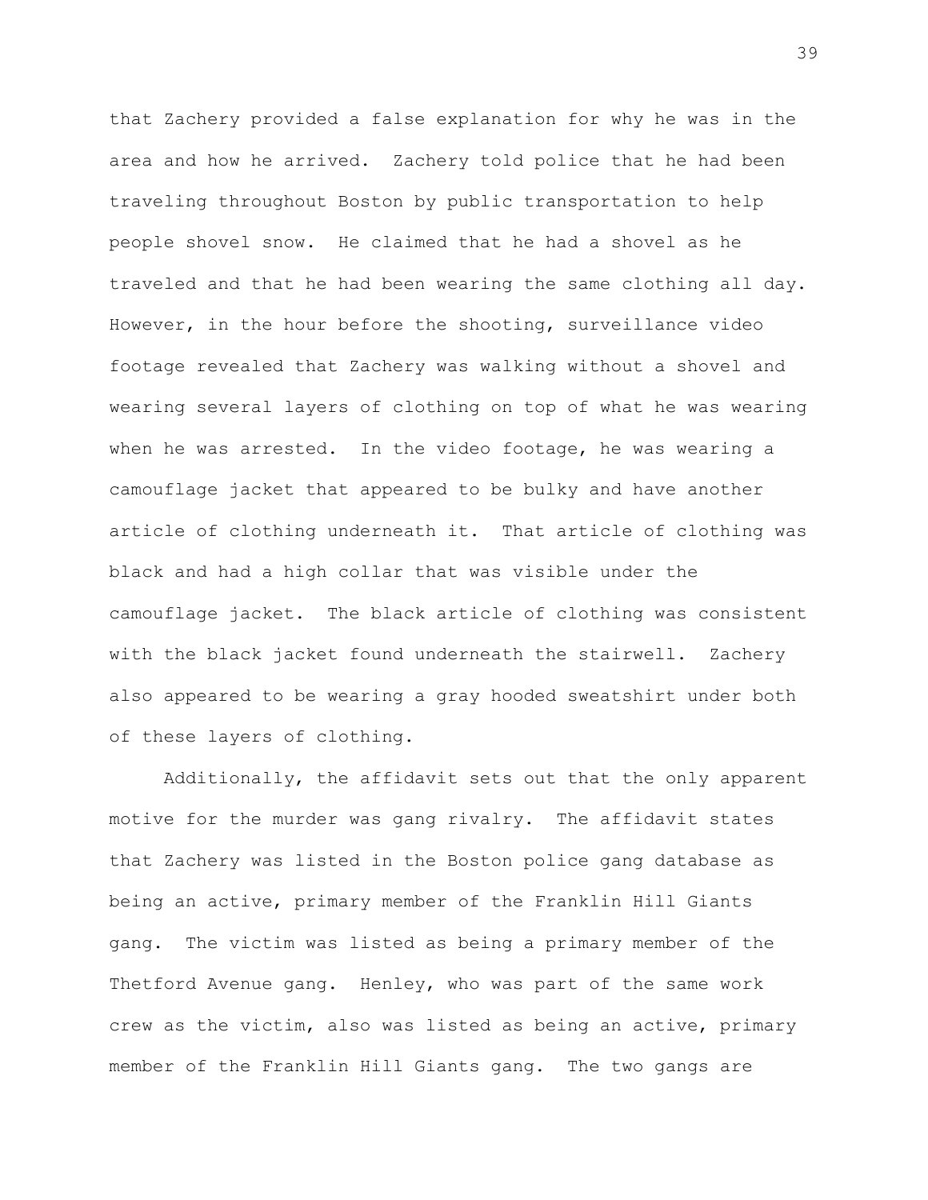that Zachery provided a false explanation for why he was in the area and how he arrived. Zachery told police that he had been traveling throughout Boston by public transportation to help people shovel snow. He claimed that he had a shovel as he traveled and that he had been wearing the same clothing all day. However, in the hour before the shooting, surveillance video footage revealed that Zachery was walking without a shovel and wearing several layers of clothing on top of what he was wearing when he was arrested. In the video footage, he was wearing a camouflage jacket that appeared to be bulky and have another article of clothing underneath it. That article of clothing was black and had a high collar that was visible under the camouflage jacket. The black article of clothing was consistent with the black jacket found underneath the stairwell. Zachery also appeared to be wearing a gray hooded sweatshirt under both of these layers of clothing.

Additionally, the affidavit sets out that the only apparent motive for the murder was gang rivalry. The affidavit states that Zachery was listed in the Boston police gang database as being an active, primary member of the Franklin Hill Giants gang. The victim was listed as being a primary member of the Thetford Avenue gang. Henley, who was part of the same work crew as the victim, also was listed as being an active, primary member of the Franklin Hill Giants gang. The two gangs are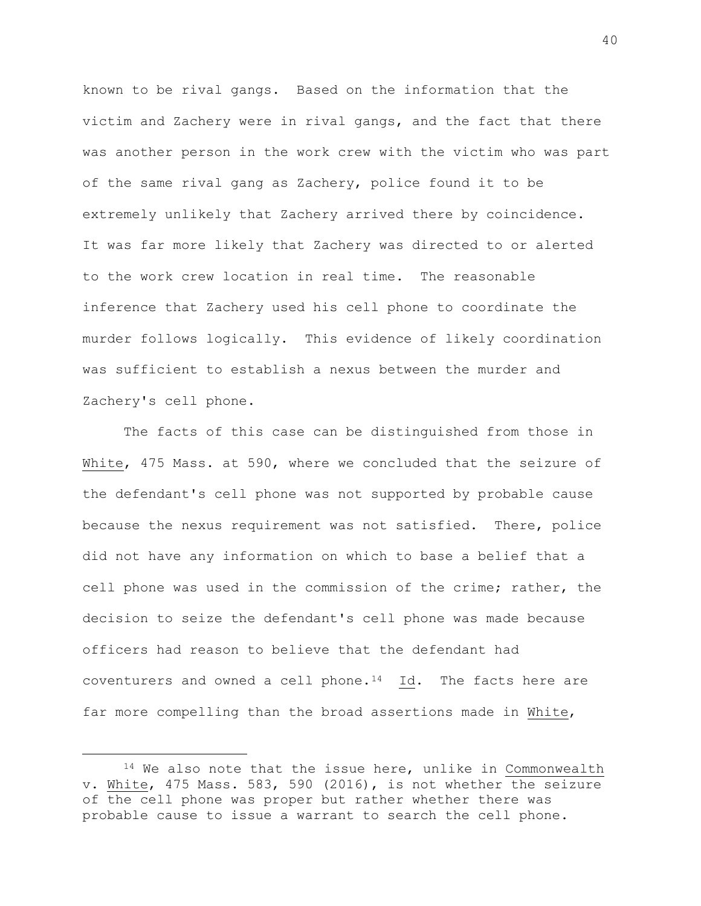known to be rival gangs. Based on the information that the victim and Zachery were in rival gangs, and the fact that there was another person in the work crew with the victim who was part of the same rival gang as Zachery, police found it to be extremely unlikely that Zachery arrived there by coincidence. It was far more likely that Zachery was directed to or alerted to the work crew location in real time. The reasonable inference that Zachery used his cell phone to coordinate the murder follows logically. This evidence of likely coordination was sufficient to establish a nexus between the murder and Zachery's cell phone.

The facts of this case can be distinguished from those in White, 475 Mass. at 590, where we concluded that the seizure of the defendant's cell phone was not supported by probable cause because the nexus requirement was not satisfied. There, police did not have any information on which to base a belief that a cell phone was used in the commission of the crime; rather, the decision to seize the defendant's cell phone was made because officers had reason to believe that the defendant had coventurers and owned a cell phone.[14] Id. The facts here are far more compelling than the broad assertions made in White,

---

[14] We also note that the issue here, unlike in Commonwealth v. White, 475 Mass. 583, 590 (2016), is not whether the seizure of the cell phone was proper but rather whether there was probable cause to issue a warrant to search the cell phone.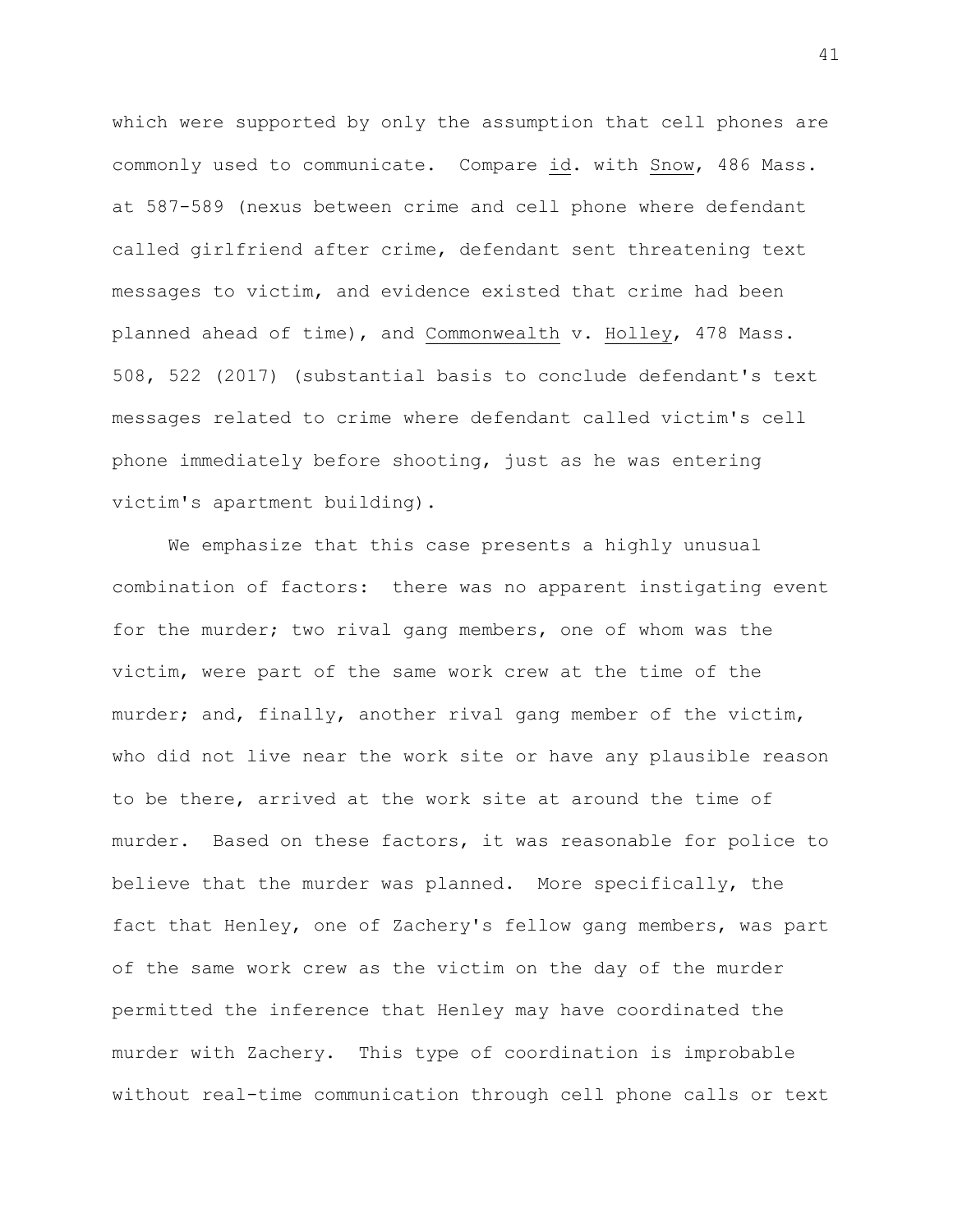which were supported by only the assumption that cell phones are commonly used to communicate. Compare id. with Snow, 486 Mass. at 587-589 (nexus between crime and cell phone where defendant called girlfriend after crime, defendant sent threatening text messages to victim, and evidence existed that crime had been planned ahead of time), and Commonwealth v. Holley, 478 Mass. 508, 522 (2017) (substantial basis to conclude defendant's text messages related to crime where defendant called victim's cell phone immediately before shooting, just as he was entering victim's apartment building).

We emphasize that this case presents a highly unusual combination of factors: there was no apparent instigating event for the murder; two rival gang members, one of whom was the victim, were part of the same work crew at the time of the murder; and, finally, another rival gang member of the victim, who did not live near the work site or have any plausible reason to be there, arrived at the work site at around the time of murder. Based on these factors, it was reasonable for police to believe that the murder was planned. More specifically, the fact that Henley, one of Zachery's fellow gang members, was part of the same work crew as the victim on the day of the murder permitted the inference that Henley may have coordinated the murder with Zachery. This type of coordination is improbable without real-time communication through cell phone calls or text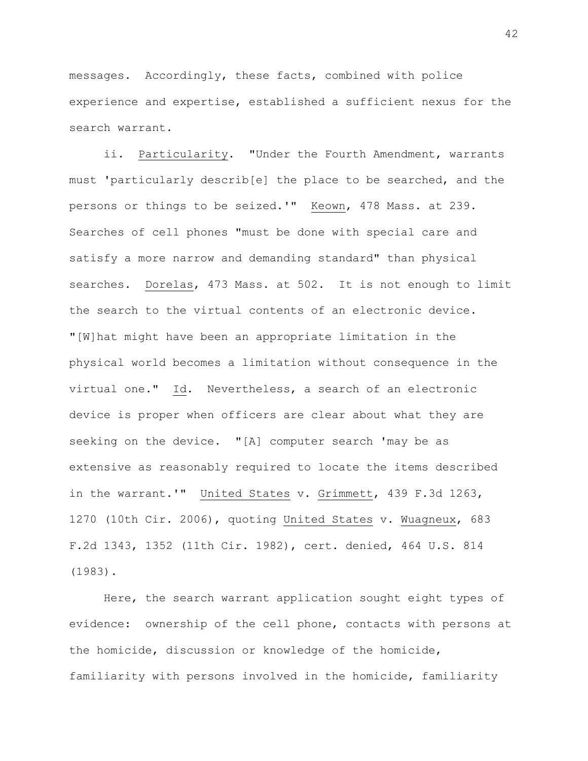messages. Accordingly, these facts, combined with police experience and expertise, established a sufficient nexus for the search warrant.

ii. Particularity. "Under the Fourth Amendment, warrants must 'particularly describ[e] the place to be searched, and the persons or things to be seized.'" Keown, 478 Mass. at 239. Searches of cell phones "must be done with special care and satisfy a more narrow and demanding standard" than physical searches. Dorelas, 473 Mass. at 502. It is not enough to limit the search to the virtual contents of an electronic device. "[W]hat might have been an appropriate limitation in the physical world becomes a limitation without consequence in the virtual one." Id. Nevertheless, a search of an electronic device is proper when officers are clear about what they are seeking on the device. "[A] computer search 'may be as extensive as reasonably required to locate the items described in the warrant.'" United States v. Grimmett, 439 F.3d 1263, 1270 (10th Cir. 2006), quoting United States v. Wuagneux, 683 F.2d 1343, 1352 (11th Cir. 1982), cert. denied, 464 U.S. 814 (1983).

Here, the search warrant application sought eight types of evidence: ownership of the cell phone, contacts with persons at the homicide, discussion or knowledge of the homicide, familiarity with persons involved in the homicide, familiarity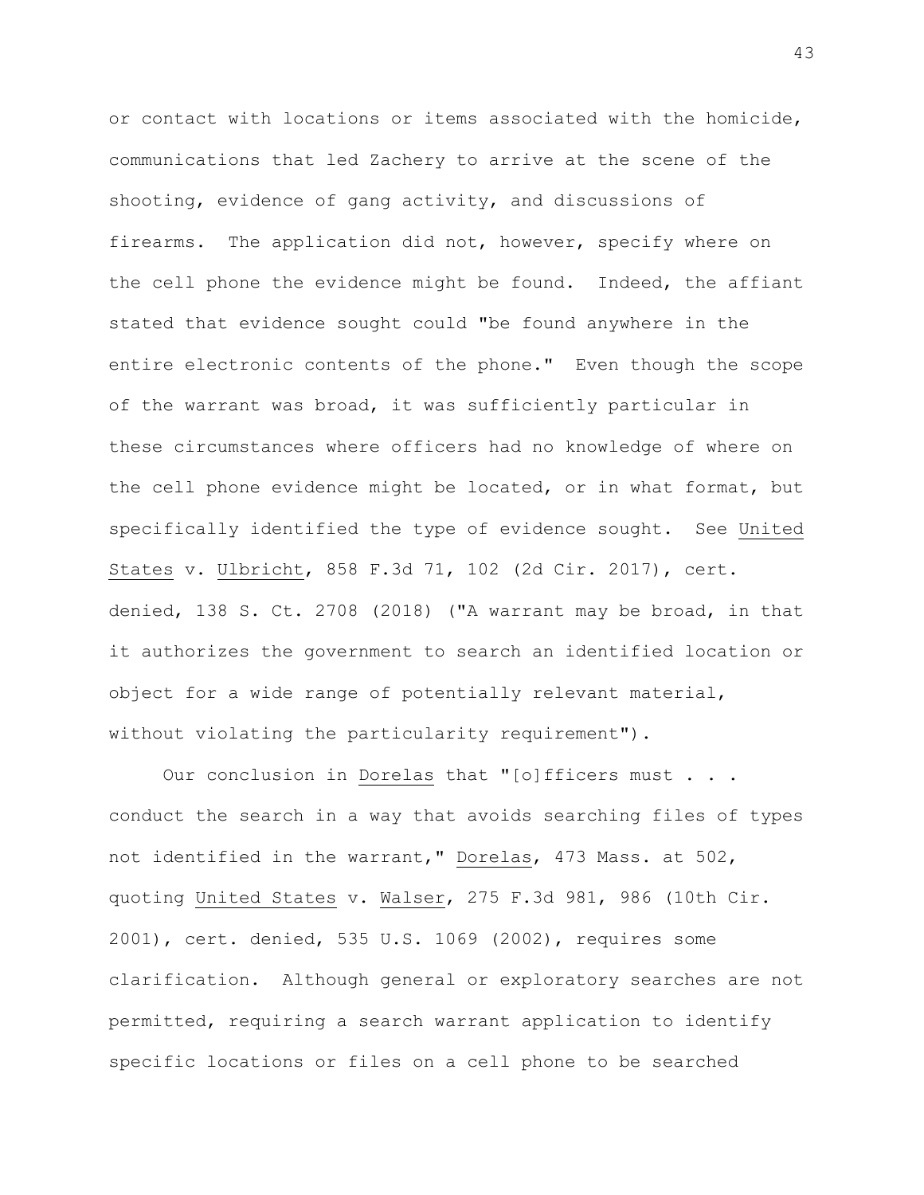or contact with locations or items associated with the homicide, communications that led Zachery to arrive at the scene of the shooting, evidence of gang activity, and discussions of firearms. The application did not, however, specify where on the cell phone the evidence might be found. Indeed, the affiant stated that evidence sought could "be found anywhere in the entire electronic contents of the phone." Even though the scope of the warrant was broad, it was sufficiently particular in these circumstances where officers had no knowledge of where on the cell phone evidence might be located, or in what format, but specifically identified the type of evidence sought. See United States v. Ulbricht, 858 F.3d 71, 102 (2d Cir. 2017), cert. denied, 138 S. Ct. 2708 (2018) ("A warrant may be broad, in that it authorizes the government to search an identified location or object for a wide range of potentially relevant material, without violating the particularity requirement").

Our conclusion in Dorelas that "[o]fficers must . . . conduct the search in a way that avoids searching files of types not identified in the warrant," Dorelas, 473 Mass. at 502, quoting United States v. Walser, 275 F.3d 981, 986 (10th Cir. 2001), cert. denied, 535 U.S. 1069 (2002), requires some clarification. Although general or exploratory searches are not permitted, requiring a search warrant application to identify specific locations or files on a cell phone to be searched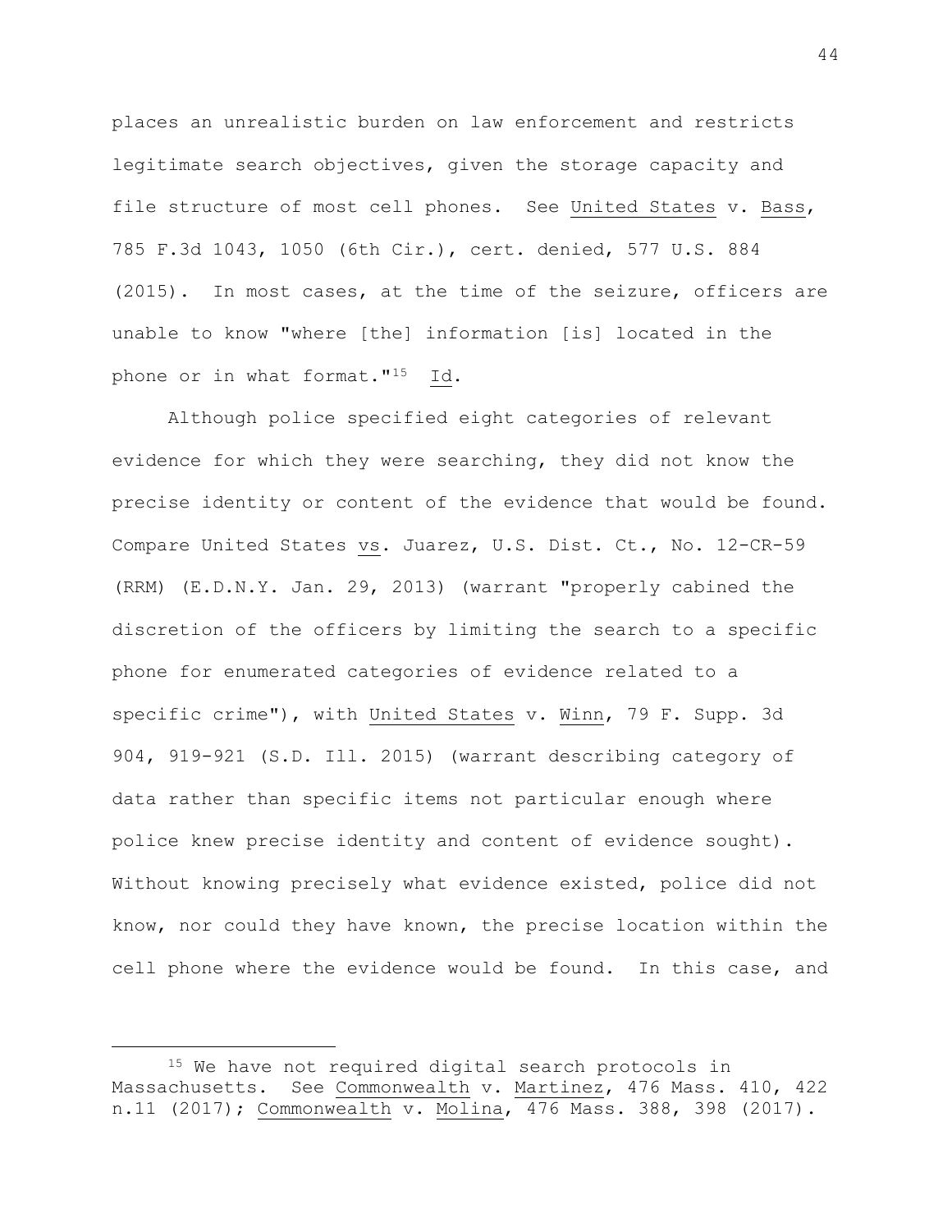places an unrealistic burden on law enforcement and restricts legitimate search objectives, given the storage capacity and file structure of most cell phones. See United States v. Bass, 785 F.3d 1043, 1050 (6th Cir.), cert. denied, 577 U.S. 884 (2015). In most cases, at the time of the seizure, officers are unable to know "where [the] information [is] located in the phone or in what format."[15] Id.

Although police specified eight categories of relevant evidence for which they were searching, they did not know the precise identity or content of the evidence that would be found. Compare United States vs. Juarez, U.S. Dist. Ct., No. 12-CR-59 (RRM) (E.D.N.Y. Jan. 29, 2013) (warrant "properly cabined the discretion of the officers by limiting the search to a specific phone for enumerated categories of evidence related to a specific crime"), with United States v. Winn, 79 F. Supp. 3d 904, 919-921 (S.D. Ill. 2015) (warrant describing category of data rather than specific items not particular enough where police knew precise identity and content of evidence sought). Without knowing precisely what evidence existed, police did not know, nor could they have known, the precise location within the cell phone where the evidence would be found. In this case, and

---

[15] We have not required digital search protocols in Massachusetts. See Commonwealth v. Martinez, 476 Mass. 410, 422 n.11 (2017); Commonwealth v. Molina, 476 Mass. 388, 398 (2017).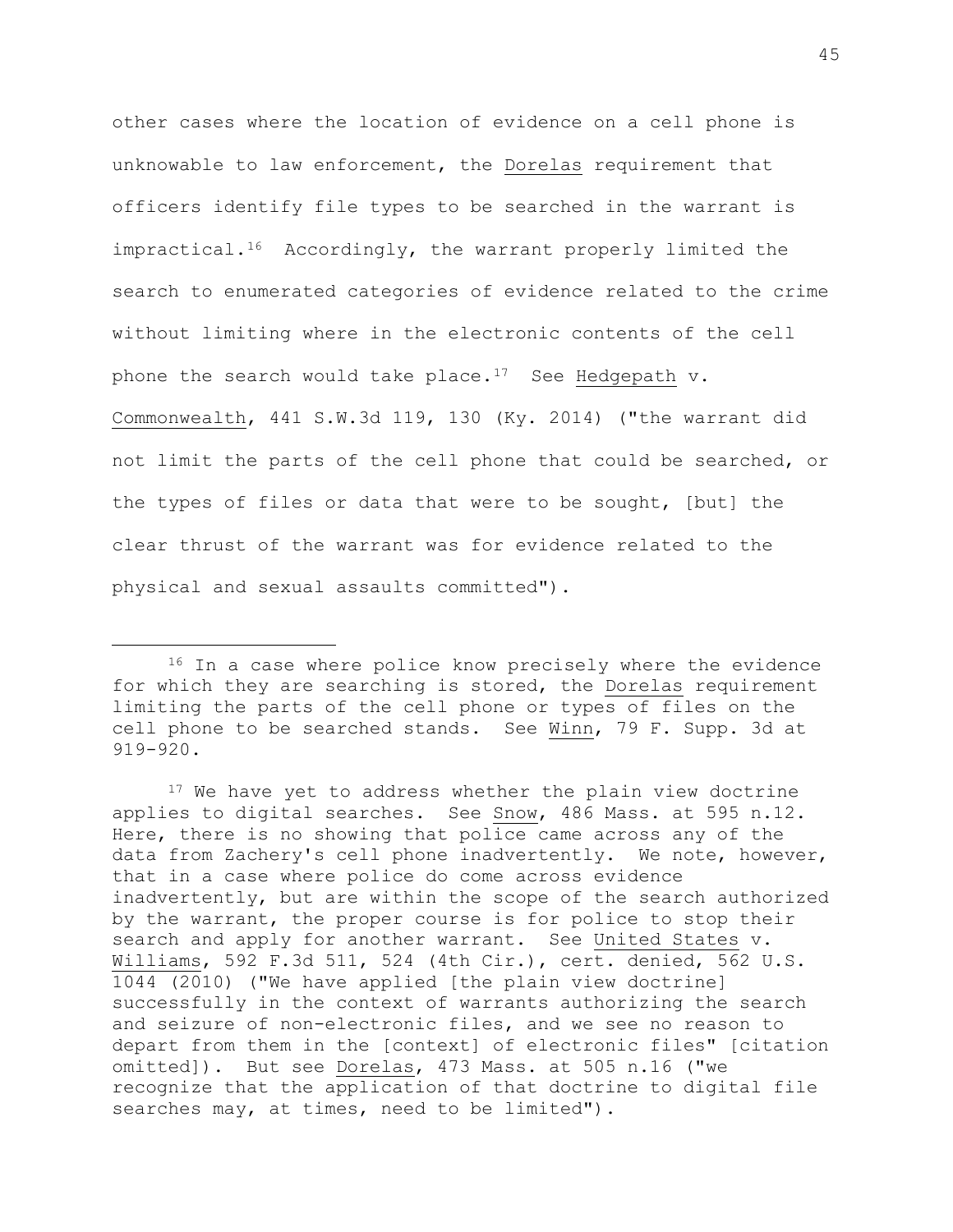other cases where the location of evidence on a cell phone is unknowable to law enforcement, the Dorelas requirement that officers identify file types to be searched in the warrant is impractical.[16] Accordingly, the warrant properly limited the search to enumerated categories of evidence related to the crime without limiting where in the electronic contents of the cell phone the search would take place.[17] See Hedgepath v. Commonwealth, 441 S.W.3d 119, 130 (Ky. 2014) ("the warrant did not limit the parts of the cell phone that could be searched, or the types of files or data that were to be sought, [but] the clear thrust of the warrant was for evidence related to the physical and sexual assaults committed").

---

[16] In a case where police know precisely where the evidence for which they are searching is stored, the Dorelas requirement limiting the parts of the cell phone or types of files on the cell phone to be searched stands. See Winn, 79 F. Supp. 3d at 919-920.

[17] We have yet to address whether the plain view doctrine applies to digital searches. See Snow, 486 Mass. at 595 n.12. Here, there is no showing that police came across any of the data from Zachery's cell phone inadvertently. We note, however, that in a case where police do come across evidence inadvertently, but are within the scope of the search authorized by the warrant, the proper course is for police to stop their search and apply for another warrant. See United States v. Williams, 592 F.3d 511, 524 (4th Cir.), cert. denied, 562 U.S. 1044 (2010) ("We have applied [the plain view doctrine] successfully in the context of warrants authorizing the search and seizure of non-electronic files, and we see no reason to depart from them in the [context] of electronic files" [citation omitted]). But see Dorelas, 473 Mass. at 505 n.16 ("we recognize that the application of that doctrine to digital file searches may, at times, need to be limited").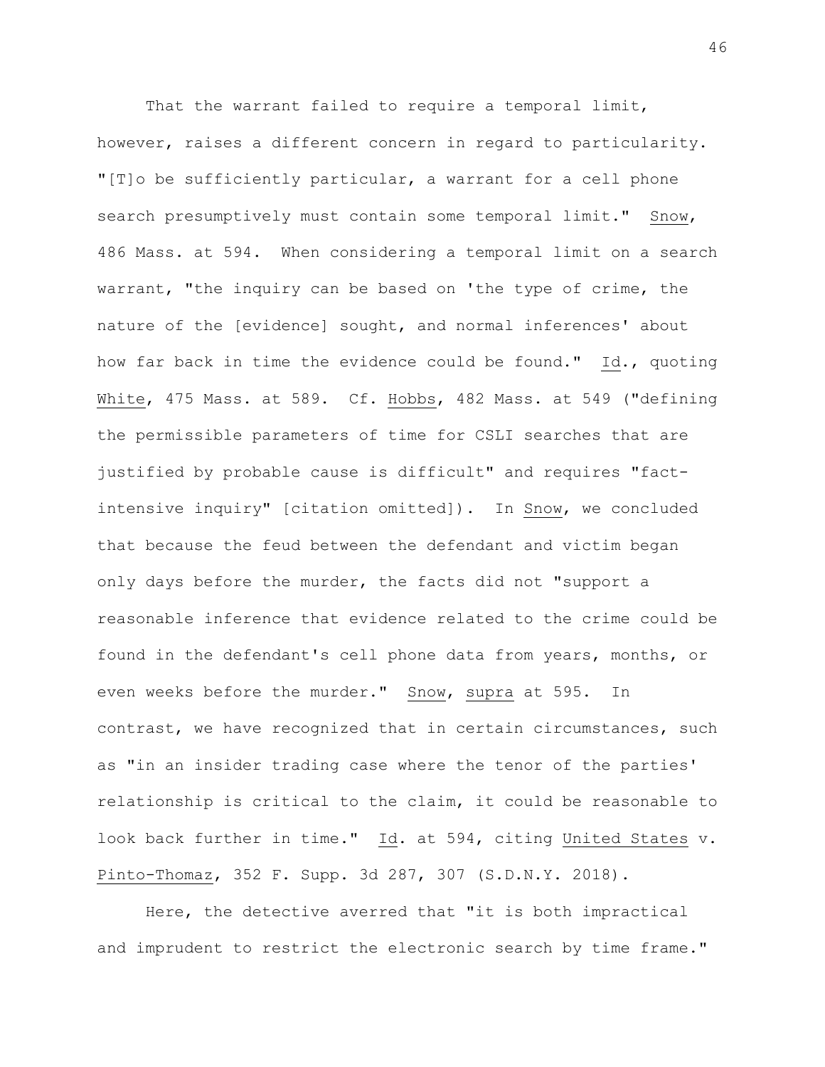That the warrant failed to require a temporal limit, however, raises a different concern in regard to particularity. "[T]o be sufficiently particular, a warrant for a cell phone search presumptively must contain some temporal limit." Snow, 486 Mass. at 594. When considering a temporal limit on a search warrant, "the inquiry can be based on 'the type of crime, the nature of the [evidence] sought, and normal inferences' about how far back in time the evidence could be found." Id., quoting White, 475 Mass. at 589. Cf. Hobbs, 482 Mass. at 549 ("defining the permissible parameters of time for CSLI searches that are justified by probable cause is difficult" and requires "fact-intensive inquiry" [citation omitted]). In Snow, we concluded that because the feud between the defendant and victim began only days before the murder, the facts did not "support a reasonable inference that evidence related to the crime could be found in the defendant's cell phone data from years, months, or even weeks before the murder." Snow, supra at 595. In contrast, we have recognized that in certain circumstances, such as "in an insider trading case where the tenor of the parties' relationship is critical to the claim, it could be reasonable to look back further in time." Id. at 594, citing United States v. Pinto-Thomaz, 352 F. Supp. 3d 287, 307 (S.D.N.Y. 2018).

Here, the detective averred that "it is both impractical and imprudent to restrict the electronic search by time frame."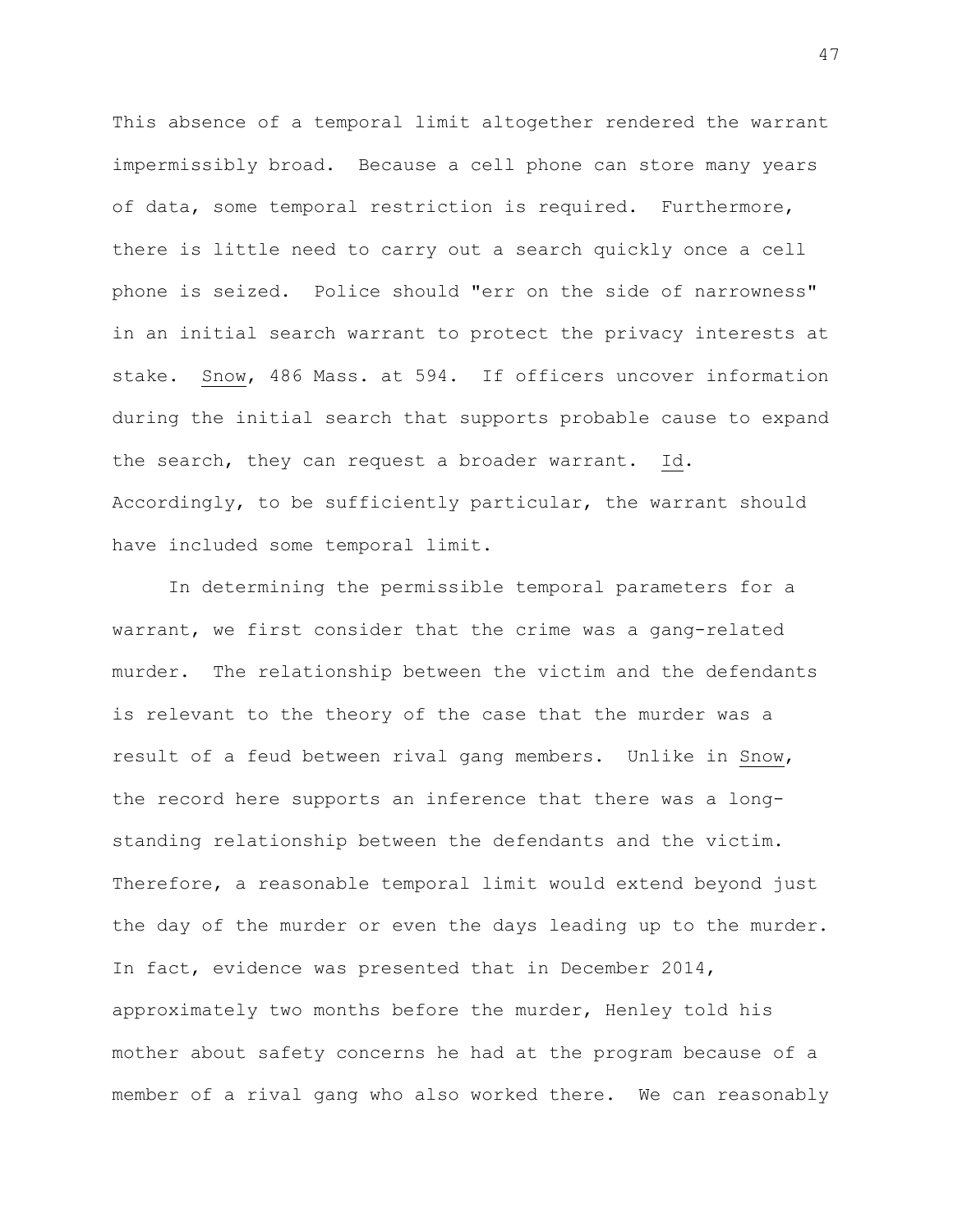This absence of a temporal limit altogether rendered the warrant impermissibly broad. Because a cell phone can store many years of data, some temporal restriction is required. Furthermore, there is little need to carry out a search quickly once a cell phone is seized. Police should "err on the side of narrowness" in an initial search warrant to protect the privacy interests at stake. Snow, 486 Mass. at 594. If officers uncover information during the initial search that supports probable cause to expand the search, they can request a broader warrant. Id. Accordingly, to be sufficiently particular, the warrant should have included some temporal limit.

In determining the permissible temporal parameters for a warrant, we first consider that the crime was a gang-related murder. The relationship between the victim and the defendants is relevant to the theory of the case that the murder was a result of a feud between rival gang members. Unlike in Snow, the record here supports an inference that there was a long-standing relationship between the defendants and the victim. Therefore, a reasonable temporal limit would extend beyond just the day of the murder or even the days leading up to the murder. In fact, evidence was presented that in December 2014, approximately two months before the murder, Henley told his mother about safety concerns he had at the program because of a member of a rival gang who also worked there. We can reasonably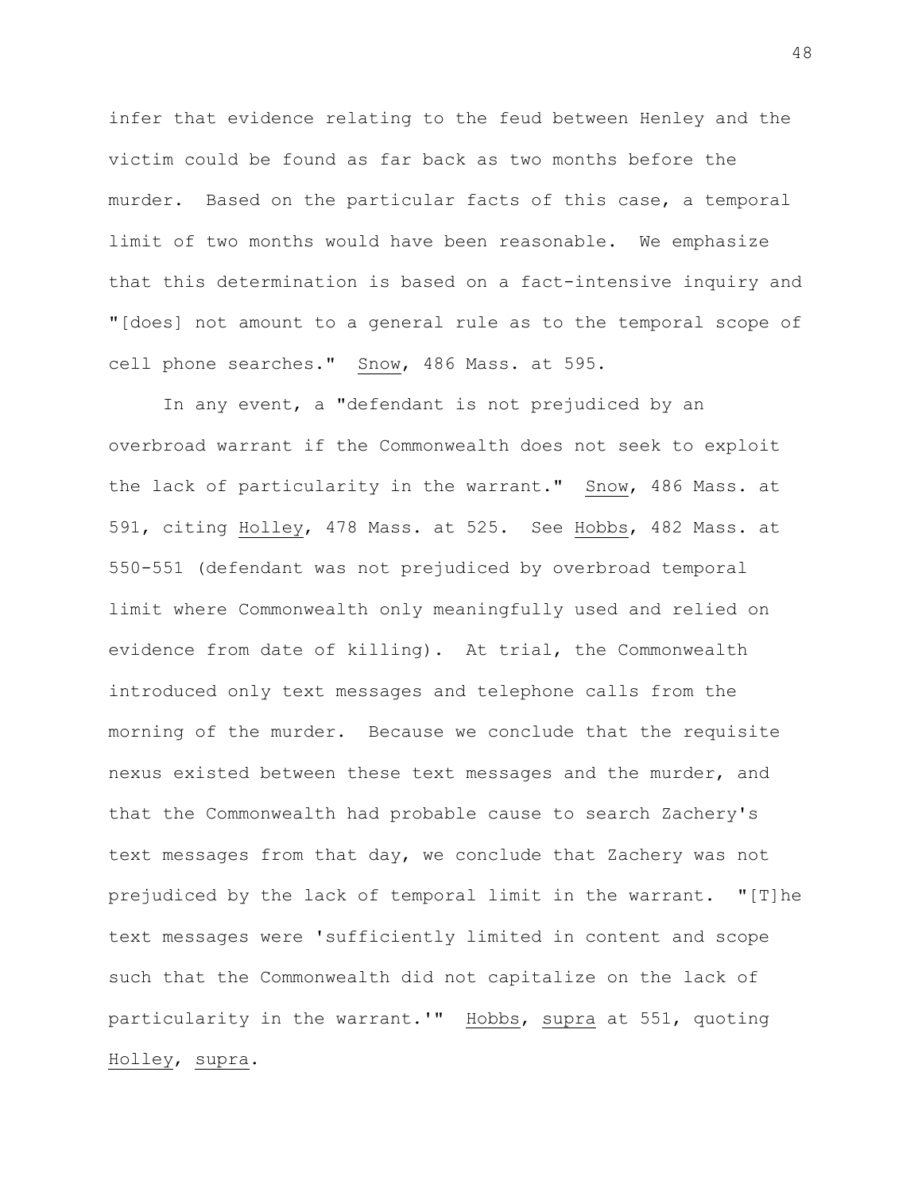infer that evidence relating to the feud between Henley and the victim could be found as far back as two months before the murder. Based on the particular facts of this case, a temporal limit of two months would have been reasonable. We emphasize that this determination is based on a fact-intensive inquiry and "[does] not amount to a general rule as to the temporal scope of cell phone searches." Snow, 486 Mass. at 595.

In any event, a "defendant is not prejudiced by an overbroad warrant if the Commonwealth does not seek to exploit the lack of particularity in the warrant." Snow, 486 Mass. at 591, citing Holley, 478 Mass. at 525. See Hobbs, 482 Mass. at 550-551 (defendant was not prejudiced by overbroad temporal limit where Commonwealth only meaningfully used and relied on evidence from date of killing). At trial, the Commonwealth introduced only text messages and telephone calls from the morning of the murder. Because we conclude that the requisite nexus existed between these text messages and the murder, and that the Commonwealth had probable cause to search Zachery's text messages from that day, we conclude that Zachery was not prejudiced by the lack of temporal limit in the warrant. "[T]he text messages were 'sufficiently limited in content and scope such that the Commonwealth did not capitalize on the lack of particularity in the warrant.'" Hobbs, supra at 551, quoting Holley, supra.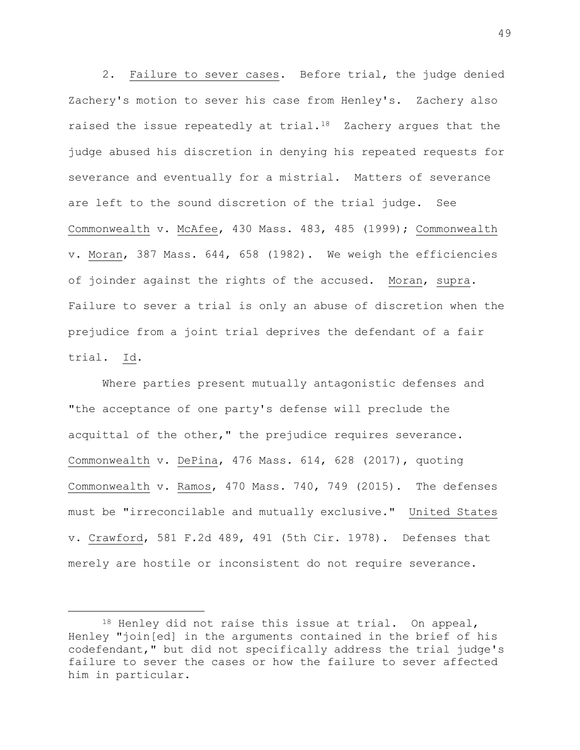2. Failure to sever cases. Before trial, the judge denied Zachery's motion to sever his case from Henley's. Zachery also raised the issue repeatedly at trial.[18] Zachery argues that the judge abused his discretion in denying his repeated requests for severance and eventually for a mistrial. Matters of severance are left to the sound discretion of the trial judge. See Commonwealth v. McAfee, 430 Mass. 483, 485 (1999); Commonwealth v. Moran, 387 Mass. 644, 658 (1982). We weigh the efficiencies of joinder against the rights of the accused. Moran, supra. Failure to sever a trial is only an abuse of discretion when the prejudice from a joint trial deprives the defendant of a fair trial. Id.

Where parties present mutually antagonistic defenses and "the acceptance of one party's defense will preclude the acquittal of the other," the prejudice requires severance. Commonwealth v. DePina, 476 Mass. 614, 628 (2017), quoting Commonwealth v. Ramos, 470 Mass. 740, 749 (2015). The defenses must be "irreconcilable and mutually exclusive." United States v. Crawford, 581 F.2d 489, 491 (5th Cir. 1978). Defenses that merely are hostile or inconsistent do not require severance.

---

[18] Henley did not raise this issue at trial. On appeal, Henley "join[ed] in the arguments contained in the brief of his codefendant," but did not specifically address the trial judge's failure to sever the cases or how the failure to sever affected him in particular.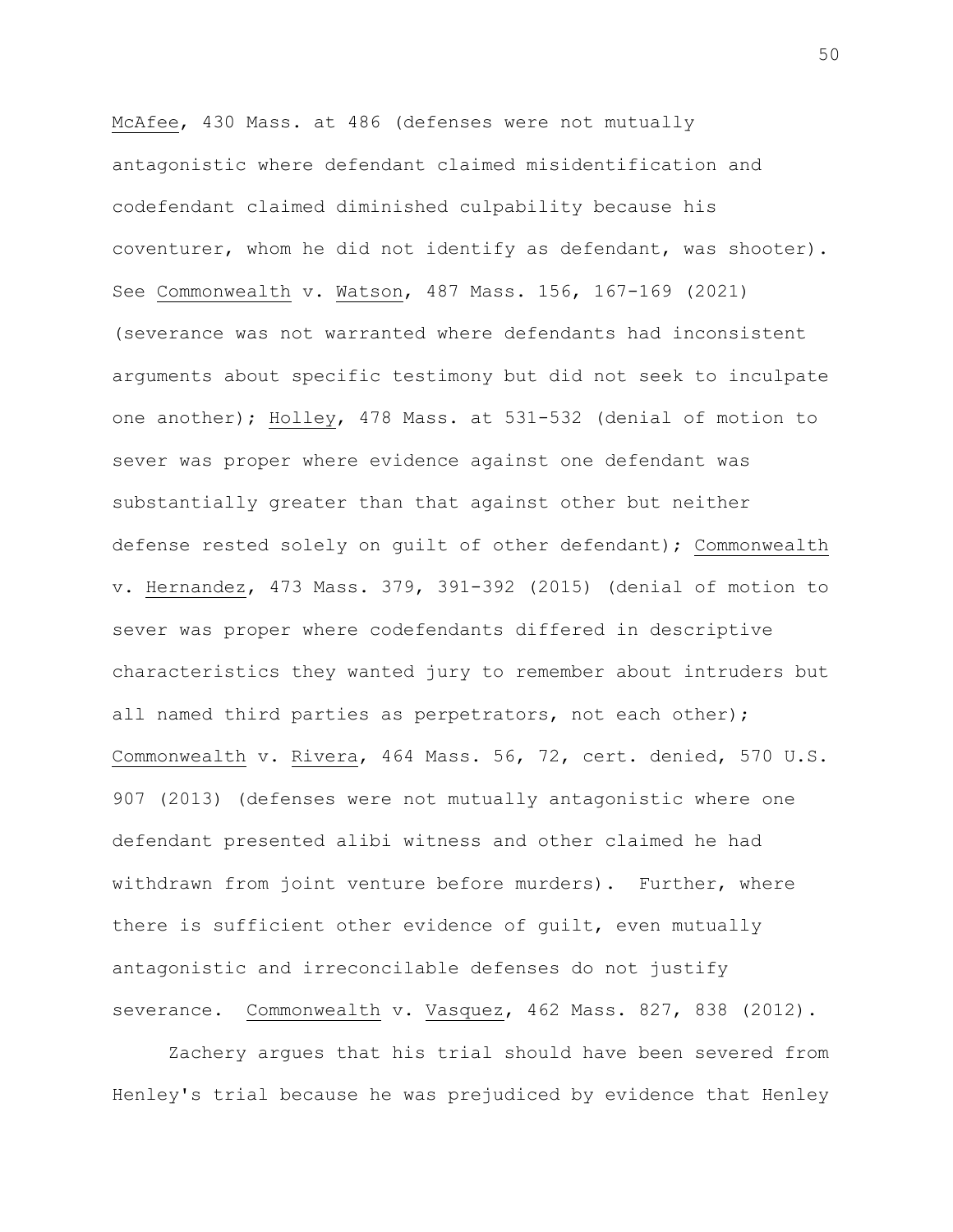McAfee, 430 Mass. at 486 (defenses were not mutually antagonistic where defendant claimed misidentification and codefendant claimed diminished culpability because his coventurer, whom he did not identify as defendant, was shooter). See Commonwealth v. Watson, 487 Mass. 156, 167-169 (2021) (severance was not warranted where defendants had inconsistent arguments about specific testimony but did not seek to inculpate one another); Holley, 478 Mass. at 531-532 (denial of motion to sever was proper where evidence against one defendant was substantially greater than that against other but neither defense rested solely on guilt of other defendant); Commonwealth v. Hernandez, 473 Mass. 379, 391-392 (2015) (denial of motion to sever was proper where codefendants differed in descriptive characteristics they wanted jury to remember about intruders but all named third parties as perpetrators, not each other); Commonwealth v. Rivera, 464 Mass. 56, 72, cert. denied, 570 U.S. 907 (2013) (defenses were not mutually antagonistic where one defendant presented alibi witness and other claimed he had withdrawn from joint venture before murders). Further, where there is sufficient other evidence of guilt, even mutually antagonistic and irreconcilable defenses do not justify severance. Commonwealth v. Vasquez, 462 Mass. 827, 838 (2012).

Zachery argues that his trial should have been severed from Henley's trial because he was prejudiced by evidence that Henley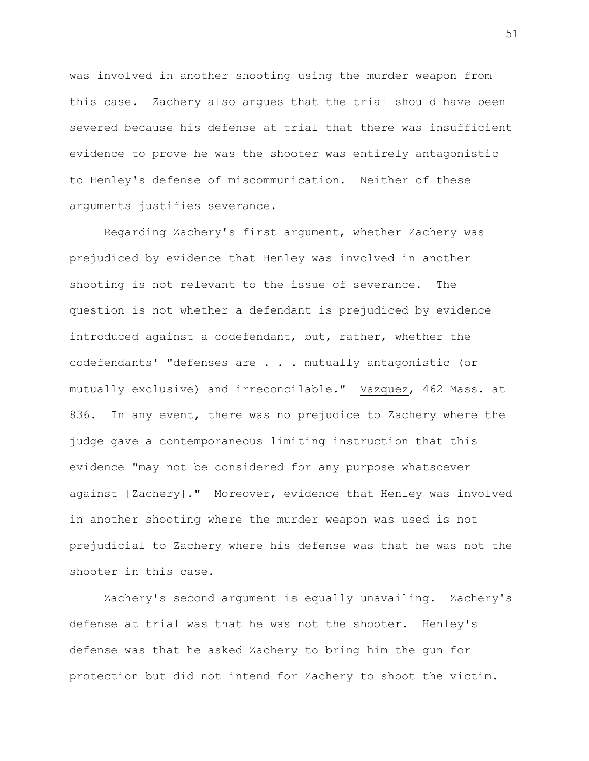was involved in another shooting using the murder weapon from this case. Zachery also argues that the trial should have been severed because his defense at trial that there was insufficient evidence to prove he was the shooter was entirely antagonistic to Henley's defense of miscommunication. Neither of these arguments justifies severance.

Regarding Zachery's first argument, whether Zachery was prejudiced by evidence that Henley was involved in another shooting is not relevant to the issue of severance. The question is not whether a defendant is prejudiced by evidence introduced against a codefendant, but, rather, whether the codefendants' "defenses are . . . mutually antagonistic (or mutually exclusive) and irreconcilable." Vazquez, 462 Mass. at 836. In any event, there was no prejudice to Zachery where the judge gave a contemporaneous limiting instruction that this evidence "may not be considered for any purpose whatsoever against [Zachery]." Moreover, evidence that Henley was involved in another shooting where the murder weapon was used is not prejudicial to Zachery where his defense was that he was not the shooter in this case.

Zachery's second argument is equally unavailing. Zachery's defense at trial was that he was not the shooter. Henley's defense was that he asked Zachery to bring him the gun for protection but did not intend for Zachery to shoot the victim.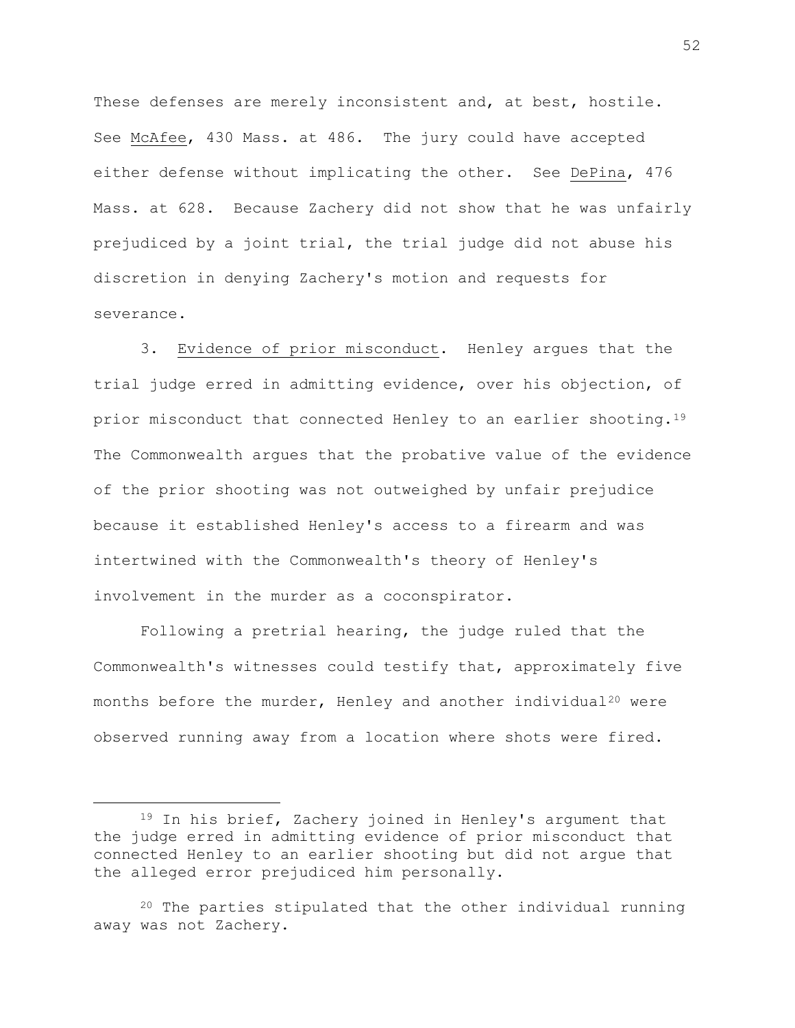These defenses are merely inconsistent and, at best, hostile. See McAfee, 430 Mass. at 486. The jury could have accepted either defense without implicating the other. See DePina, 476 Mass. at 628. Because Zachery did not show that he was unfairly prejudiced by a joint trial, the trial judge did not abuse his discretion in denying Zachery's motion and requests for severance.

3. Evidence of prior misconduct. Henley argues that the trial judge erred in admitting evidence, over his objection, of prior misconduct that connected Henley to an earlier shooting.[19] The Commonwealth argues that the probative value of the evidence of the prior shooting was not outweighed by unfair prejudice because it established Henley's access to a firearm and was intertwined with the Commonwealth's theory of Henley's involvement in the murder as a coconspirator.

Following a pretrial hearing, the judge ruled that the Commonwealth's witnesses could testify that, approximately five months before the murder, Henley and another individual[20] were observed running away from a location where shots were fired.

---

[19] In his brief, Zachery joined in Henley's argument that the judge erred in admitting evidence of prior misconduct that connected Henley to an earlier shooting but did not argue that the alleged error prejudiced him personally.

[20] The parties stipulated that the other individual running away was not Zachery.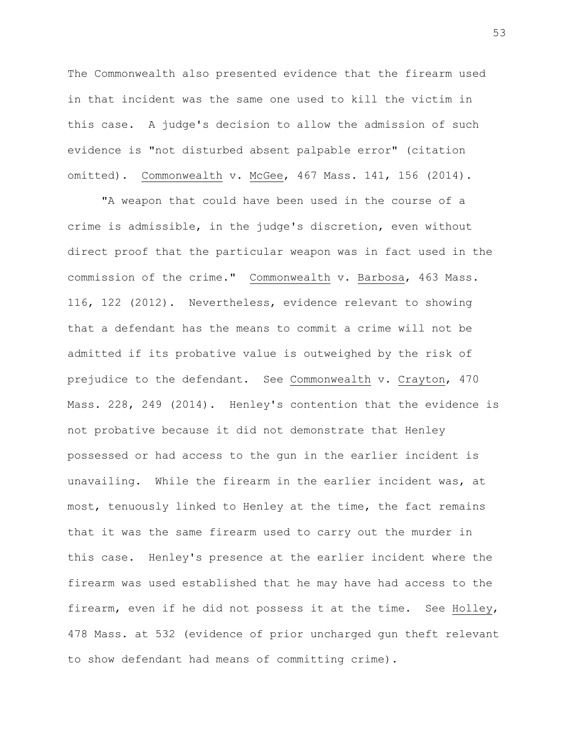The Commonwealth also presented evidence that the firearm used in that incident was the same one used to kill the victim in this case. A judge's decision to allow the admission of such evidence is "not disturbed absent palpable error" (citation omitted). Commonwealth v. McGee, 467 Mass. 141, 156 (2014).

"A weapon that could have been used in the course of a crime is admissible, in the judge's discretion, even without direct proof that the particular weapon was in fact used in the commission of the crime." Commonwealth v. Barbosa, 463 Mass. 116, 122 (2012). Nevertheless, evidence relevant to showing that a defendant has the means to commit a crime will not be admitted if its probative value is outweighed by the risk of prejudice to the defendant. See Commonwealth v. Crayton, 470 Mass. 228, 249 (2014). Henley's contention that the evidence is not probative because it did not demonstrate that Henley possessed or had access to the gun in the earlier incident is unavailing. While the firearm in the earlier incident was, at most, tenuously linked to Henley at the time, the fact remains that it was the same firearm used to carry out the murder in this case. Henley's presence at the earlier incident where the firearm was used established that he may have had access to the firearm, even if he did not possess it at the time. See Holley, 478 Mass. at 532 (evidence of prior uncharged gun theft relevant to show defendant had means of committing crime).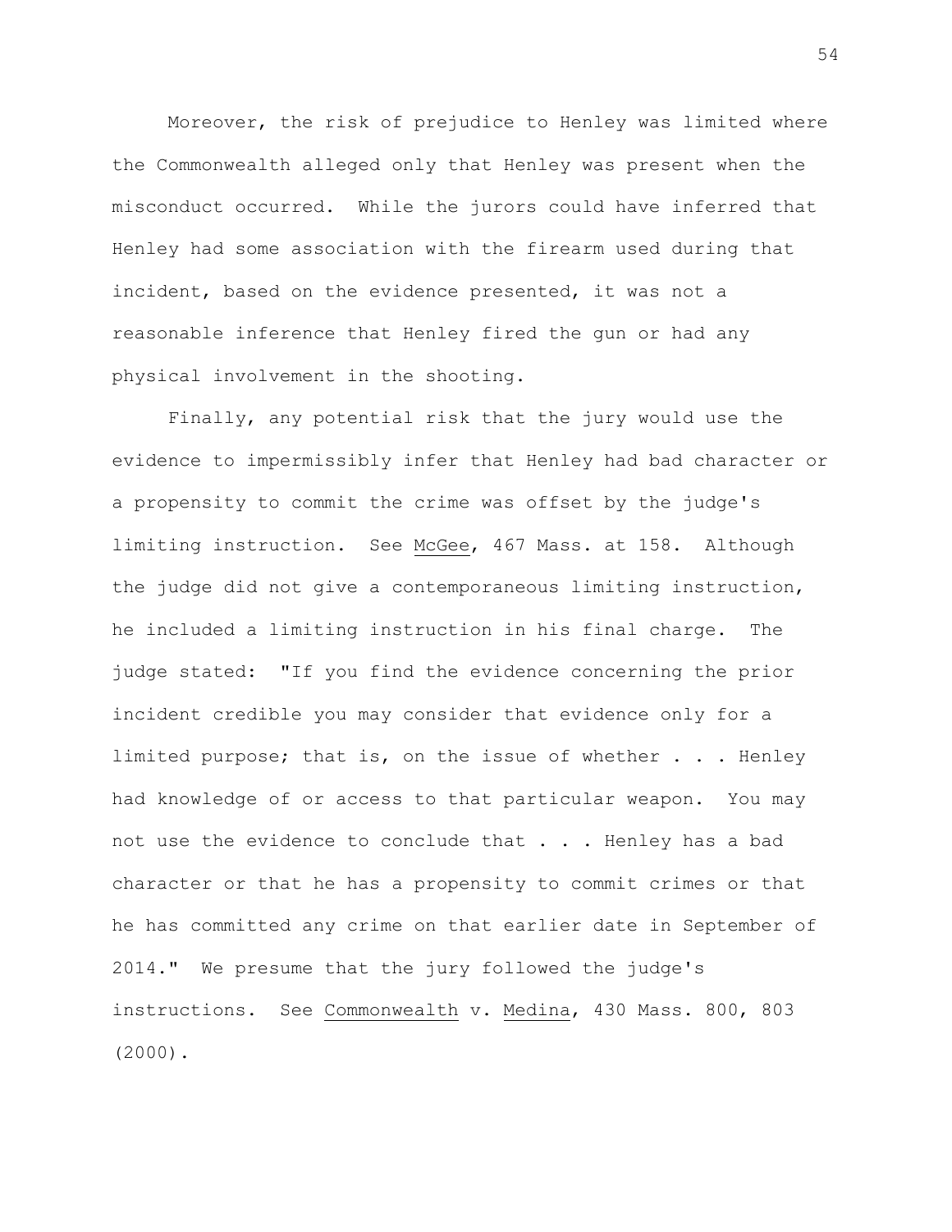Moreover, the risk of prejudice to Henley was limited where the Commonwealth alleged only that Henley was present when the misconduct occurred. While the jurors could have inferred that Henley had some association with the firearm used during that incident, based on the evidence presented, it was not a reasonable inference that Henley fired the gun or had any physical involvement in the shooting.

Finally, any potential risk that the jury would use the evidence to impermissibly infer that Henley had bad character or a propensity to commit the crime was offset by the judge's limiting instruction. See McGee, 467 Mass. at 158. Although the judge did not give a contemporaneous limiting instruction, he included a limiting instruction in his final charge. The judge stated: "If you find the evidence concerning the prior incident credible you may consider that evidence only for a limited purpose; that is, on the issue of whether . . . Henley had knowledge of or access to that particular weapon. You may not use the evidence to conclude that . . . Henley has a bad character or that he has a propensity to commit crimes or that he has committed any crime on that earlier date in September of 2014." We presume that the jury followed the judge's instructions. See Commonwealth v. Medina, 430 Mass. 800, 803 (2000).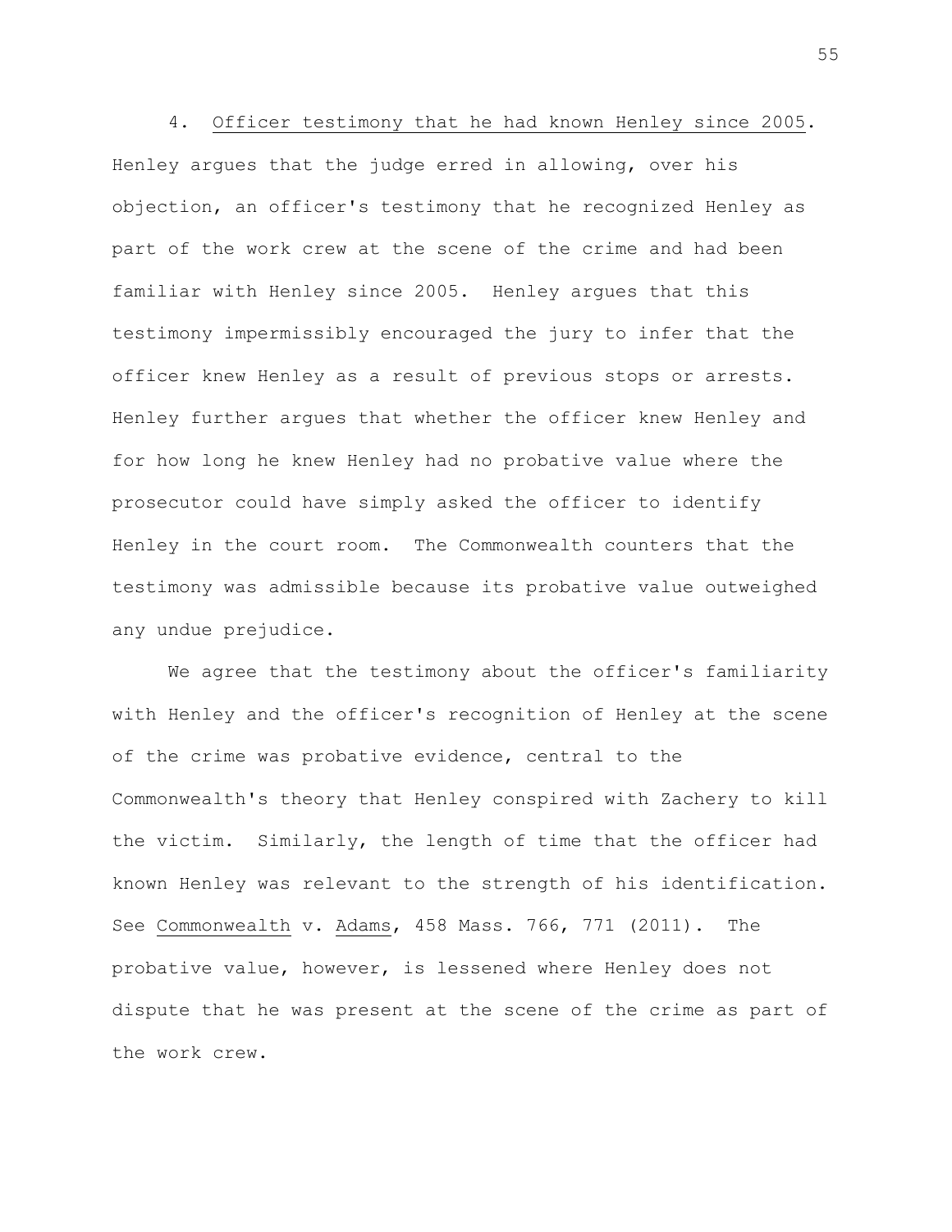4. Officer testimony that he had known Henley since 2005. Henley argues that the judge erred in allowing, over his objection, an officer's testimony that he recognized Henley as part of the work crew at the scene of the crime and had been familiar with Henley since 2005. Henley argues that this testimony impermissibly encouraged the jury to infer that the officer knew Henley as a result of previous stops or arrests. Henley further argues that whether the officer knew Henley and for how long he knew Henley had no probative value where the prosecutor could have simply asked the officer to identify Henley in the court room. The Commonwealth counters that the testimony was admissible because its probative value outweighed any undue prejudice.

We agree that the testimony about the officer's familiarity with Henley and the officer's recognition of Henley at the scene of the crime was probative evidence, central to the Commonwealth's theory that Henley conspired with Zachery to kill the victim. Similarly, the length of time that the officer had known Henley was relevant to the strength of his identification. See Commonwealth v. Adams, 458 Mass. 766, 771 (2011). The probative value, however, is lessened where Henley does not dispute that he was present at the scene of the crime as part of the work crew.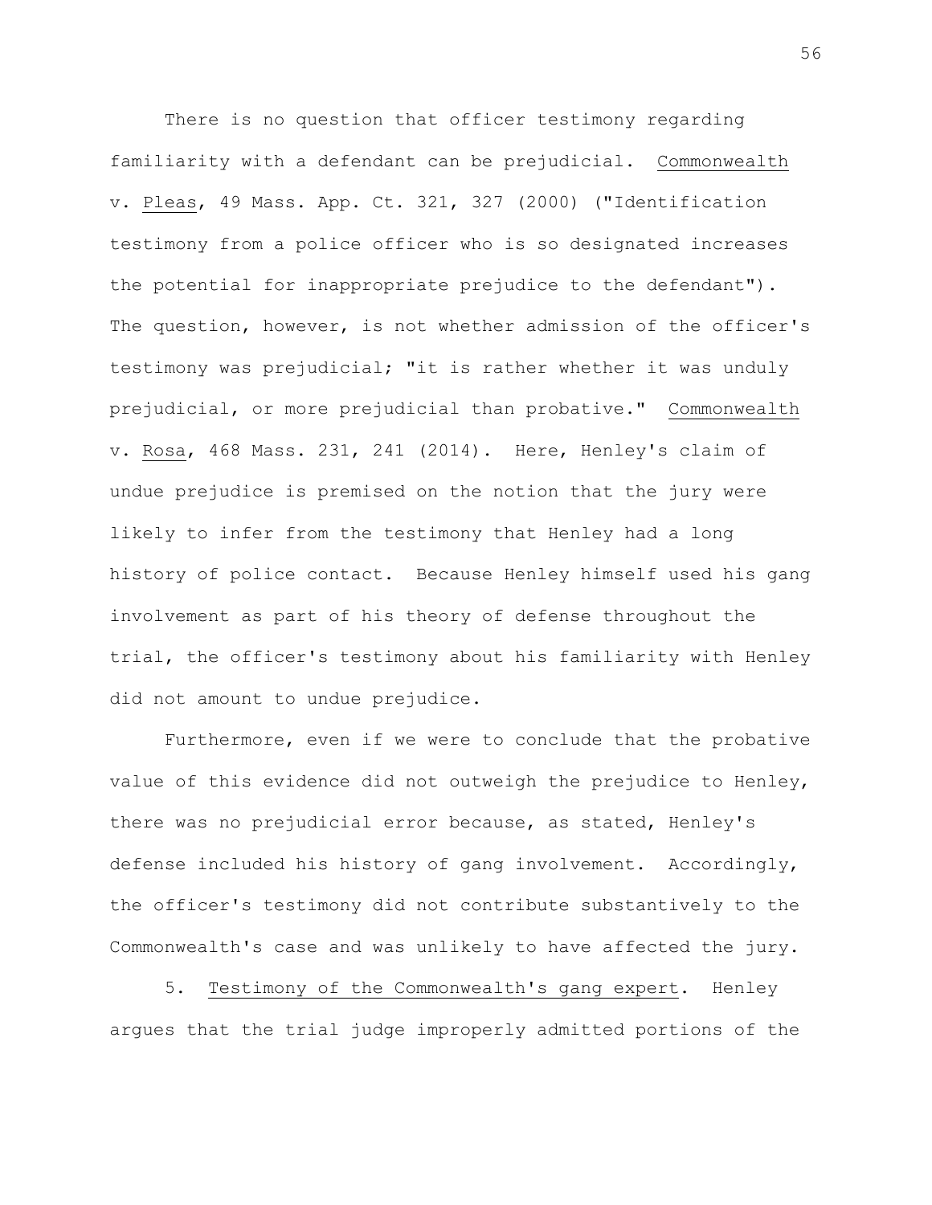There is no question that officer testimony regarding familiarity with a defendant can be prejudicial. Commonwealth v. Pleas, 49 Mass. App. Ct. 321, 327 (2000) ("Identification testimony from a police officer who is so designated increases the potential for inappropriate prejudice to the defendant"). The question, however, is not whether admission of the officer's testimony was prejudicial; "it is rather whether it was unduly prejudicial, or more prejudicial than probative." Commonwealth v. Rosa, 468 Mass. 231, 241 (2014). Here, Henley's claim of undue prejudice is premised on the notion that the jury were likely to infer from the testimony that Henley had a long history of police contact. Because Henley himself used his gang involvement as part of his theory of defense throughout the trial, the officer's testimony about his familiarity with Henley did not amount to undue prejudice.

Furthermore, even if we were to conclude that the probative value of this evidence did not outweigh the prejudice to Henley, there was no prejudicial error because, as stated, Henley's defense included his history of gang involvement. Accordingly, the officer's testimony did not contribute substantively to the Commonwealth's case and was unlikely to have affected the jury.

5. Testimony of the Commonwealth's gang expert. Henley argues that the trial judge improperly admitted portions of the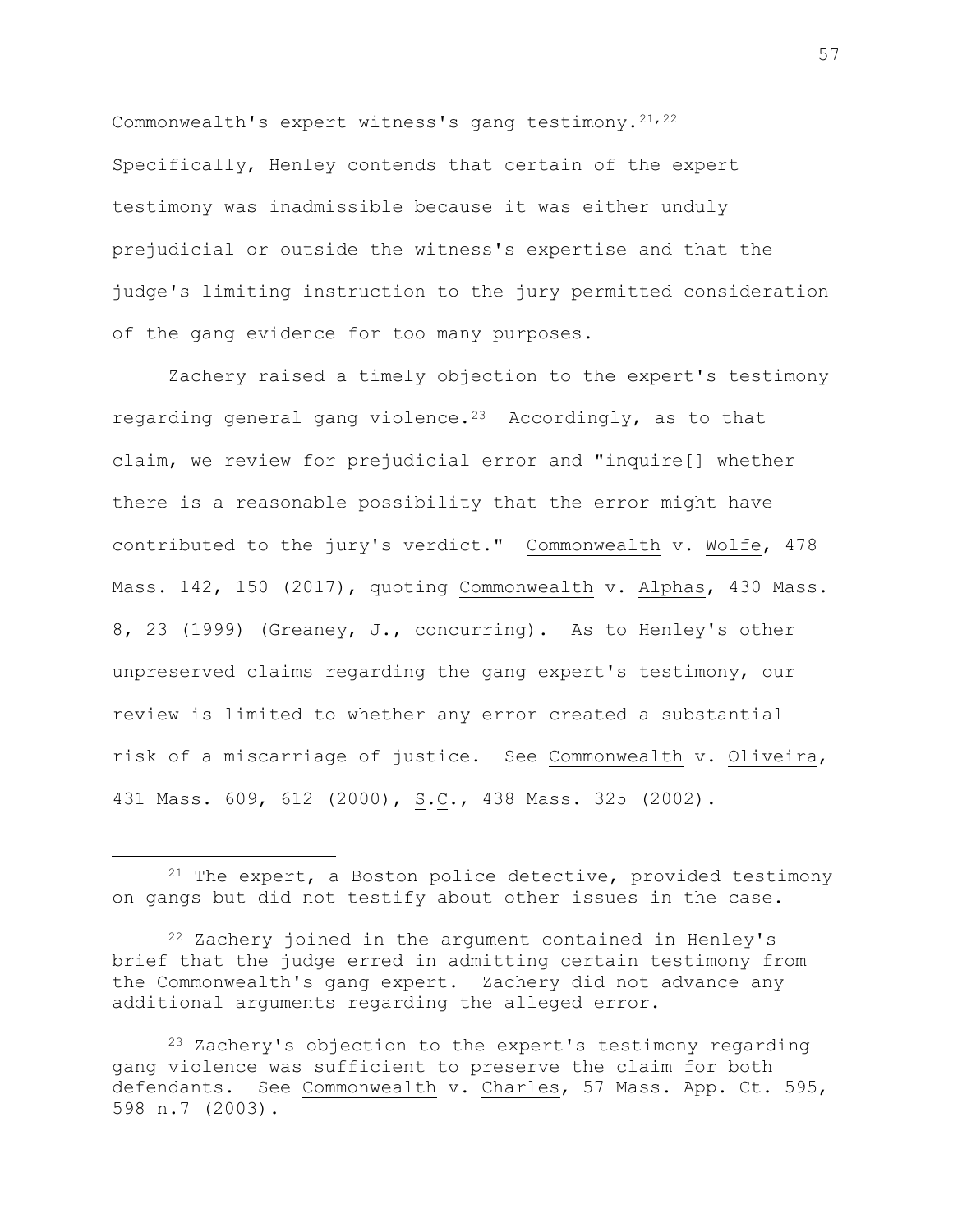Commonwealth's expert witness's gang testimony.[21,22] Specifically, Henley contends that certain of the expert testimony was inadmissible because it was either unduly prejudicial or outside the witness's expertise and that the judge's limiting instruction to the jury permitted consideration of the gang evidence for too many purposes.

Zachery raised a timely objection to the expert's testimony regarding general gang violence.[23] Accordingly, as to that claim, we review for prejudicial error and "inquire[] whether there is a reasonable possibility that the error might have contributed to the jury's verdict." Commonwealth v. Wolfe, 478 Mass. 142, 150 (2017), quoting Commonwealth v. Alphas, 430 Mass. 8, 23 (1999) (Greaney, J., concurring). As to Henley's other unpreserved claims regarding the gang expert's testimony, our review is limited to whether any error created a substantial risk of a miscarriage of justice. See Commonwealth v. Oliveira, 431 Mass. 609, 612 (2000), S.C., 438 Mass. 325 (2002).

---

[21] The expert, a Boston police detective, provided testimony on gangs but did not testify about other issues in the case.

[22] Zachery joined in the argument contained in Henley's brief that the judge erred in admitting certain testimony from the Commonwealth's gang expert. Zachery did not advance any additional arguments regarding the alleged error.

[23] Zachery's objection to the expert's testimony regarding gang violence was sufficient to preserve the claim for both defendants. See Commonwealth v. Charles, 57 Mass. App. Ct. 595, 598 n.7 (2003).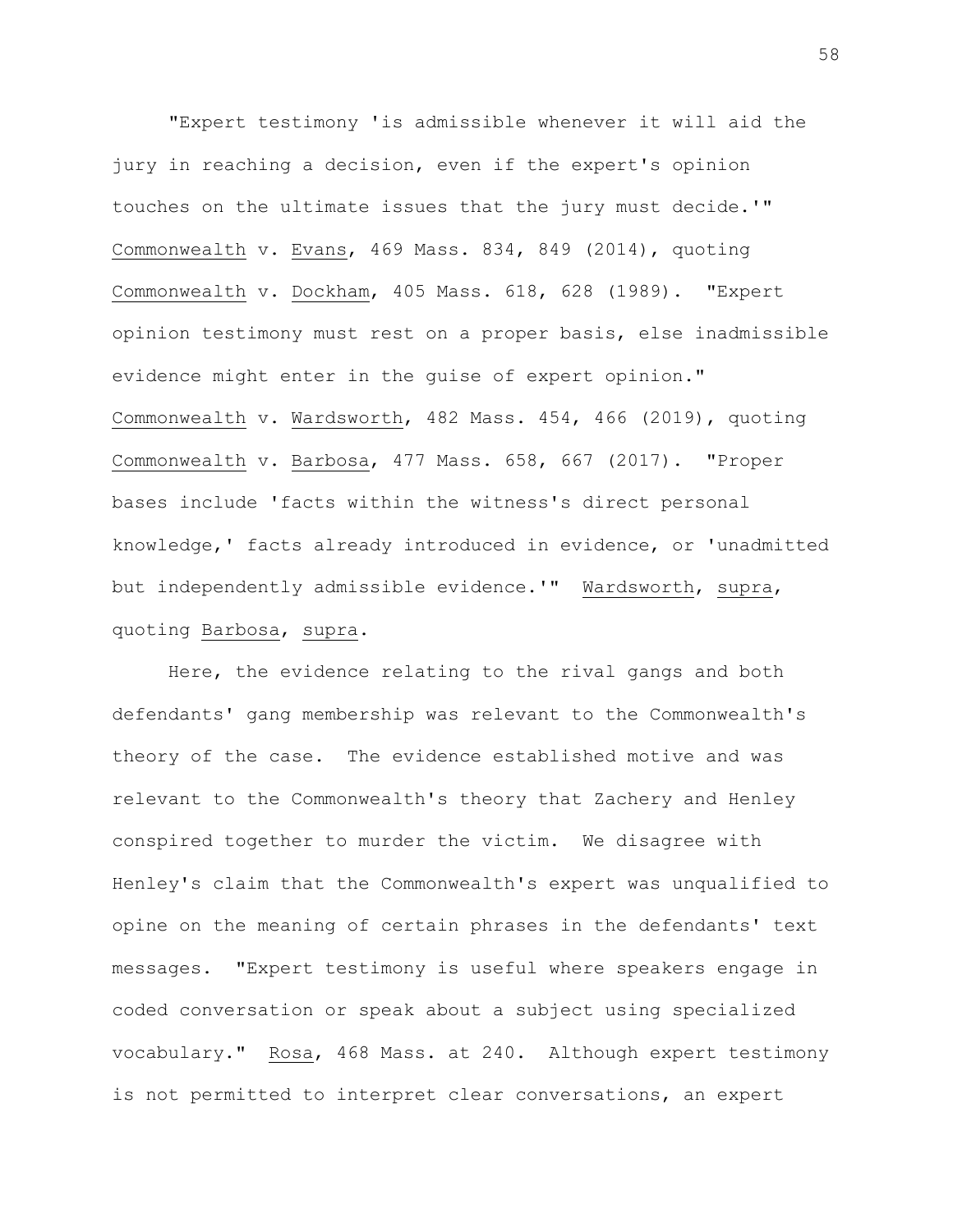"Expert testimony 'is admissible whenever it will aid the jury in reaching a decision, even if the expert's opinion touches on the ultimate issues that the jury must decide.'" Commonwealth v. Evans, 469 Mass. 834, 849 (2014), quoting Commonwealth v. Dockham, 405 Mass. 618, 628 (1989). "Expert opinion testimony must rest on a proper basis, else inadmissible evidence might enter in the guise of expert opinion." Commonwealth v. Wardsworth, 482 Mass. 454, 466 (2019), quoting Commonwealth v. Barbosa, 477 Mass. 658, 667 (2017). "Proper bases include 'facts within the witness's direct personal knowledge,' facts already introduced in evidence, or 'unadmitted but independently admissible evidence.'" Wardsworth, supra, quoting Barbosa, supra.

Here, the evidence relating to the rival gangs and both defendants' gang membership was relevant to the Commonwealth's theory of the case. The evidence established motive and was relevant to the Commonwealth's theory that Zachery and Henley conspired together to murder the victim. We disagree with Henley's claim that the Commonwealth's expert was unqualified to opine on the meaning of certain phrases in the defendants' text messages. "Expert testimony is useful where speakers engage in coded conversation or speak about a subject using specialized vocabulary." Rosa, 468 Mass. at 240. Although expert testimony is not permitted to interpret clear conversations, an expert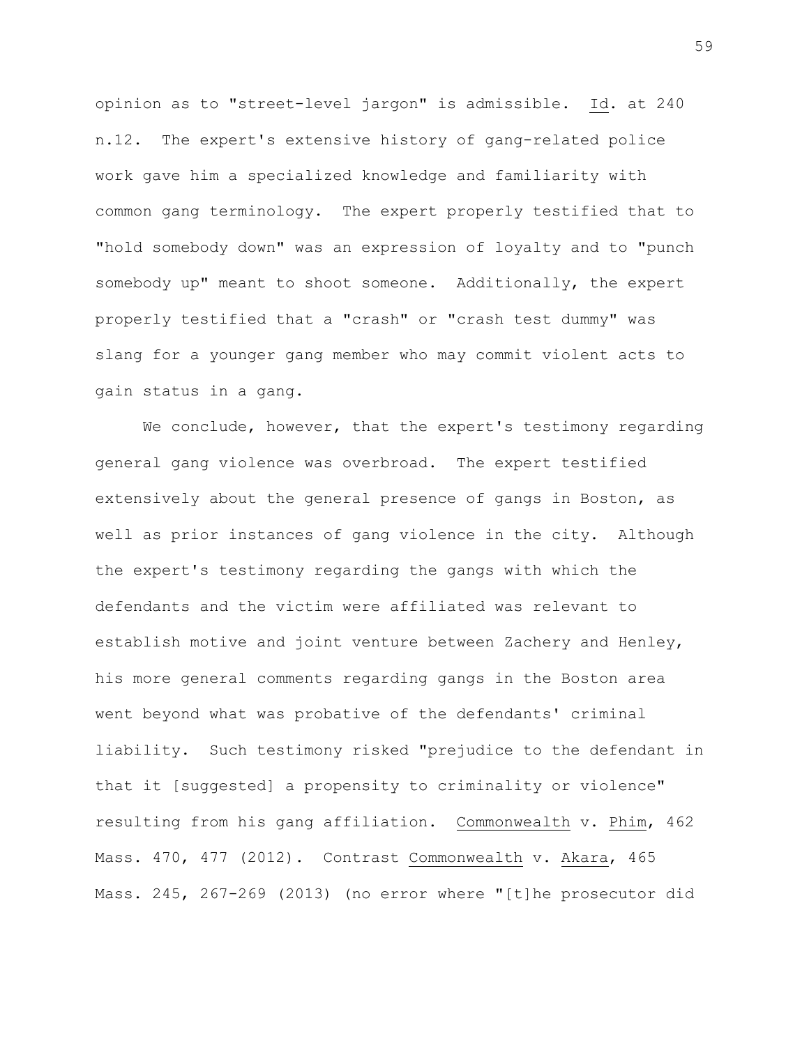opinion as to "street-level jargon" is admissible. Id. at 240 n.12. The expert's extensive history of gang-related police work gave him a specialized knowledge and familiarity with common gang terminology. The expert properly testified that to "hold somebody down" was an expression of loyalty and to "punch somebody up" meant to shoot someone. Additionally, the expert properly testified that a "crash" or "crash test dummy" was slang for a younger gang member who may commit violent acts to gain status in a gang.

We conclude, however, that the expert's testimony regarding general gang violence was overbroad. The expert testified extensively about the general presence of gangs in Boston, as well as prior instances of gang violence in the city. Although the expert's testimony regarding the gangs with which the defendants and the victim were affiliated was relevant to establish motive and joint venture between Zachery and Henley, his more general comments regarding gangs in the Boston area went beyond what was probative of the defendants' criminal liability. Such testimony risked "prejudice to the defendant in that it [suggested] a propensity to criminality or violence" resulting from his gang affiliation. Commonwealth v. Phim, 462 Mass. 470, 477 (2012). Contrast Commonwealth v. Akara, 465 Mass. 245, 267-269 (2013) (no error where "[t]he prosecutor did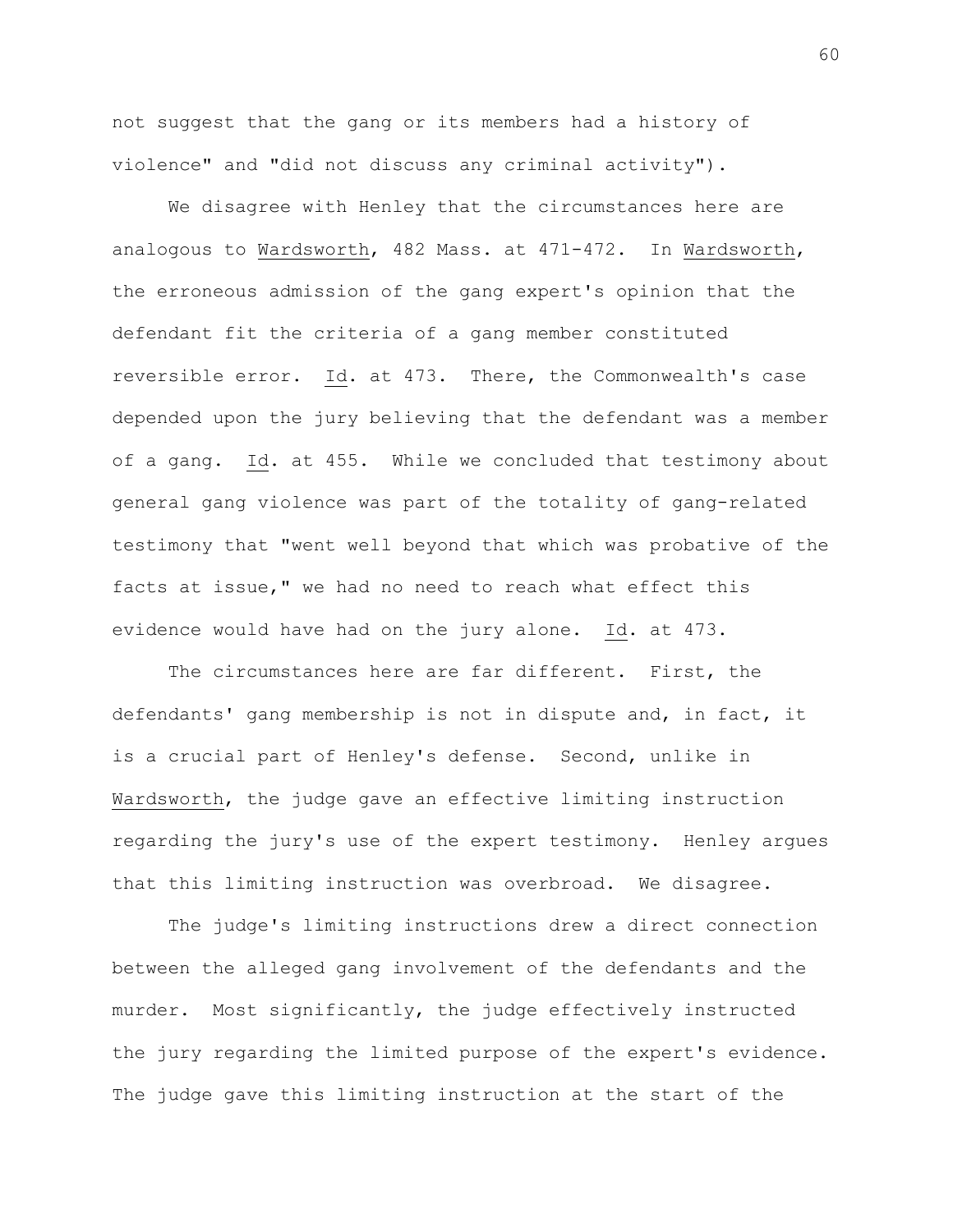not suggest that the gang or its members had a history of violence" and "did not discuss any criminal activity").

We disagree with Henley that the circumstances here are analogous to Wardsworth, 482 Mass. at 471-472. In Wardsworth, the erroneous admission of the gang expert's opinion that the defendant fit the criteria of a gang member constituted reversible error. Id. at 473. There, the Commonwealth's case depended upon the jury believing that the defendant was a member of a gang. Id. at 455. While we concluded that testimony about general gang violence was part of the totality of gang-related testimony that "went well beyond that which was probative of the facts at issue," we had no need to reach what effect this evidence would have had on the jury alone. Id. at 473.

The circumstances here are far different. First, the defendants' gang membership is not in dispute and, in fact, it is a crucial part of Henley's defense. Second, unlike in Wardsworth, the judge gave an effective limiting instruction regarding the jury's use of the expert testimony. Henley argues that this limiting instruction was overbroad. We disagree.

The judge's limiting instructions drew a direct connection between the alleged gang involvement of the defendants and the murder. Most significantly, the judge effectively instructed the jury regarding the limited purpose of the expert's evidence. The judge gave this limiting instruction at the start of the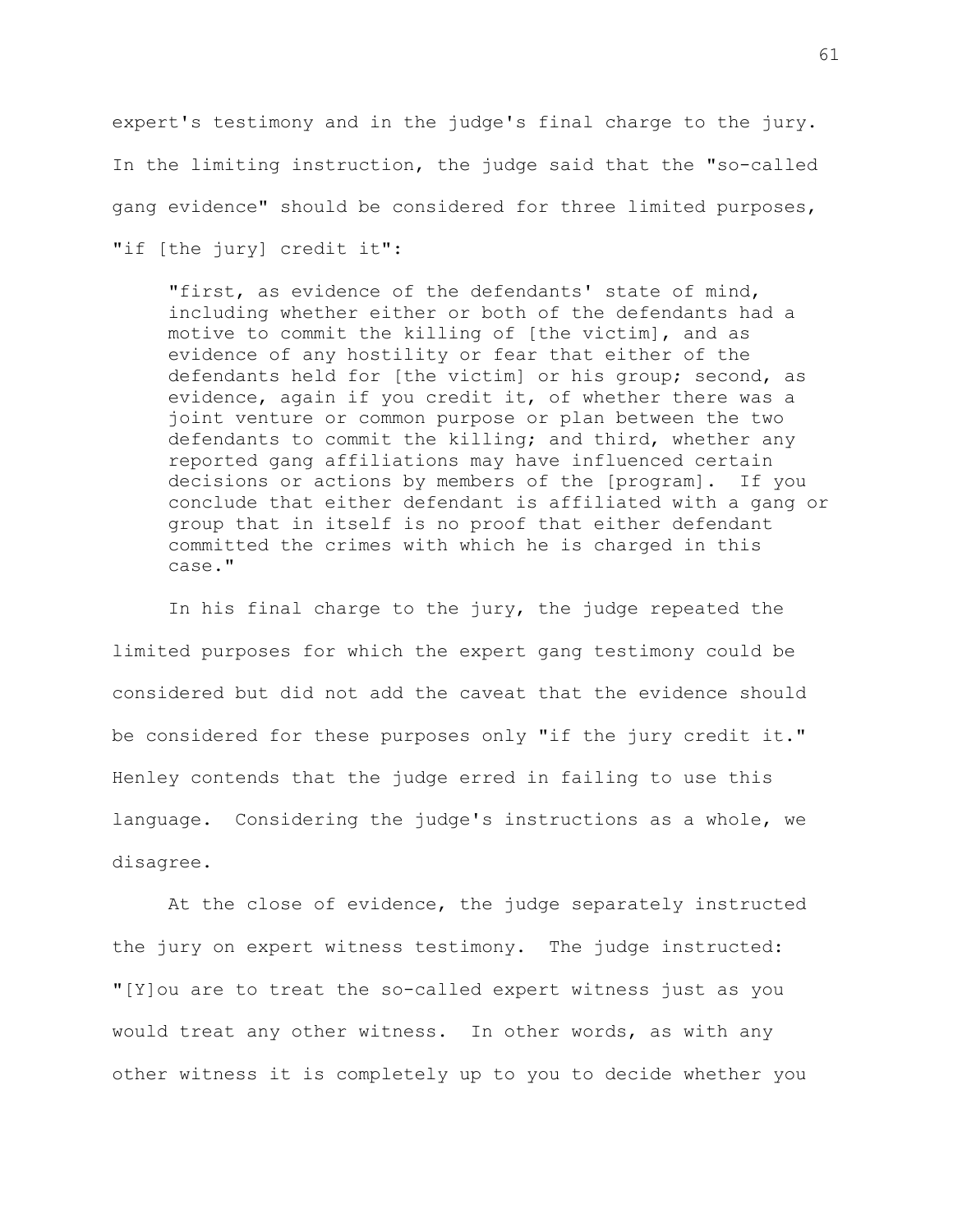expert's testimony and in the judge's final charge to the jury. In the limiting instruction, the judge said that the "so-called gang evidence" should be considered for three limited purposes, "if [the jury] credit it":

> "first, as evidence of the defendants' state of mind, including whether either or both of the defendants had a motive to commit the killing of [the victim], and as evidence of any hostility or fear that either of the defendants held for [the victim] or his group; second, as evidence, again if you credit it, of whether there was a joint venture or common purpose or plan between the two defendants to commit the killing; and third, whether any reported gang affiliations may have influenced certain decisions or actions by members of the [program]. If you conclude that either defendant is affiliated with a gang or group that in itself is no proof that either defendant committed the crimes with which he is charged in this case."

In his final charge to the jury, the judge repeated the limited purposes for which the expert gang testimony could be considered but did not add the caveat that the evidence should be considered for these purposes only "if the jury credit it." Henley contends that the judge erred in failing to use this language. Considering the judge's instructions as a whole, we disagree.

At the close of evidence, the judge separately instructed the jury on expert witness testimony. The judge instructed: "[Y]ou are to treat the so-called expert witness just as you would treat any other witness. In other words, as with any other witness it is completely up to you to decide whether you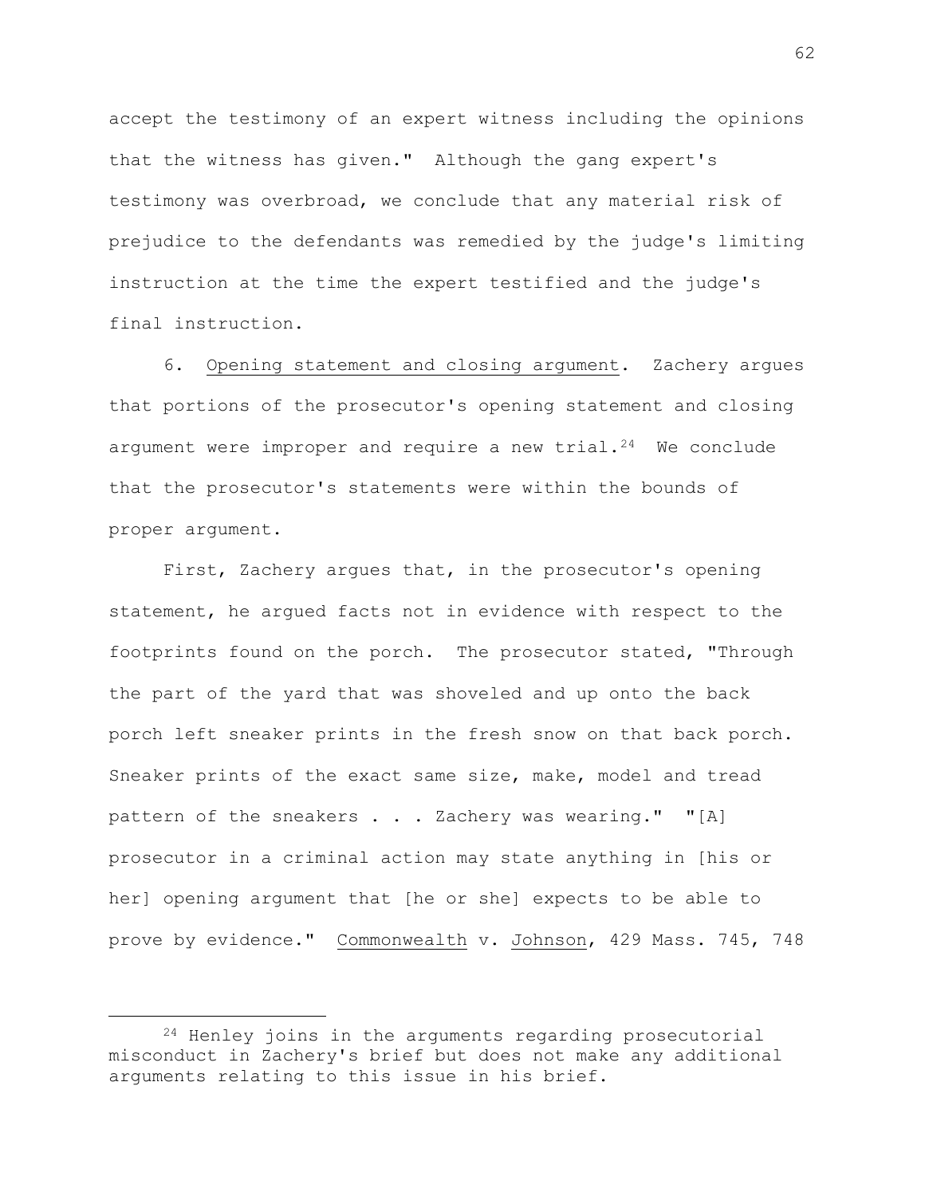accept the testimony of an expert witness including the opinions that the witness has given." Although the gang expert's testimony was overbroad, we conclude that any material risk of prejudice to the defendants was remedied by the judge's limiting instruction at the time the expert testified and the judge's final instruction.

6. Opening statement and closing argument. Zachery argues that portions of the prosecutor's opening statement and closing argument were improper and require a new trial.[24] We conclude that the prosecutor's statements were within the bounds of proper argument.

First, Zachery argues that, in the prosecutor's opening statement, he argued facts not in evidence with respect to the footprints found on the porch. The prosecutor stated, "Through the part of the yard that was shoveled and up onto the back porch left sneaker prints in the fresh snow on that back porch. Sneaker prints of the exact same size, make, model and tread pattern of the sneakers . . . Zachery was wearing." "[A] prosecutor in a criminal action may state anything in [his or her] opening argument that [he or she] expects to be able to prove by evidence." Commonwealth v. Johnson, 429 Mass. 745, 748

[24] Henley joins in the arguments regarding prosecutorial misconduct in Zachery's brief but does not make any additional arguments relating to this issue in his brief.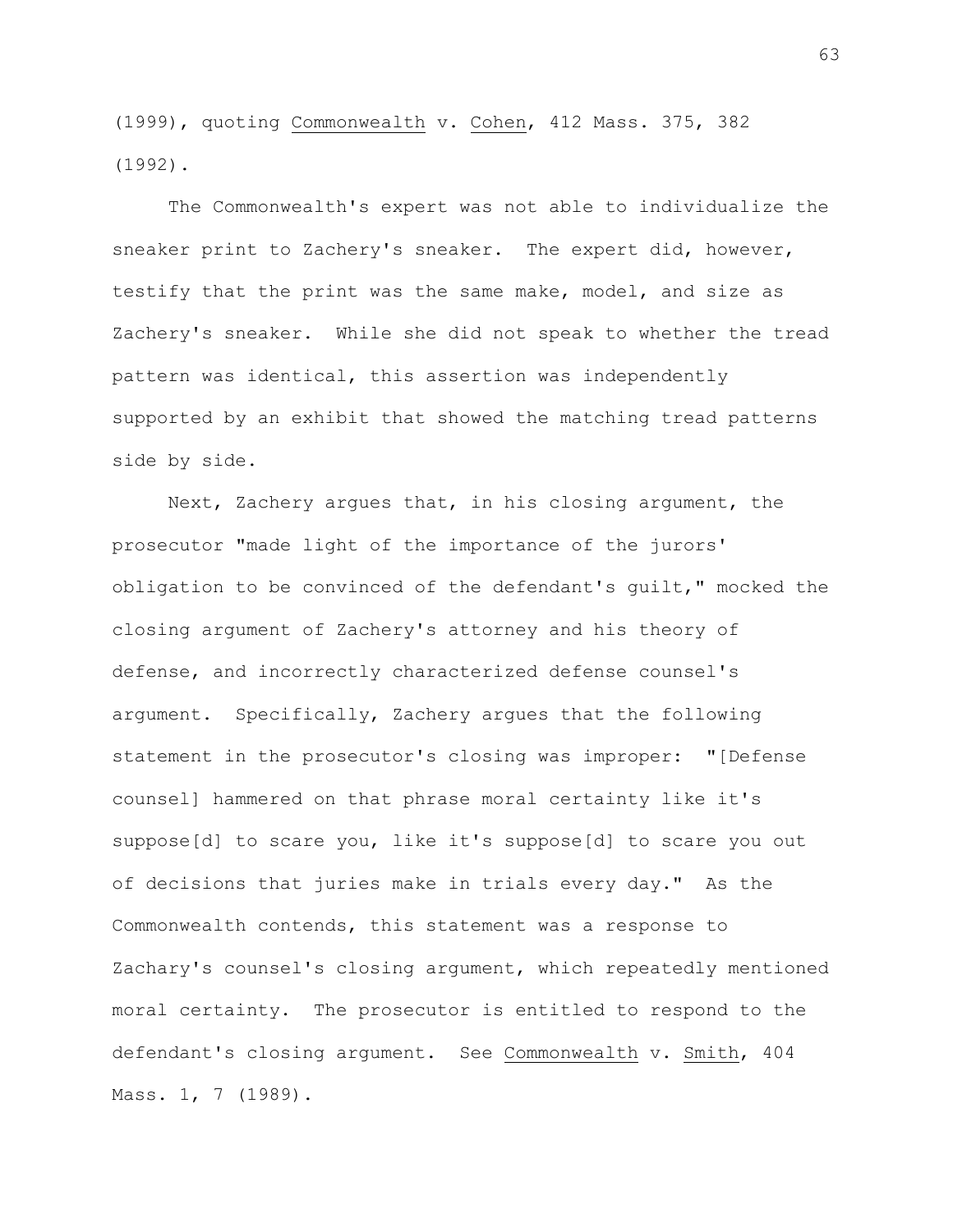(1999), quoting Commonwealth v. Cohen, 412 Mass. 375, 382 (1992).

The Commonwealth's expert was not able to individualize the sneaker print to Zachery's sneaker. The expert did, however, testify that the print was the same make, model, and size as Zachery's sneaker. While she did not speak to whether the tread pattern was identical, this assertion was independently supported by an exhibit that showed the matching tread patterns side by side.

Next, Zachery argues that, in his closing argument, the prosecutor "made light of the importance of the jurors' obligation to be convinced of the defendant's guilt," mocked the closing argument of Zachery's attorney and his theory of defense, and incorrectly characterized defense counsel's argument. Specifically, Zachery argues that the following statement in the prosecutor's closing was improper: "[Defense counsel] hammered on that phrase moral certainty like it's suppose[d] to scare you, like it's suppose[d] to scare you out of decisions that juries make in trials every day." As the Commonwealth contends, this statement was a response to Zachary's counsel's closing argument, which repeatedly mentioned moral certainty. The prosecutor is entitled to respond to the defendant's closing argument. See Commonwealth v. Smith, 404 Mass. 1, 7 (1989).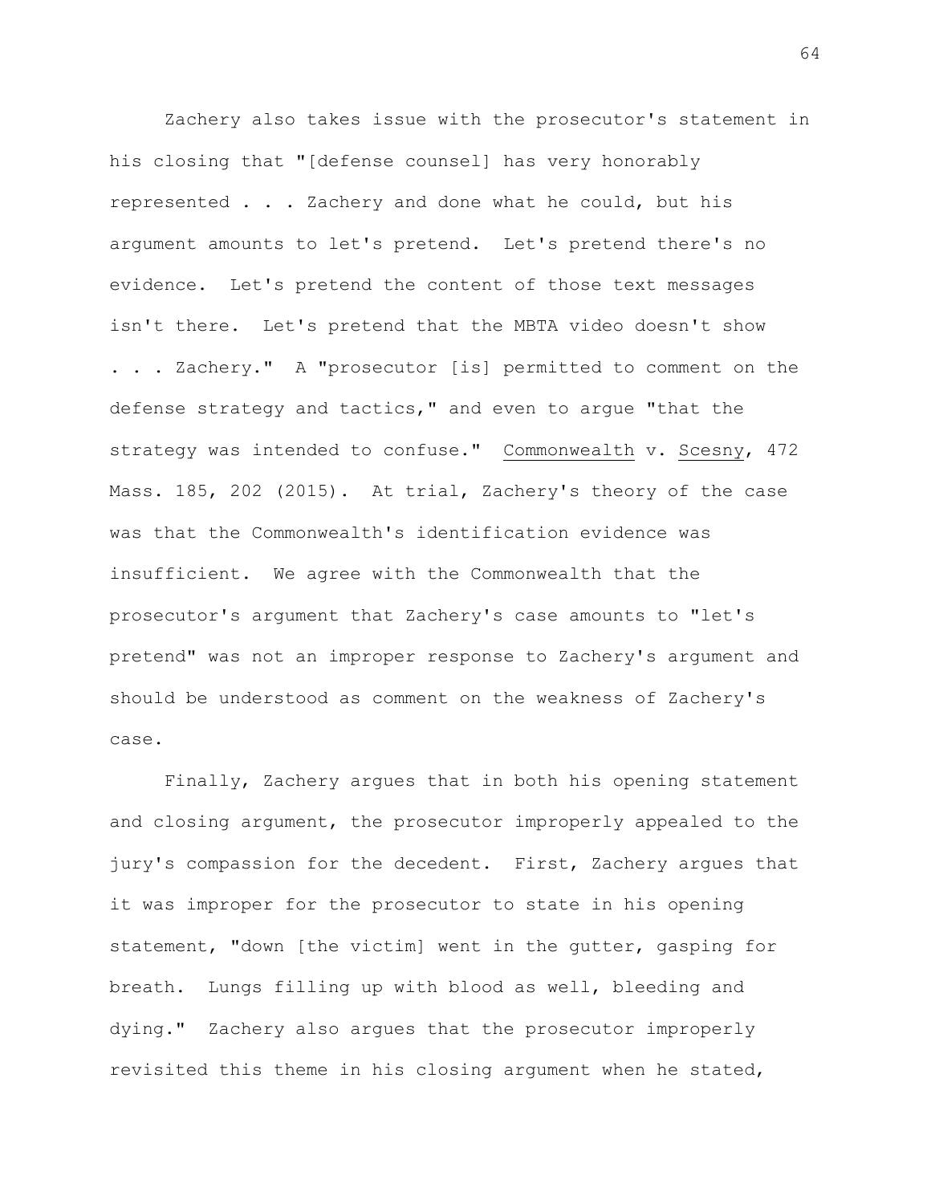Zachery also takes issue with the prosecutor's statement in his closing that "[defense counsel] has very honorably represented . . . Zachery and done what he could, but his argument amounts to let's pretend. Let's pretend there's no evidence. Let's pretend the content of those text messages isn't there. Let's pretend that the MBTA video doesn't show . . . Zachery." A "prosecutor [is] permitted to comment on the defense strategy and tactics," and even to argue "that the strategy was intended to confuse." Commonwealth v. Scesny, 472 Mass. 185, 202 (2015). At trial, Zachery's theory of the case was that the Commonwealth's identification evidence was insufficient. We agree with the Commonwealth that the prosecutor's argument that Zachery's case amounts to "let's pretend" was not an improper response to Zachery's argument and should be understood as comment on the weakness of Zachery's case.

Finally, Zachery argues that in both his opening statement and closing argument, the prosecutor improperly appealed to the jury's compassion for the decedent. First, Zachery argues that it was improper for the prosecutor to state in his opening statement, "down [the victim] went in the gutter, gasping for breath. Lungs filling up with blood as well, bleeding and dying." Zachery also argues that the prosecutor improperly revisited this theme in his closing argument when he stated,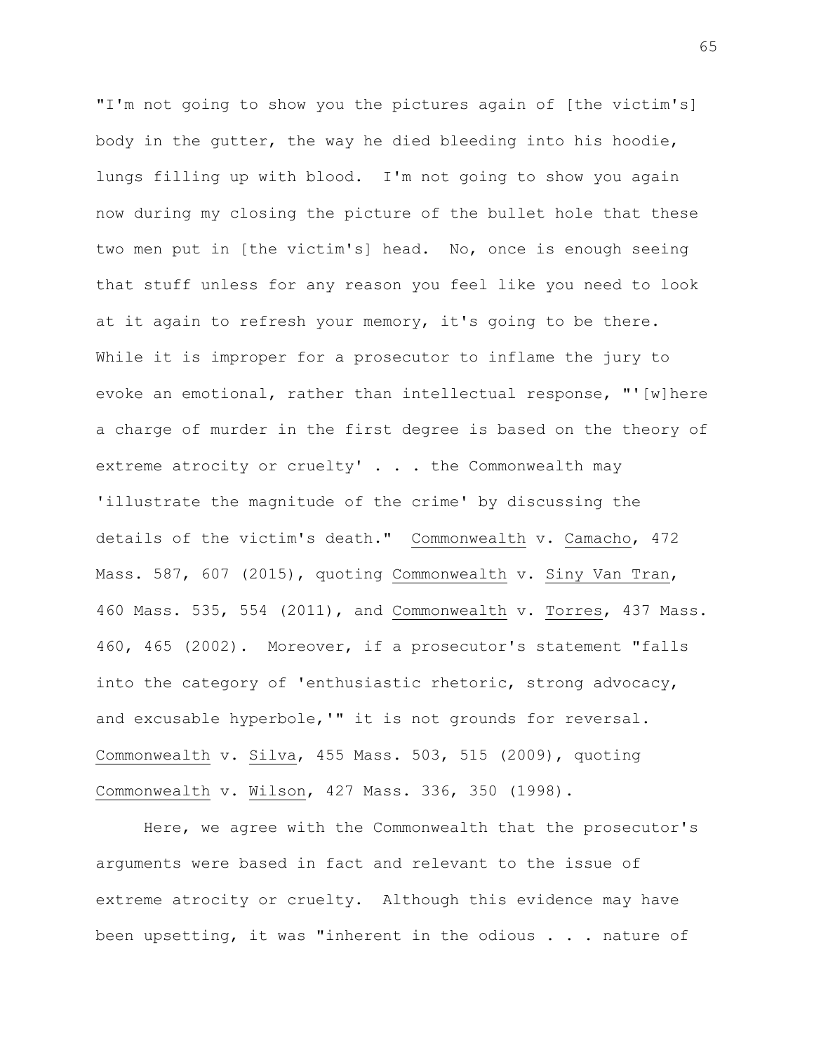"I'm not going to show you the pictures again of [the victim's] body in the gutter, the way he died bleeding into his hoodie, lungs filling up with blood. I'm not going to show you again now during my closing the picture of the bullet hole that these two men put in [the victim's] head. No, once is enough seeing that stuff unless for any reason you feel like you need to look at it again to refresh your memory, it's going to be there. While it is improper for a prosecutor to inflame the jury to evoke an emotional, rather than intellectual response, "'[w]here a charge of murder in the first degree is based on the theory of extreme atrocity or cruelty' . . . the Commonwealth may 'illustrate the magnitude of the crime' by discussing the details of the victim's death." Commonwealth v. Camacho, 472 Mass. 587, 607 (2015), quoting Commonwealth v. Siny Van Tran, 460 Mass. 535, 554 (2011), and Commonwealth v. Torres, 437 Mass. 460, 465 (2002). Moreover, if a prosecutor's statement "falls into the category of 'enthusiastic rhetoric, strong advocacy, and excusable hyperbole,'" it is not grounds for reversal. Commonwealth v. Silva, 455 Mass. 503, 515 (2009), quoting Commonwealth v. Wilson, 427 Mass. 336, 350 (1998).

Here, we agree with the Commonwealth that the prosecutor's arguments were based in fact and relevant to the issue of extreme atrocity or cruelty. Although this evidence may have been upsetting, it was "inherent in the odious . . . nature of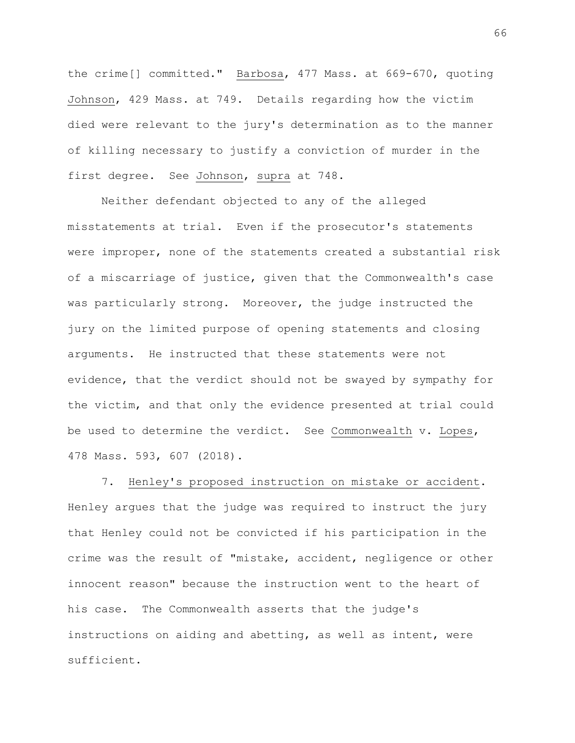the crime[] committed." Barbosa, 477 Mass. at 669-670, quoting Johnson, 429 Mass. at 749. Details regarding how the victim died were relevant to the jury's determination as to the manner of killing necessary to justify a conviction of murder in the first degree. See Johnson, supra at 748.

Neither defendant objected to any of the alleged misstatements at trial. Even if the prosecutor's statements were improper, none of the statements created a substantial risk of a miscarriage of justice, given that the Commonwealth's case was particularly strong. Moreover, the judge instructed the jury on the limited purpose of opening statements and closing arguments. He instructed that these statements were not evidence, that the verdict should not be swayed by sympathy for the victim, and that only the evidence presented at trial could be used to determine the verdict. See Commonwealth v. Lopes, 478 Mass. 593, 607 (2018).

7. Henley's proposed instruction on mistake or accident. Henley argues that the judge was required to instruct the jury that Henley could not be convicted if his participation in the crime was the result of "mistake, accident, negligence or other innocent reason" because the instruction went to the heart of his case. The Commonwealth asserts that the judge's instructions on aiding and abetting, as well as intent, were sufficient.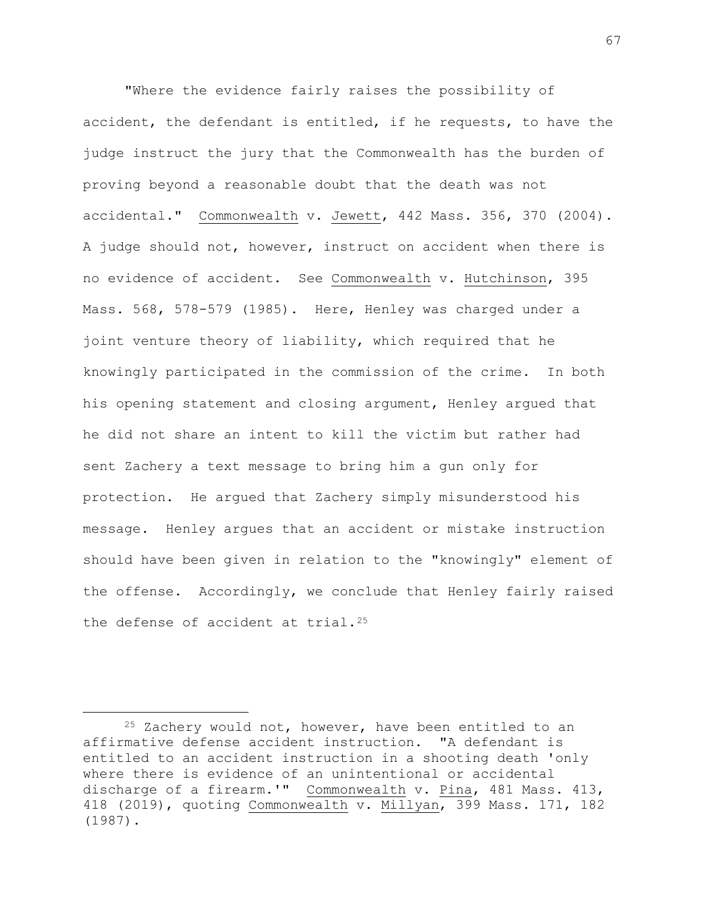"Where the evidence fairly raises the possibility of accident, the defendant is entitled, if he requests, to have the judge instruct the jury that the Commonwealth has the burden of proving beyond a reasonable doubt that the death was not accidental." Commonwealth v. Jewett, 442 Mass. 356, 370 (2004). A judge should not, however, instruct on accident when there is no evidence of accident. See Commonwealth v. Hutchinson, 395 Mass. 568, 578-579 (1985). Here, Henley was charged under a joint venture theory of liability, which required that he knowingly participated in the commission of the crime. In both his opening statement and closing argument, Henley argued that he did not share an intent to kill the victim but rather had sent Zachery a text message to bring him a gun only for protection. He argued that Zachery simply misunderstood his message. Henley argues that an accident or mistake instruction should have been given in relation to the "knowingly" element of the offense. Accordingly, we conclude that Henley fairly raised the defense of accident at trial.[25]

---

[25] Zachery would not, however, have been entitled to an affirmative defense accident instruction. "A defendant is entitled to an accident instruction in a shooting death 'only where there is evidence of an unintentional or accidental discharge of a firearm.'" Commonwealth v. Pina, 481 Mass. 413, 418 (2019), quoting Commonwealth v. Millyan, 399 Mass. 171, 182 (1987).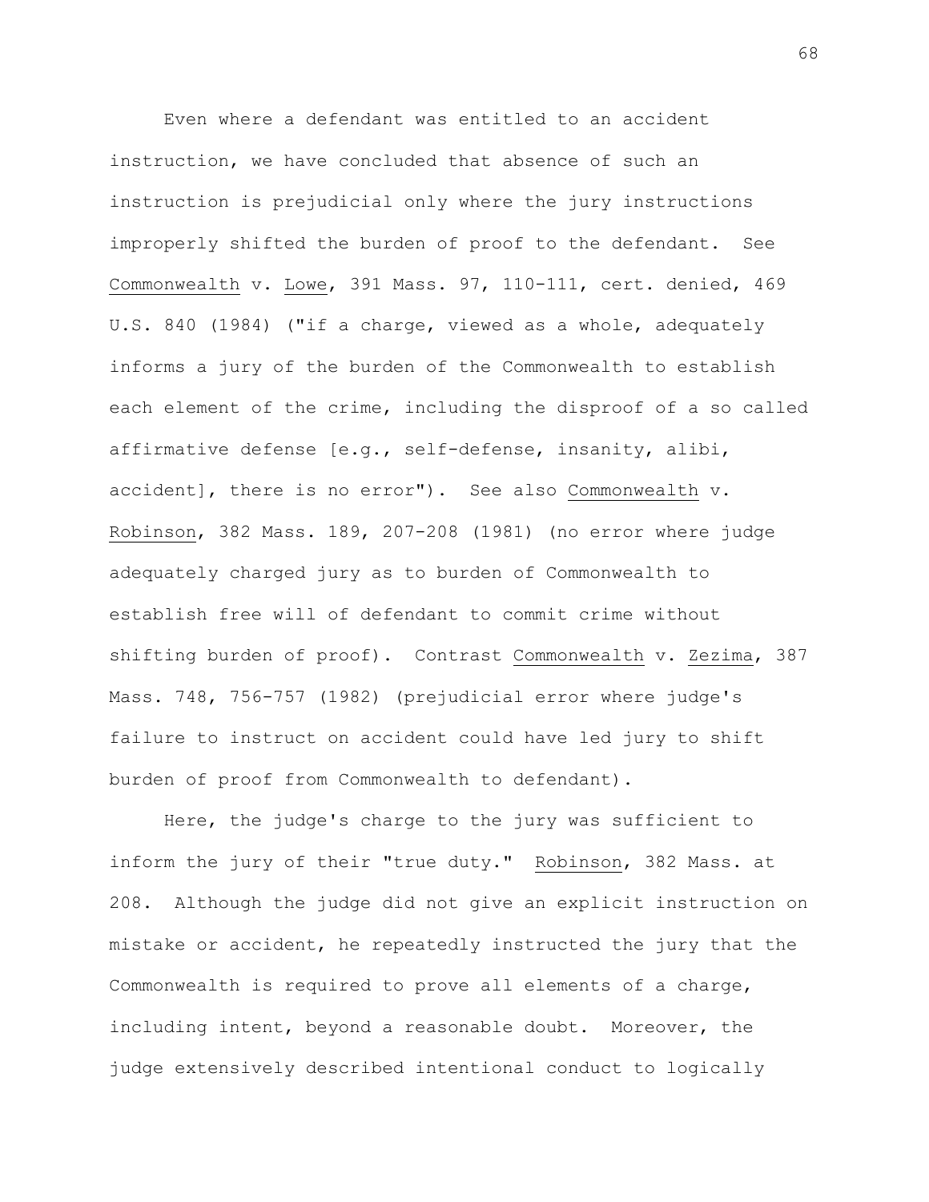Even where a defendant was entitled to an accident instruction, we have concluded that absence of such an instruction is prejudicial only where the jury instructions improperly shifted the burden of proof to the defendant. See Commonwealth v. Lowe, 391 Mass. 97, 110-111, cert. denied, 469 U.S. 840 (1984) ("if a charge, viewed as a whole, adequately informs a jury of the burden of the Commonwealth to establish each element of the crime, including the disproof of a so called affirmative defense [e.g., self-defense, insanity, alibi, accident], there is no error"). See also Commonwealth v. Robinson, 382 Mass. 189, 207-208 (1981) (no error where judge adequately charged jury as to burden of Commonwealth to establish free will of defendant to commit crime without shifting burden of proof). Contrast Commonwealth v. Zezima, 387 Mass. 748, 756-757 (1982) (prejudicial error where judge's failure to instruct on accident could have led jury to shift burden of proof from Commonwealth to defendant).

Here, the judge's charge to the jury was sufficient to inform the jury of their "true duty." Robinson, 382 Mass. at 208. Although the judge did not give an explicit instruction on mistake or accident, he repeatedly instructed the jury that the Commonwealth is required to prove all elements of a charge, including intent, beyond a reasonable doubt. Moreover, the judge extensively described intentional conduct to logically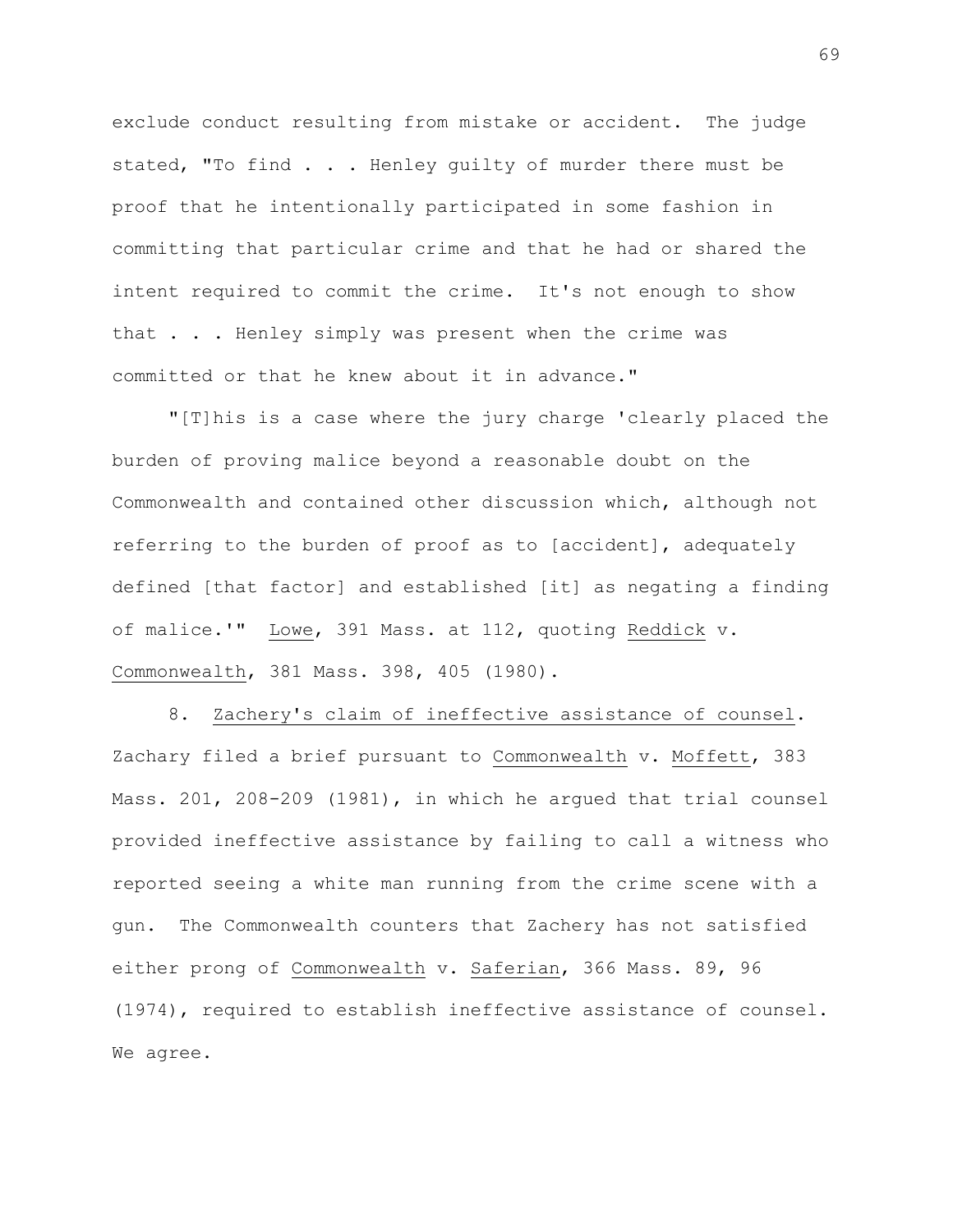exclude conduct resulting from mistake or accident. The judge stated, "To find . . . Henley guilty of murder there must be proof that he intentionally participated in some fashion in committing that particular crime and that he had or shared the intent required to commit the crime. It's not enough to show that . . . Henley simply was present when the crime was committed or that he knew about it in advance."

"[T]his is a case where the jury charge 'clearly placed the burden of proving malice beyond a reasonable doubt on the Commonwealth and contained other discussion which, although not referring to the burden of proof as to [accident], adequately defined [that factor] and established [it] as negating a finding of malice.'" Lowe, 391 Mass. at 112, quoting Reddick v. Commonwealth, 381 Mass. 398, 405 (1980).

8. Zachery's claim of ineffective assistance of counsel. Zachary filed a brief pursuant to Commonwealth v. Moffett, 383 Mass. 201, 208-209 (1981), in which he argued that trial counsel provided ineffective assistance by failing to call a witness who reported seeing a white man running from the crime scene with a gun. The Commonwealth counters that Zachery has not satisfied either prong of Commonwealth v. Saferian, 366 Mass. 89, 96 (1974), required to establish ineffective assistance of counsel. We agree.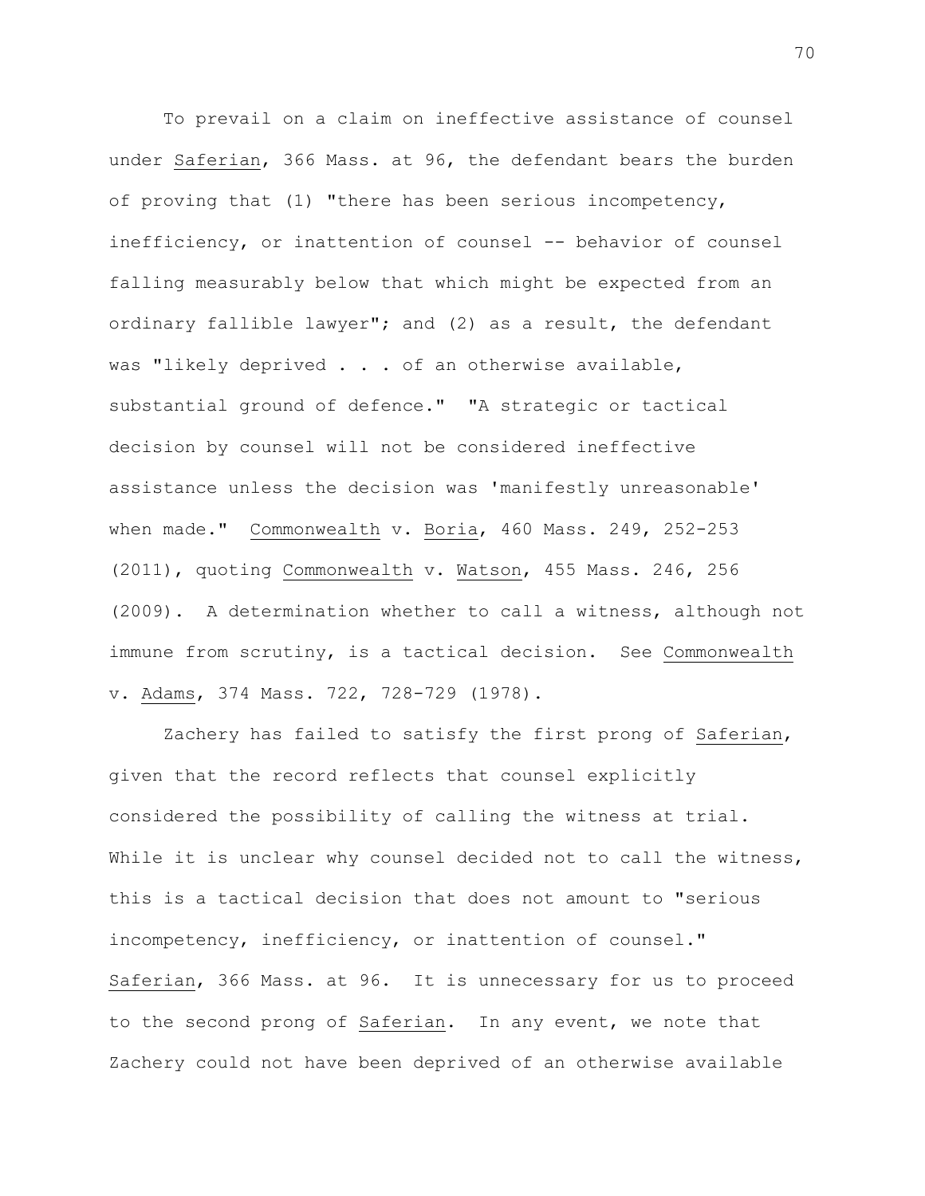To prevail on a claim on ineffective assistance of counsel under _Saferian_, 366 Mass. at 96, the defendant bears the burden of proving that (1) "there has been serious incompetency, inefficiency, or inattention of counsel -- behavior of counsel falling measurably below that which might be expected from an ordinary fallible lawyer"; and (2) as a result, the defendant was "likely deprived . . . of an otherwise available, substantial ground of defence." "A strategic or tactical decision by counsel will not be considered ineffective assistance unless the decision was 'manifestly unreasonable' when made." _Commonwealth_ v. _Boria_, 460 Mass. 249, 252-253 (2011), quoting _Commonwealth_ v. _Watson_, 455 Mass. 246, 256 (2009). A determination whether to call a witness, although not immune from scrutiny, is a tactical decision. See _Commonwealth_ v. _Adams_, 374 Mass. 722, 728-729 (1978).

Zachery has failed to satisfy the first prong of _Saferian_, given that the record reflects that counsel explicitly considered the possibility of calling the witness at trial. While it is unclear why counsel decided not to call the witness, this is a tactical decision that does not amount to "serious incompetency, inefficiency, or inattention of counsel." _Saferian_, 366 Mass. at 96. It is unnecessary for us to proceed to the second prong of _Saferian_. In any event, we note that Zachery could not have been deprived of an otherwise available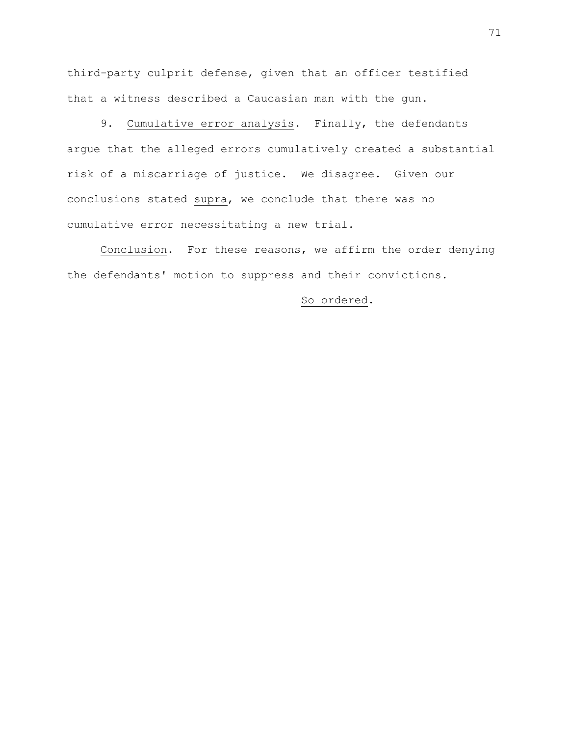third-party culprit defense, given that an officer testified that a witness described a Caucasian man with the gun.

9. Cumulative error analysis. Finally, the defendants argue that the alleged errors cumulatively created a substantial risk of a miscarriage of justice. We disagree. Given our conclusions stated supra, we conclude that there was no cumulative error necessitating a new trial.

Conclusion. For these reasons, we affirm the order denying the defendants' motion to suppress and their convictions.

So ordered.